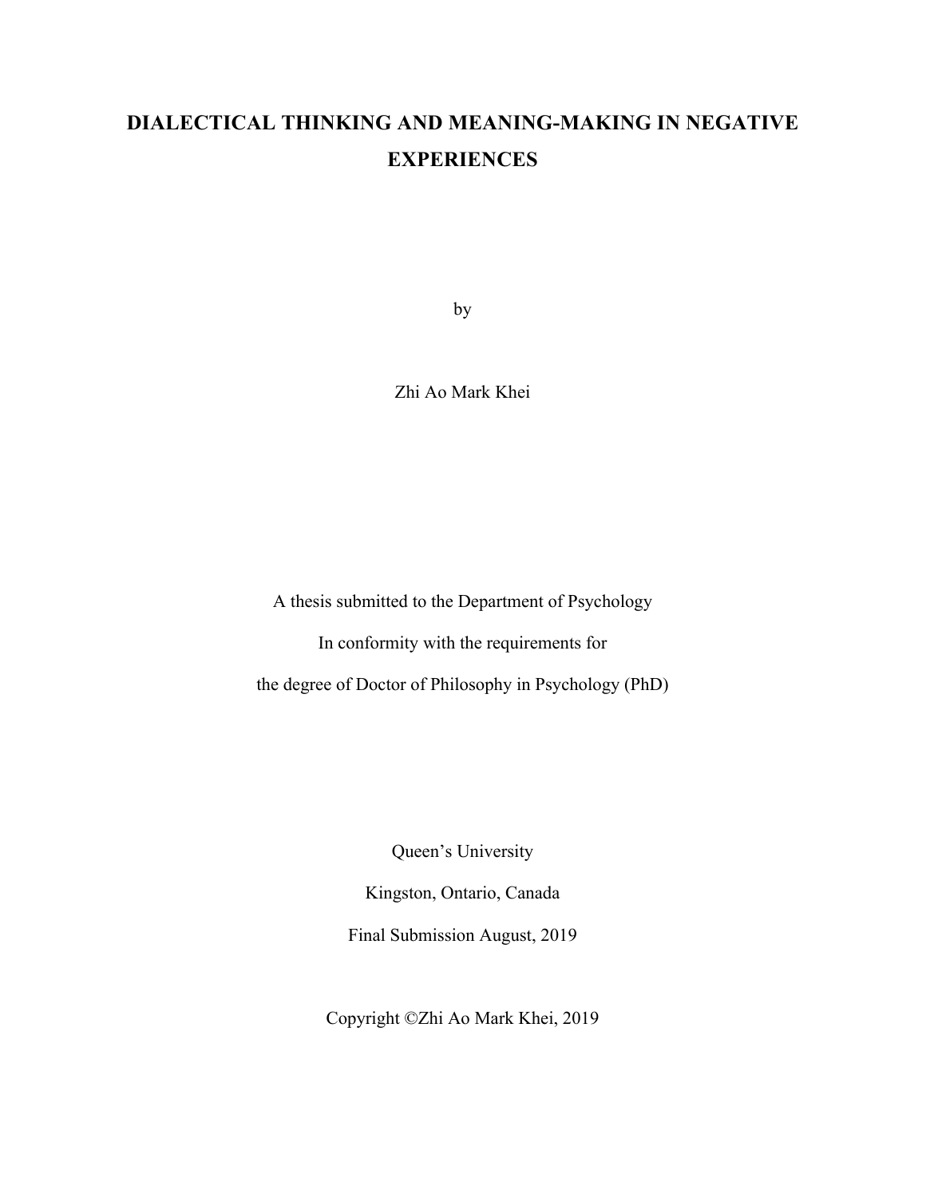# DIALECTICAL THINKING AND MEANING-MAKING IN NEGATIVE EXPERIENCES

by

Zhi Ao Mark Khei

A thesis submitted to the Department of Psychology

In conformity with the requirements for

the degree of Doctor of Philosophy in Psychology (PhD)

Queen's University

Kingston, Ontario, Canada

Final Submission August, 2019

Copyright ©Zhi Ao Mark Khei, 2019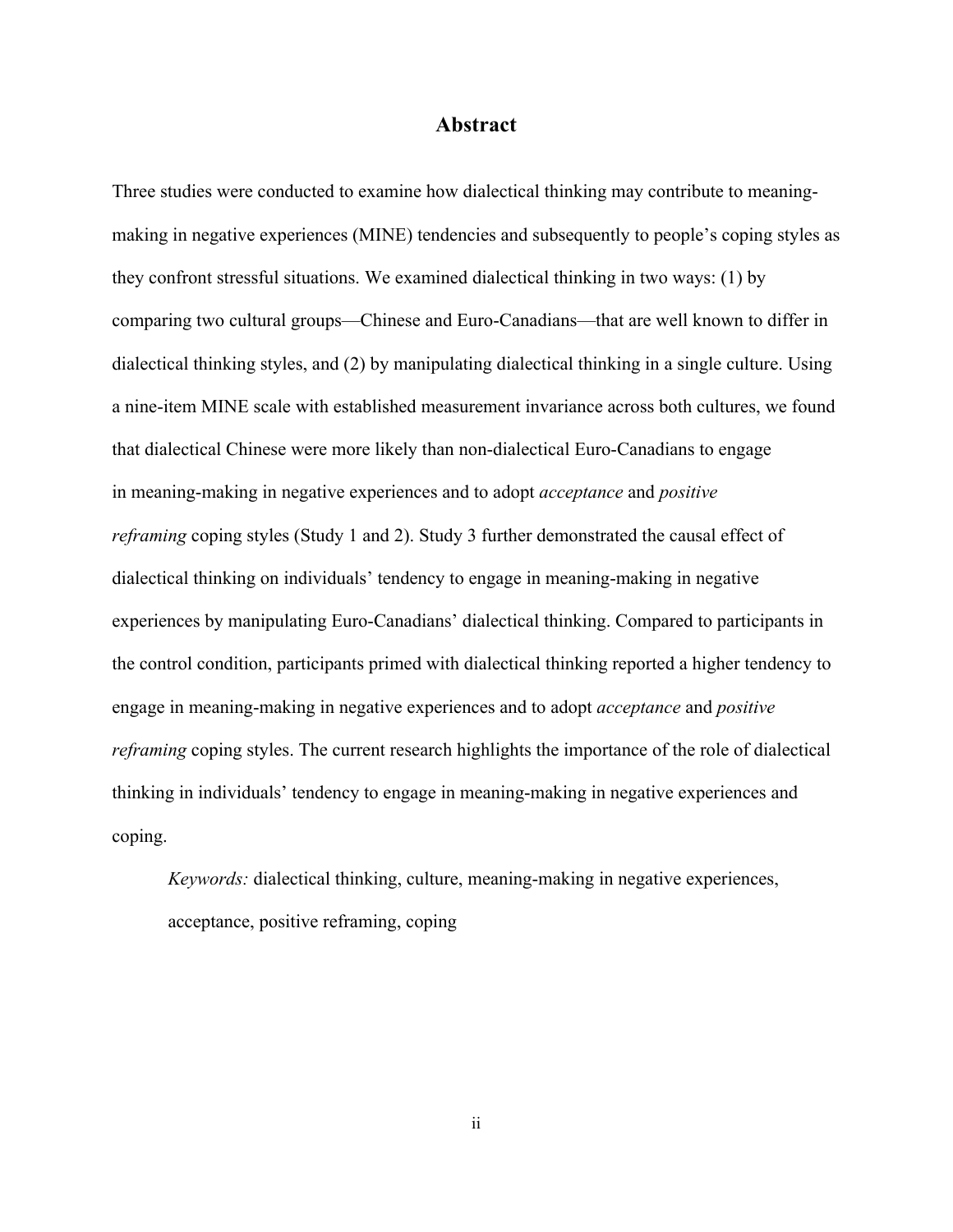## Abstract

Three studies were conducted to examine how dialectical thinking may contribute to meaning-making in negative experiences (MINE) tendencies and subsequently to people's coping styles as they confront stressful situations. We examined dialectical thinking in two ways: (1) by comparing two cultural groups—Chinese and Euro-Canadians—that are well known to differ in dialectical thinking styles, and (2) by manipulating dialectical thinking in a single culture. Using a nine-item MINE scale with established measurement invariance across both cultures, we found that dialectical Chinese were more likely than non-dialectical Euro-Canadians to engage in meaning-making in negative experiences and to adopt *acceptance* and *positive reframing* coping styles (Study 1 and 2). Study 3 further demonstrated the causal effect of dialectical thinking on individuals' tendency to engage in meaning-making in negative experiences by manipulating Euro-Canadians' dialectical thinking. Compared to participants in the control condition, participants primed with dialectical thinking reported a higher tendency to engage in meaning-making in negative experiences and to adopt *acceptance* and *positive reframing* coping styles. The current research highlights the importance of the role of dialectical thinking in individuals' tendency to engage in meaning-making in negative experiences and coping.

*Keywords:* dialectical thinking, culture, meaning-making in negative experiences, acceptance, positive reframing, coping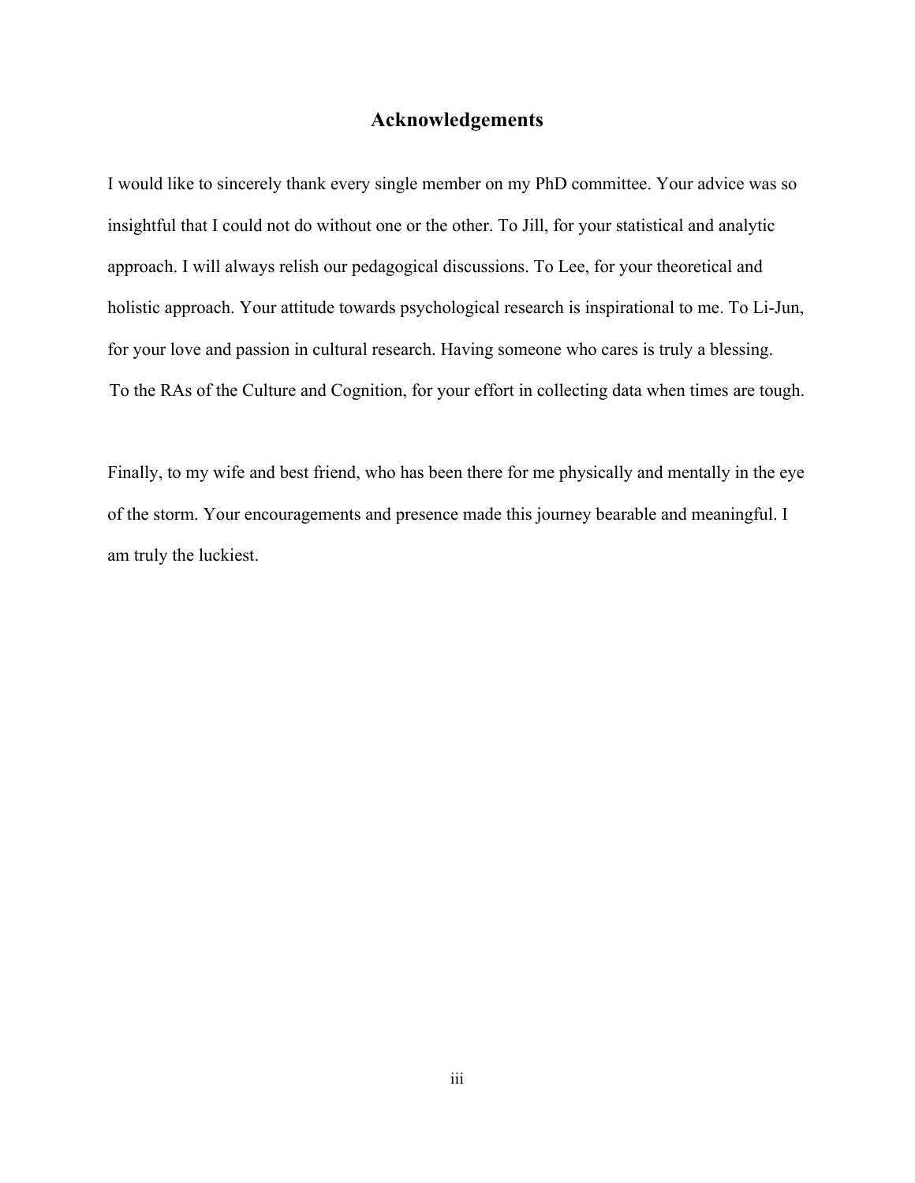# Acknowledgements

I would like to sincerely thank every single member on my PhD committee. Your advice was so insightful that I could not do without one or the other. To Jill, for your statistical and analytic approach. I will always relish our pedagogical discussions. To Lee, for your theoretical and holistic approach. Your attitude towards psychological research is inspirational to me. To Li-Jun, for your love and passion in cultural research. Having someone who cares is truly a blessing. To the RAs of the Culture and Cognition, for your effort in collecting data when times are tough.

Finally, to my wife and best friend, who has been there for me physically and mentally in the eye of the storm. Your encouragements and presence made this journey bearable and meaningful. I am truly the luckiest.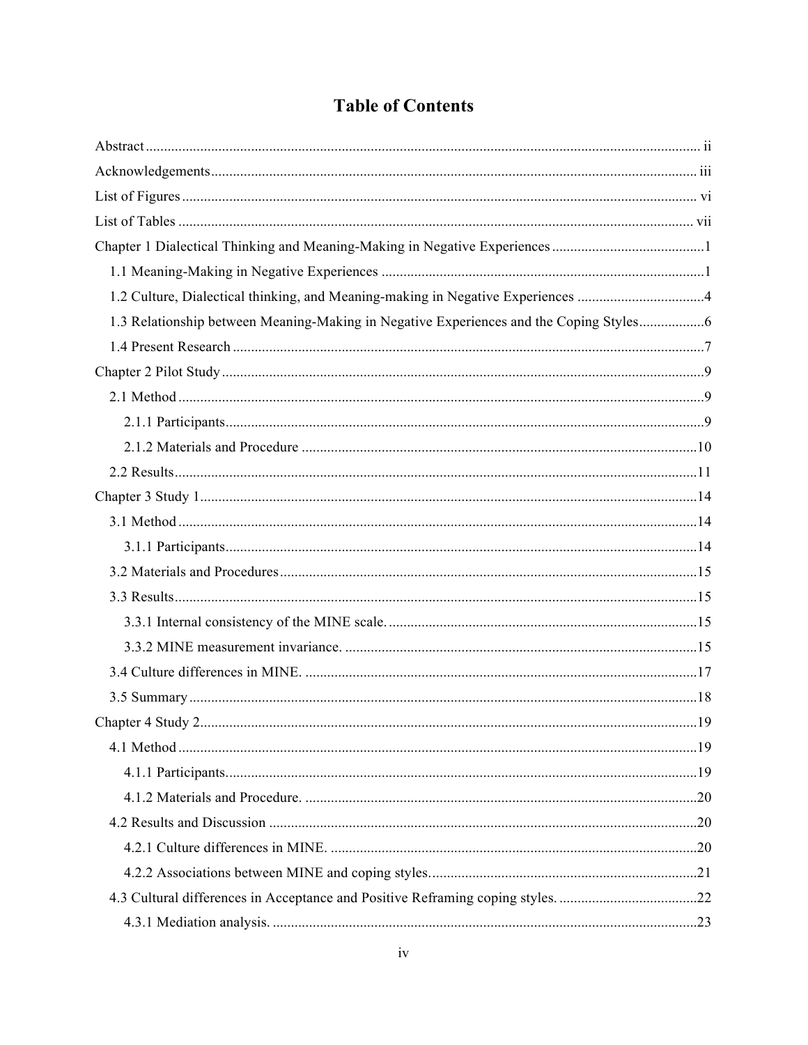# Table of Contents

Abstract ..... ii

Acknowledgements ..... iii

List of Figures ..... vi

List of Tables ..... vii

Chapter 1 Dialectical Thinking and Meaning-Making in Negative Experiences ..... 1

- 1.1 Meaning-Making in Negative Experiences ..... 1
- 1.2 Culture, Dialectical thinking, and Meaning-making in Negative Experiences ..... 4
- 1.3 Relationship between Meaning-Making in Negative Experiences and the Coping Styles ..... 6
- 1.4 Present Research ..... 7

Chapter 2 Pilot Study ..... 9

- 2.1 Method ..... 9
  - 2.1.1 Participants ..... 9
  - 2.1.2 Materials and Procedure ..... 10
- 2.2 Results ..... 11

Chapter 3 Study 1 ..... 14

- 3.1 Method ..... 14
  - 3.1.1 Participants ..... 14
- 3.2 Materials and Procedures ..... 15
- 3.3 Results ..... 15
  - 3.3.1 Internal consistency of the MINE scale. ..... 15
  - 3.3.2 MINE measurement invariance. ..... 15
- 3.4 Culture differences in MINE. ..... 17
- 3.5 Summary ..... 18

Chapter 4 Study 2 ..... 19

- 4.1 Method ..... 19
  - 4.1.1 Participants. ..... 19
  - 4.1.2 Materials and Procedure. ..... 20
- 4.2 Results and Discussion ..... 20
  - 4.2.1 Culture differences in MINE. ..... 20
  - 4.2.2 Associations between MINE and coping styles. ..... 21
- 4.3 Cultural differences in Acceptance and Positive Reframing coping styles. ..... 22
  - 4.3.1 Mediation analysis. ..... 23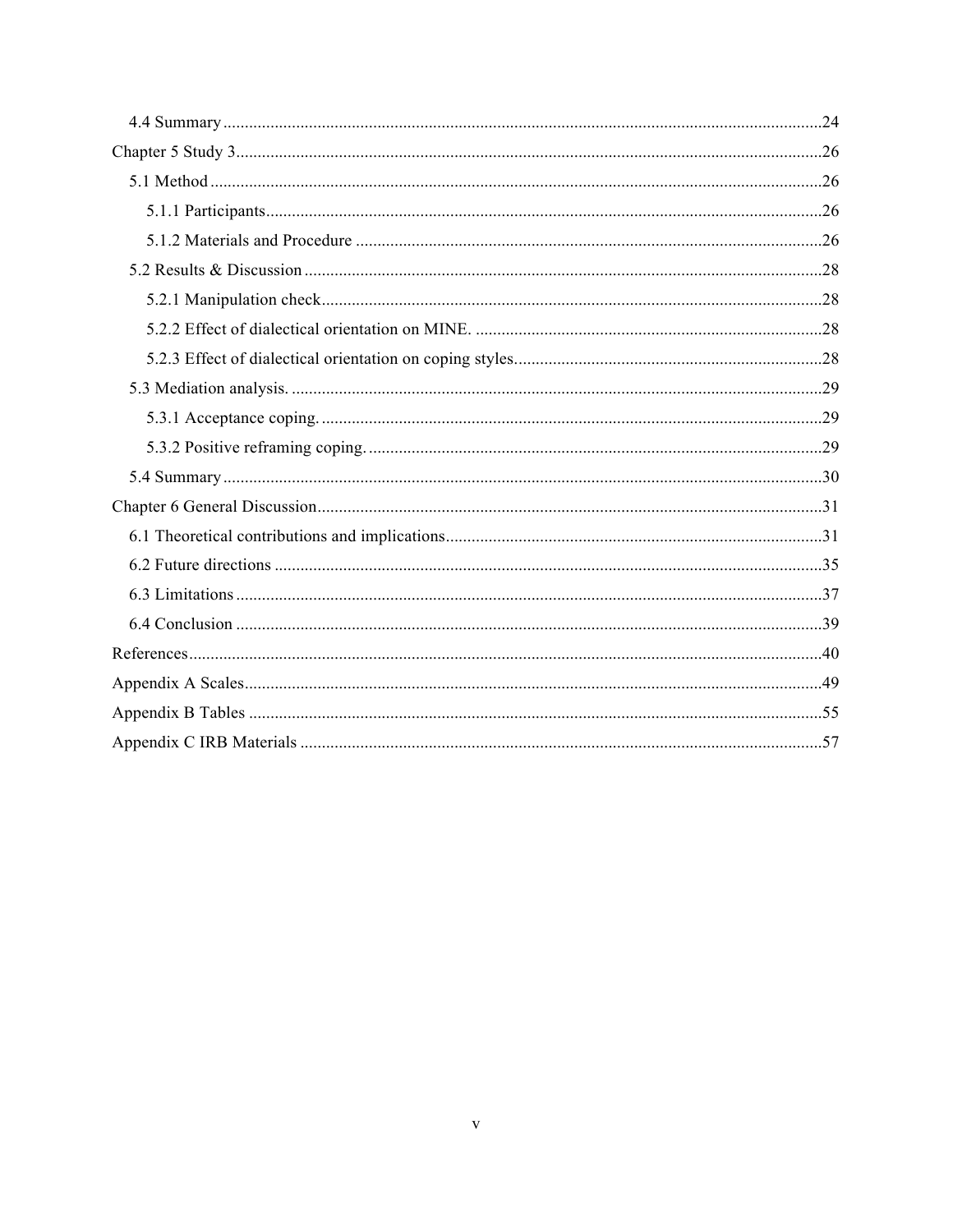4.4 Summary ........................................................................................................................................24

Chapter 5 Study 3....................................................................................................................................26

5.1 Method ..........................................................................................................................................26

5.1.1 Participants................................................................................................................................26

5.1.2 Materials and Procedure ...........................................................................................................26

5.2 Results & Discussion .....................................................................................................................28

5.2.1 Manipulation check...................................................................................................................28

5.2.2 Effect of dialectical orientation on MINE. ...............................................................................28

5.2.3 Effect of dialectical orientation on coping styles......................................................................28

5.3 Mediation analysis. ........................................................................................................................29

5.3.1 Acceptance coping. ...................................................................................................................29

5.3.2 Positive reframing coping. ........................................................................................................29

5.4 Summary ........................................................................................................................................30

Chapter 6 General Discussion................................................................................................................31

6.1 Theoretical contributions and implications....................................................................................31

6.2 Future directions ............................................................................................................................35

6.3 Limitations .....................................................................................................................................37

6.4 Conclusion .....................................................................................................................................39

References...............................................................................................................................................40

Appendix A Scales...................................................................................................................................49

Appendix B Tables ..................................................................................................................................55

Appendix C IRB Materials ......................................................................................................................57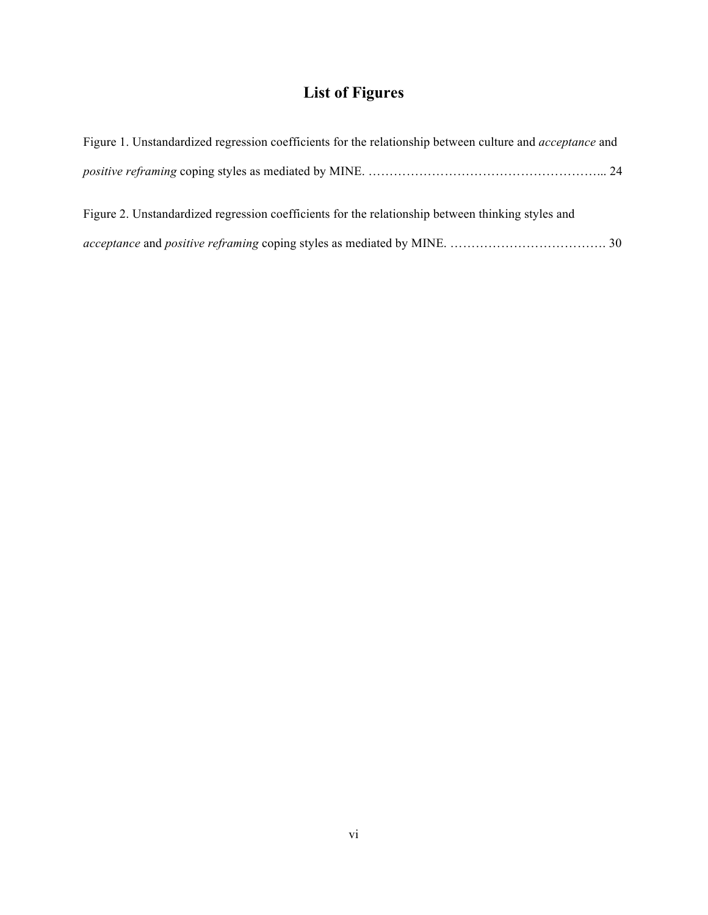# List of Figures

Figure 1. Unstandardized regression coefficients for the relationship between culture and *acceptance* and *positive reframing* coping styles as mediated by MINE. ……………………………………………….. 24

Figure 2. Unstandardized regression coefficients for the relationship between thinking styles and *acceptance* and *positive reframing* coping styles as mediated by MINE. ………………………………. 30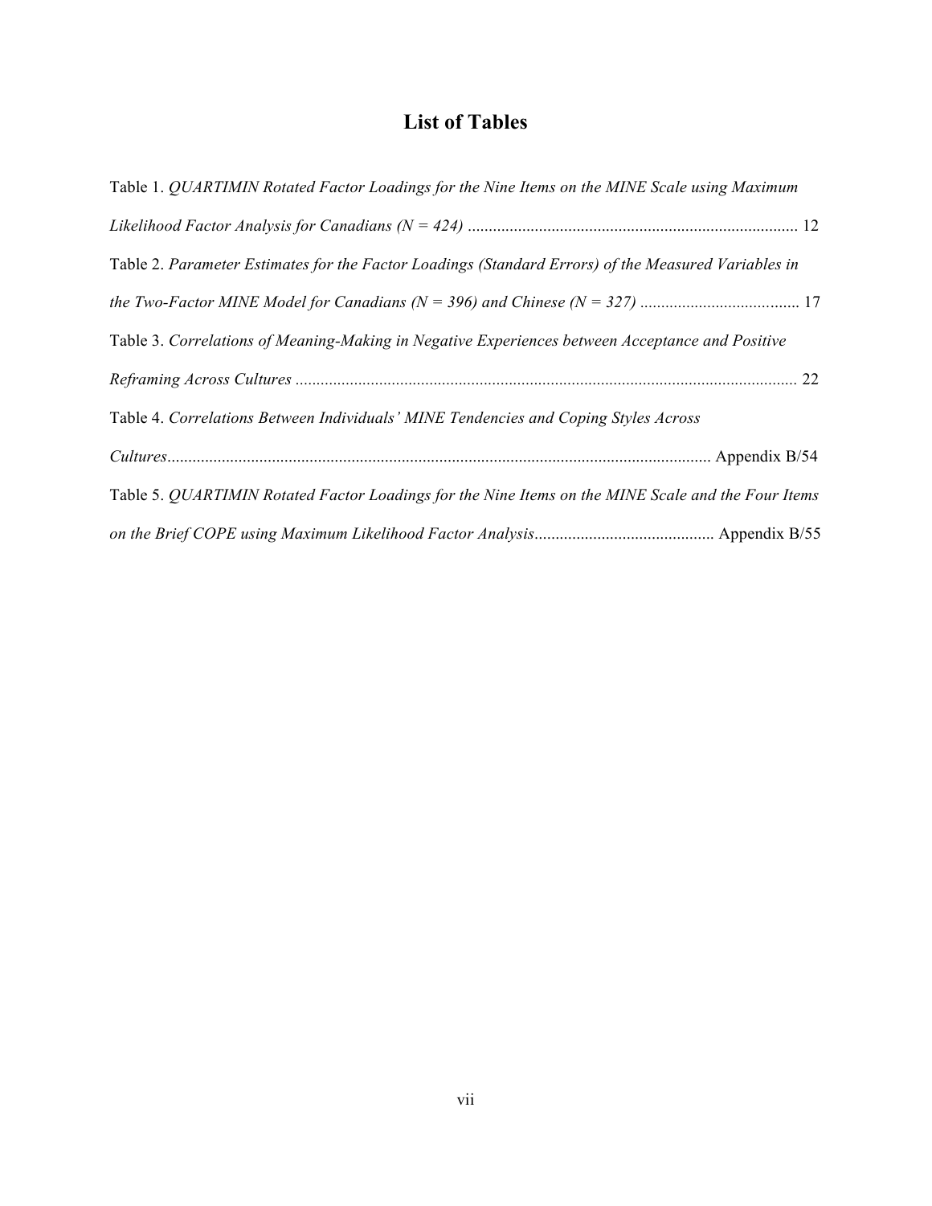# List of Tables

Table 1. *QUARTIMIN Rotated Factor Loadings for the Nine Items on the MINE Scale using Maximum Likelihood Factor Analysis for Canadians (N = 424)* .............................................................................. 12

Table 2. *Parameter Estimates for the Factor Loadings (Standard Errors) of the Measured Variables in the Two-Factor MINE Model for Canadians (N = 396) and Chinese (N = 327)* ...................................... 17

Table 3. *Correlations of Meaning-Making in Negative Experiences between Acceptance and Positive Reframing Across Cultures* ....................................................................................................................... 22

Table 4. *Correlations Between Individuals' MINE Tendencies and Coping Styles Across Cultures*................................................................................................................................ Appendix B/54

Table 5. *QUARTIMIN Rotated Factor Loadings for the Nine Items on the MINE Scale and the Four Items on the Brief COPE using Maximum Likelihood Factor Analysis*........................................... Appendix B/55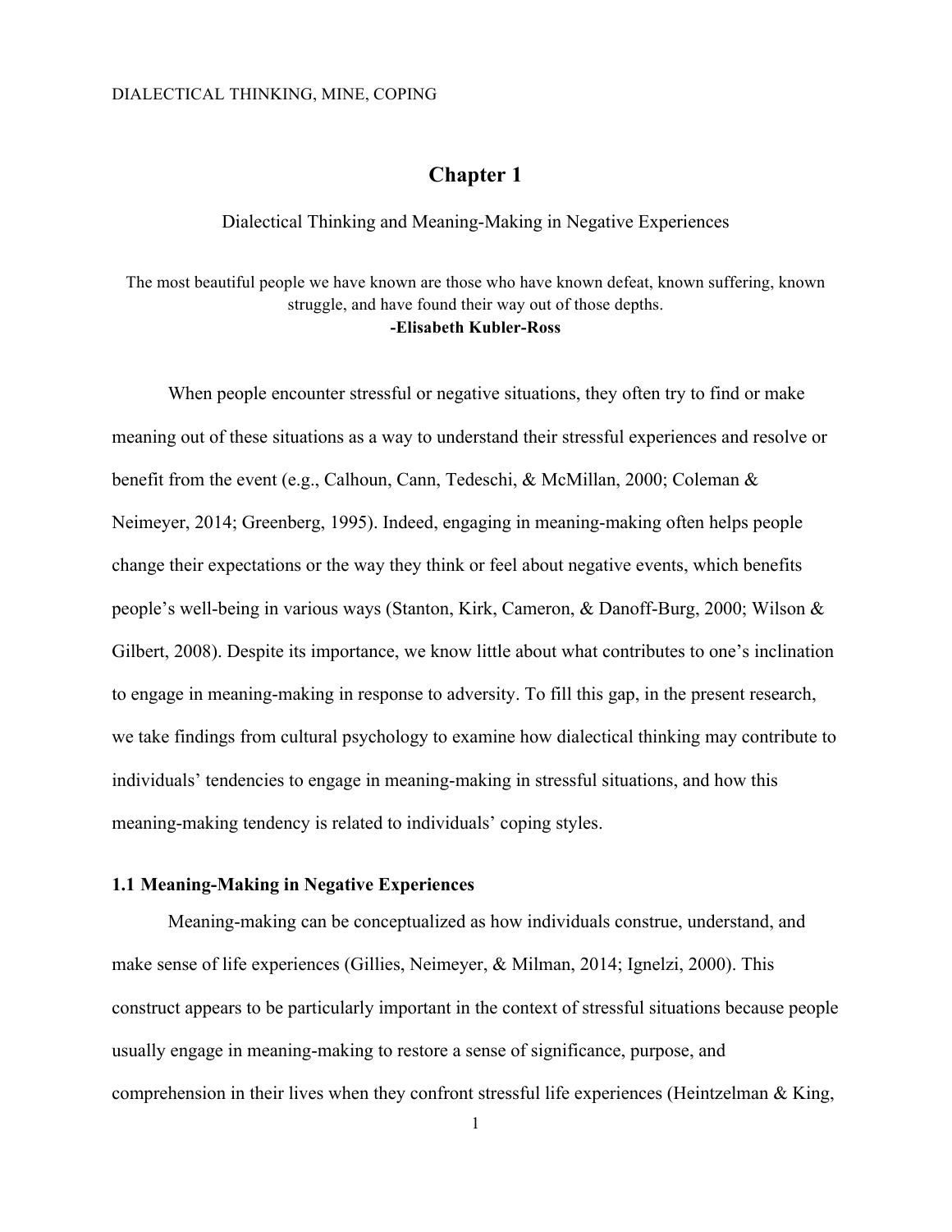# Chapter 1

Dialectical Thinking and Meaning-Making in Negative Experiences

> The most beautiful people we have known are those who have known defeat, known suffering, known struggle, and have found their way out of those depths.
> **-Elisabeth Kubler-Ross**

When people encounter stressful or negative situations, they often try to find or make meaning out of these situations as a way to understand their stressful experiences and resolve or benefit from the event (e.g., Calhoun, Cann, Tedeschi, & McMillan, 2000; Coleman & Neimeyer, 2014; Greenberg, 1995). Indeed, engaging in meaning-making often helps people change their expectations or the way they think or feel about negative events, which benefits people's well-being in various ways (Stanton, Kirk, Cameron, & Danoff-Burg, 2000; Wilson & Gilbert, 2008). Despite its importance, we know little about what contributes to one's inclination to engage in meaning-making in response to adversity. To fill this gap, in the present research, we take findings from cultural psychology to examine how dialectical thinking may contribute to individuals' tendencies to engage in meaning-making in stressful situations, and how this meaning-making tendency is related to individuals' coping styles.

### 1.1 Meaning-Making in Negative Experiences

Meaning-making can be conceptualized as how individuals construe, understand, and make sense of life experiences (Gillies, Neimeyer, & Milman, 2014; Ignelzi, 2000). This construct appears to be particularly important in the context of stressful situations because people usually engage in meaning-making to restore a sense of significance, purpose, and comprehension in their lives when they confront stressful life experiences (Heintzelman & King,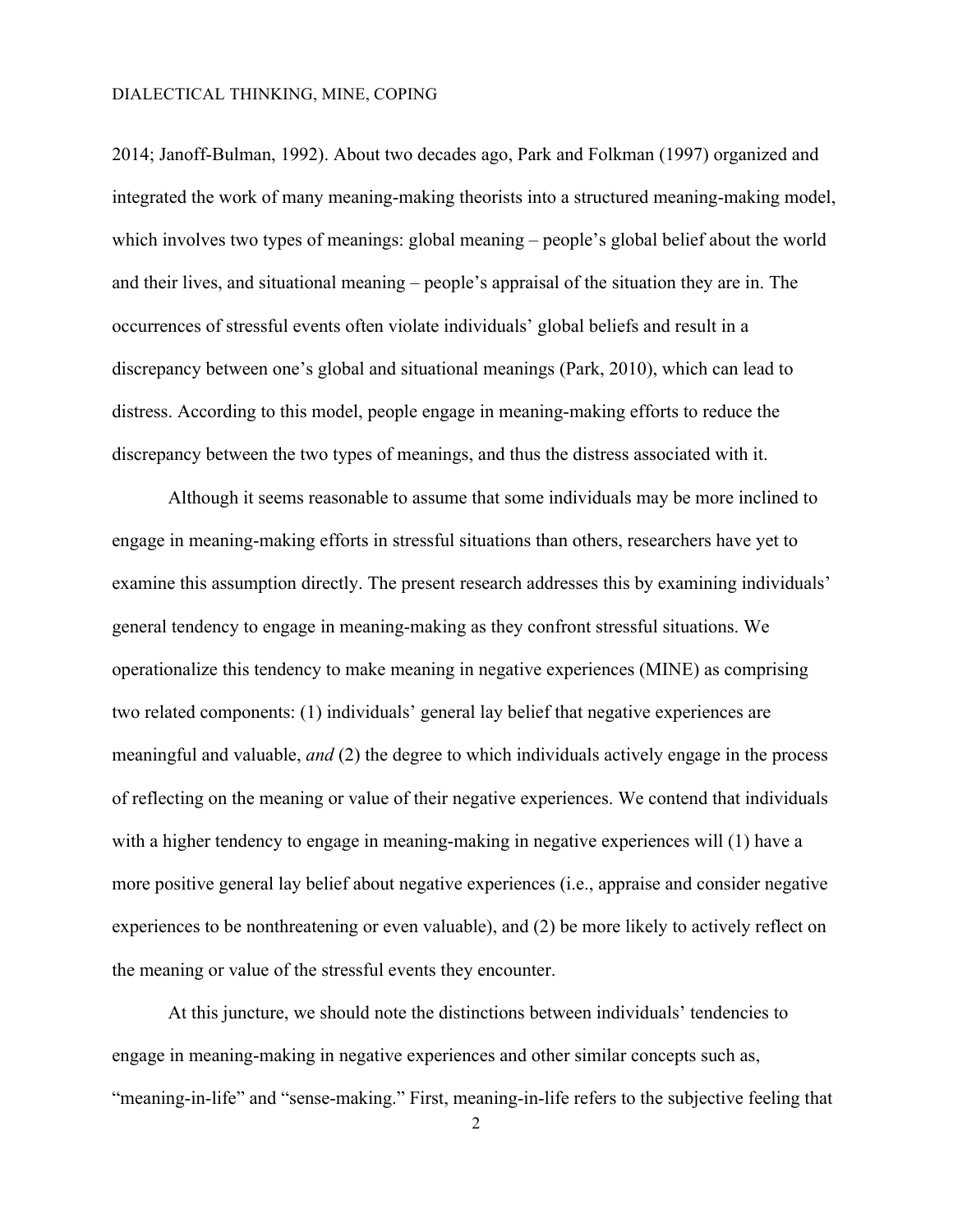2014; Janoff-Bulman, 1992). About two decades ago, Park and Folkman (1997) organized and integrated the work of many meaning-making theorists into a structured meaning-making model, which involves two types of meanings: global meaning – people's global belief about the world and their lives, and situational meaning – people's appraisal of the situation they are in. The occurrences of stressful events often violate individuals' global beliefs and result in a discrepancy between one's global and situational meanings (Park, 2010), which can lead to distress. According to this model, people engage in meaning-making efforts to reduce the discrepancy between the two types of meanings, and thus the distress associated with it.

Although it seems reasonable to assume that some individuals may be more inclined to engage in meaning-making efforts in stressful situations than others, researchers have yet to examine this assumption directly. The present research addresses this by examining individuals' general tendency to engage in meaning-making as they confront stressful situations. We operationalize this tendency to make meaning in negative experiences (MINE) as comprising two related components: (1) individuals' general lay belief that negative experiences are meaningful and valuable, *and* (2) the degree to which individuals actively engage in the process of reflecting on the meaning or value of their negative experiences. We contend that individuals with a higher tendency to engage in meaning-making in negative experiences will (1) have a more positive general lay belief about negative experiences (i.e., appraise and consider negative experiences to be nonthreatening or even valuable), and (2) be more likely to actively reflect on the meaning or value of the stressful events they encounter.

At this juncture, we should note the distinctions between individuals' tendencies to engage in meaning-making in negative experiences and other similar concepts such as, "meaning-in-life" and "sense-making." First, meaning-in-life refers to the subjective feeling that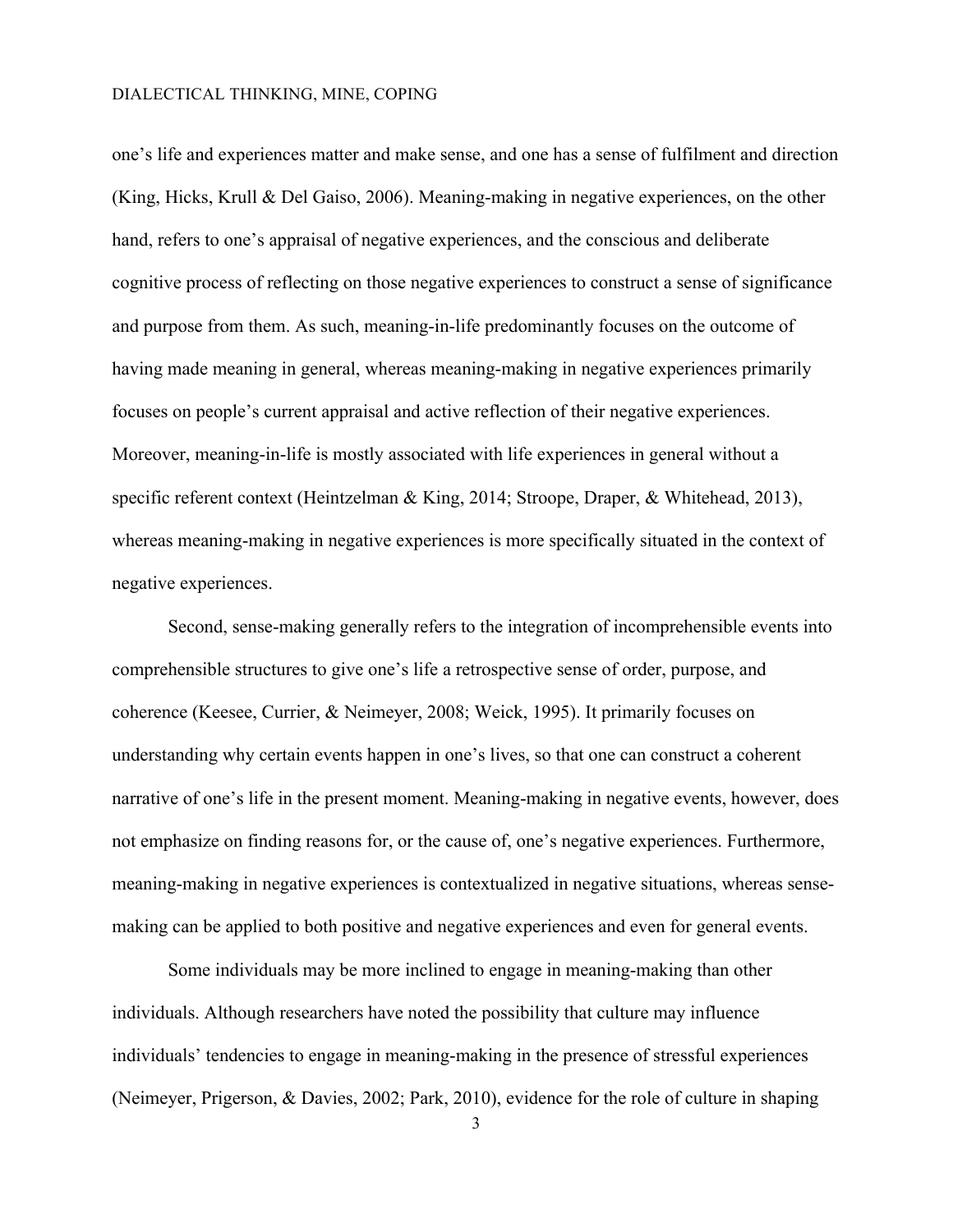one's life and experiences matter and make sense, and one has a sense of fulfilment and direction (King, Hicks, Krull & Del Gaiso, 2006). Meaning-making in negative experiences, on the other hand, refers to one's appraisal of negative experiences, and the conscious and deliberate cognitive process of reflecting on those negative experiences to construct a sense of significance and purpose from them. As such, meaning-in-life predominantly focuses on the outcome of having made meaning in general, whereas meaning-making in negative experiences primarily focuses on people's current appraisal and active reflection of their negative experiences. Moreover, meaning-in-life is mostly associated with life experiences in general without a specific referent context (Heintzelman & King, 2014; Stroope, Draper, & Whitehead, 2013), whereas meaning-making in negative experiences is more specifically situated in the context of negative experiences.

Second, sense-making generally refers to the integration of incomprehensible events into comprehensible structures to give one's life a retrospective sense of order, purpose, and coherence (Keesee, Currier, & Neimeyer, 2008; Weick, 1995). It primarily focuses on understanding why certain events happen in one's lives, so that one can construct a coherent narrative of one's life in the present moment. Meaning-making in negative events, however, does not emphasize on finding reasons for, or the cause of, one's negative experiences. Furthermore, meaning-making in negative experiences is contextualized in negative situations, whereas sense-making can be applied to both positive and negative experiences and even for general events.

Some individuals may be more inclined to engage in meaning-making than other individuals. Although researchers have noted the possibility that culture may influence individuals' tendencies to engage in meaning-making in the presence of stressful experiences (Neimeyer, Prigerson, & Davies, 2002; Park, 2010), evidence for the role of culture in shaping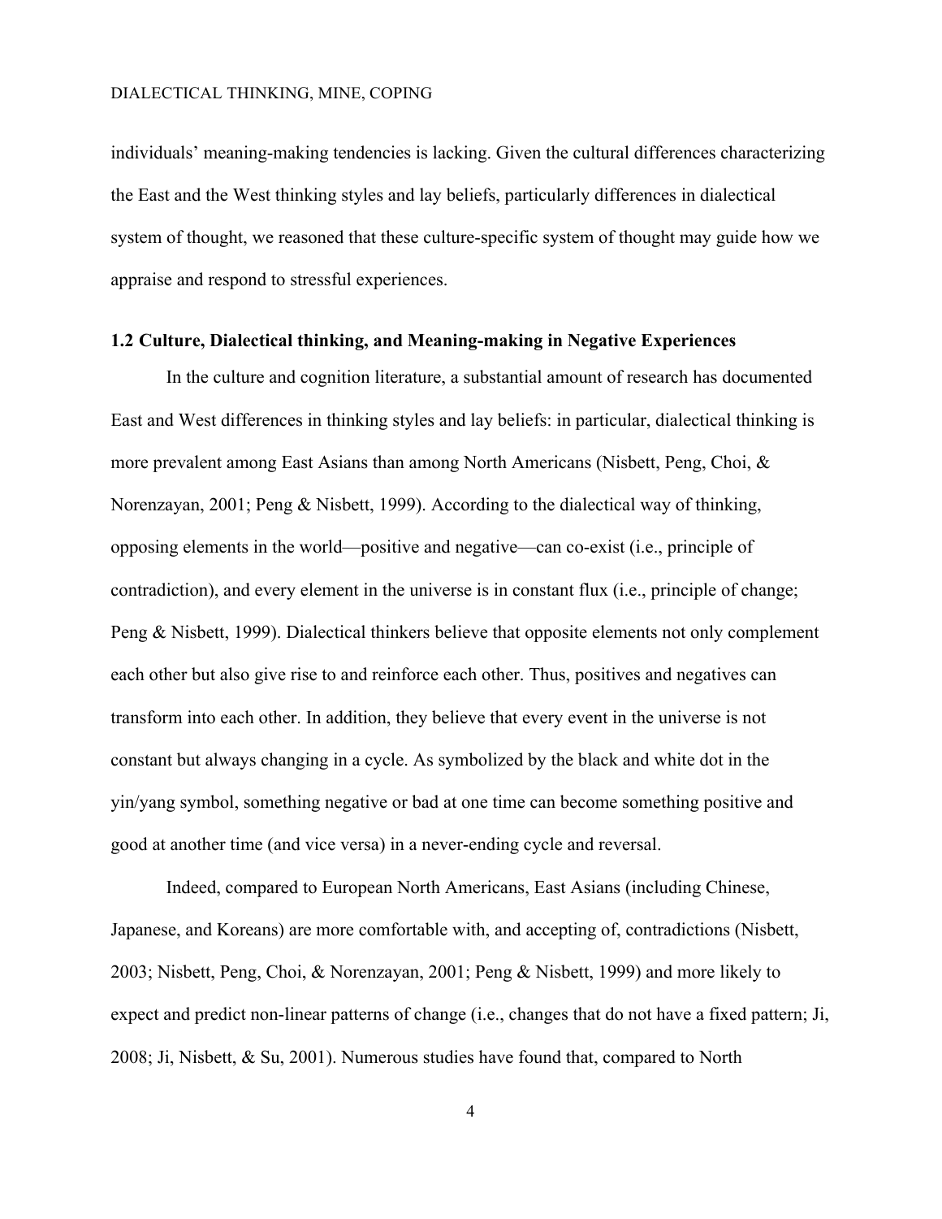individuals' meaning-making tendencies is lacking. Given the cultural differences characterizing the East and the West thinking styles and lay beliefs, particularly differences in dialectical system of thought, we reasoned that these culture-specific system of thought may guide how we appraise and respond to stressful experiences.

### 1.2 Culture, Dialectical thinking, and Meaning-making in Negative Experiences

In the culture and cognition literature, a substantial amount of research has documented East and West differences in thinking styles and lay beliefs: in particular, dialectical thinking is more prevalent among East Asians than among North Americans (Nisbett, Peng, Choi, & Norenzayan, 2001; Peng & Nisbett, 1999). According to the dialectical way of thinking, opposing elements in the world—positive and negative—can co-exist (i.e., principle of contradiction), and every element in the universe is in constant flux (i.e., principle of change; Peng & Nisbett, 1999). Dialectical thinkers believe that opposite elements not only complement each other but also give rise to and reinforce each other. Thus, positives and negatives can transform into each other. In addition, they believe that every event in the universe is not constant but always changing in a cycle. As symbolized by the black and white dot in the yin/yang symbol, something negative or bad at one time can become something positive and good at another time (and vice versa) in a never-ending cycle and reversal.

Indeed, compared to European North Americans, East Asians (including Chinese, Japanese, and Koreans) are more comfortable with, and accepting of, contradictions (Nisbett, 2003; Nisbett, Peng, Choi, & Norenzayan, 2001; Peng & Nisbett, 1999) and more likely to expect and predict non-linear patterns of change (i.e., changes that do not have a fixed pattern; Ji, 2008; Ji, Nisbett, & Su, 2001). Numerous studies have found that, compared to North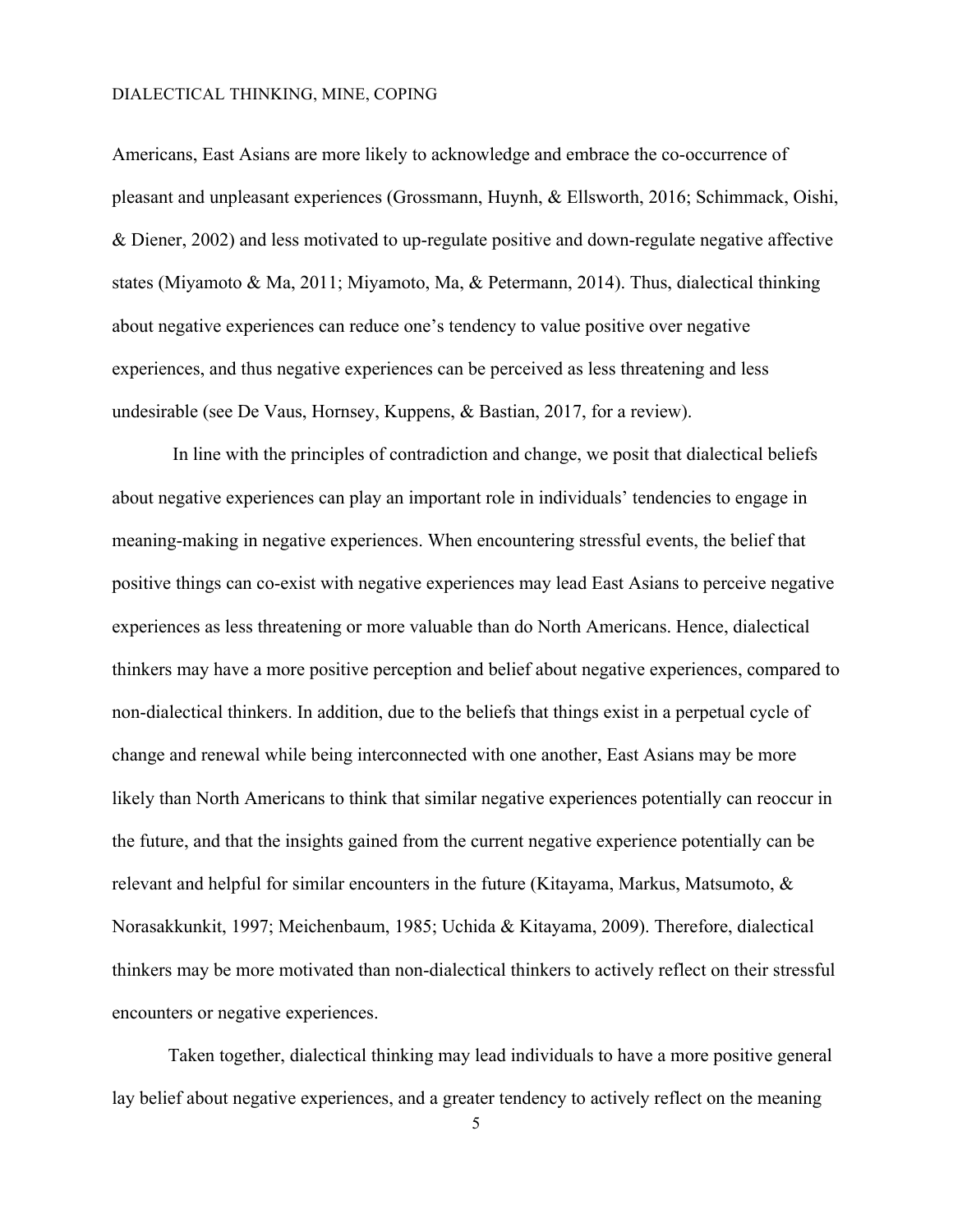Americans, East Asians are more likely to acknowledge and embrace the co-occurrence of pleasant and unpleasant experiences (Grossmann, Huynh, & Ellsworth, 2016; Schimmack, Oishi, & Diener, 2002) and less motivated to up-regulate positive and down-regulate negative affective states (Miyamoto & Ma, 2011; Miyamoto, Ma, & Petermann, 2014). Thus, dialectical thinking about negative experiences can reduce one's tendency to value positive over negative experiences, and thus negative experiences can be perceived as less threatening and less undesirable (see De Vaus, Hornsey, Kuppens, & Bastian, 2017, for a review).

In line with the principles of contradiction and change, we posit that dialectical beliefs about negative experiences can play an important role in individuals' tendencies to engage in meaning-making in negative experiences. When encountering stressful events, the belief that positive things can co-exist with negative experiences may lead East Asians to perceive negative experiences as less threatening or more valuable than do North Americans. Hence, dialectical thinkers may have a more positive perception and belief about negative experiences, compared to non-dialectical thinkers. In addition, due to the beliefs that things exist in a perpetual cycle of change and renewal while being interconnected with one another, East Asians may be more likely than North Americans to think that similar negative experiences potentially can reoccur in the future, and that the insights gained from the current negative experience potentially can be relevant and helpful for similar encounters in the future (Kitayama, Markus, Matsumoto, & Norasakkunkit, 1997; Meichenbaum, 1985; Uchida & Kitayama, 2009). Therefore, dialectical thinkers may be more motivated than non-dialectical thinkers to actively reflect on their stressful encounters or negative experiences.

Taken together, dialectical thinking may lead individuals to have a more positive general lay belief about negative experiences, and a greater tendency to actively reflect on the meaning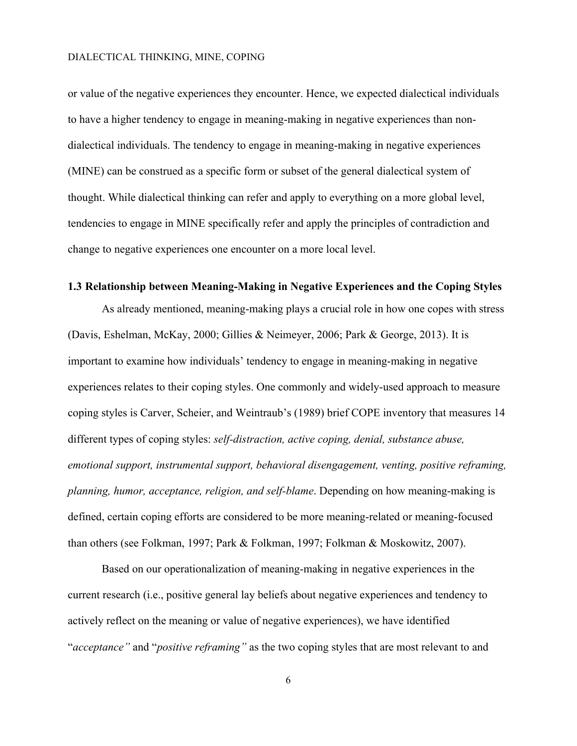or value of the negative experiences they encounter. Hence, we expected dialectical individuals to have a higher tendency to engage in meaning-making in negative experiences than non-dialectical individuals. The tendency to engage in meaning-making in negative experiences (MINE) can be construed as a specific form or subset of the general dialectical system of thought. While dialectical thinking can refer and apply to everything on a more global level, tendencies to engage in MINE specifically refer and apply the principles of contradiction and change to negative experiences one encounter on a more local level.

### 1.3 Relationship between Meaning-Making in Negative Experiences and the Coping Styles

As already mentioned, meaning-making plays a crucial role in how one copes with stress (Davis, Eshelman, McKay, 2000; Gillies & Neimeyer, 2006; Park & George, 2013). It is important to examine how individuals' tendency to engage in meaning-making in negative experiences relates to their coping styles. One commonly and widely-used approach to measure coping styles is Carver, Scheier, and Weintraub's (1989) brief COPE inventory that measures 14 different types of coping styles: *self-distraction, active coping, denial, substance abuse, emotional support, instrumental support, behavioral disengagement, venting, positive reframing, planning, humor, acceptance, religion, and self-blame*. Depending on how meaning-making is defined, certain coping efforts are considered to be more meaning-related or meaning-focused than others (see Folkman, 1997; Park & Folkman, 1997; Folkman & Moskowitz, 2007).

Based on our operationalization of meaning-making in negative experiences in the current research (i.e., positive general lay beliefs about negative experiences and tendency to actively reflect on the meaning or value of negative experiences), we have identified "*acceptance"* and "*positive reframing"* as the two coping styles that are most relevant to and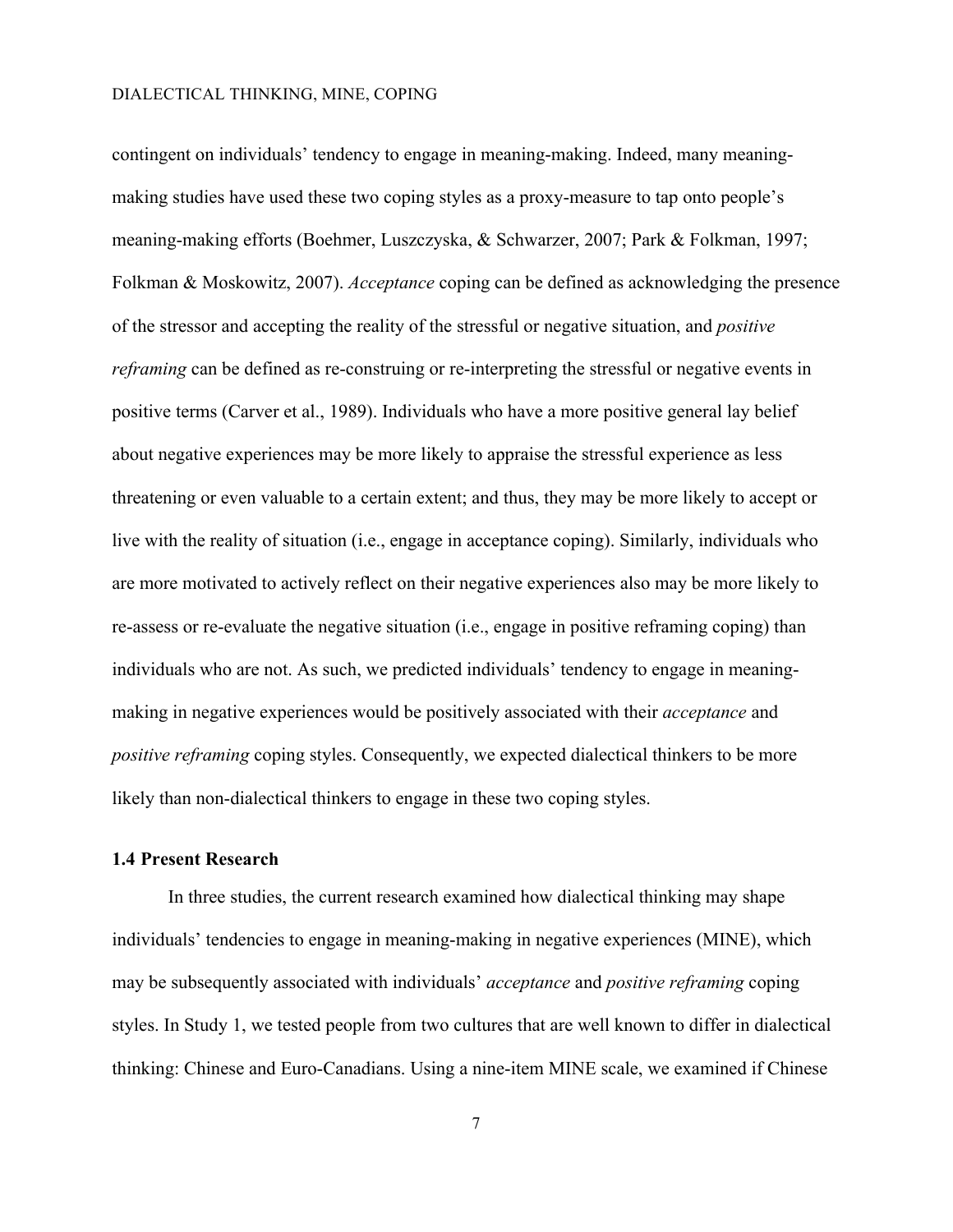contingent on individuals' tendency to engage in meaning-making. Indeed, many meaning-making studies have used these two coping styles as a proxy-measure to tap onto people's meaning-making efforts (Boehmer, Luszczyska, & Schwarzer, 2007; Park & Folkman, 1997; Folkman & Moskowitz, 2007). *Acceptance* coping can be defined as acknowledging the presence of the stressor and accepting the reality of the stressful or negative situation, and *positive reframing* can be defined as re-construing or re-interpreting the stressful or negative events in positive terms (Carver et al., 1989). Individuals who have a more positive general lay belief about negative experiences may be more likely to appraise the stressful experience as less threatening or even valuable to a certain extent; and thus, they may be more likely to accept or live with the reality of situation (i.e., engage in acceptance coping). Similarly, individuals who are more motivated to actively reflect on their negative experiences also may be more likely to re-assess or re-evaluate the negative situation (i.e., engage in positive reframing coping) than individuals who are not. As such, we predicted individuals' tendency to engage in meaning-making in negative experiences would be positively associated with their *acceptance* and *positive reframing* coping styles. Consequently, we expected dialectical thinkers to be more likely than non-dialectical thinkers to engage in these two coping styles.

### 1.4 Present Research

In three studies, the current research examined how dialectical thinking may shape individuals' tendencies to engage in meaning-making in negative experiences (MINE), which may be subsequently associated with individuals' *acceptance* and *positive reframing* coping styles. In Study 1, we tested people from two cultures that are well known to differ in dialectical thinking: Chinese and Euro-Canadians. Using a nine-item MINE scale, we examined if Chinese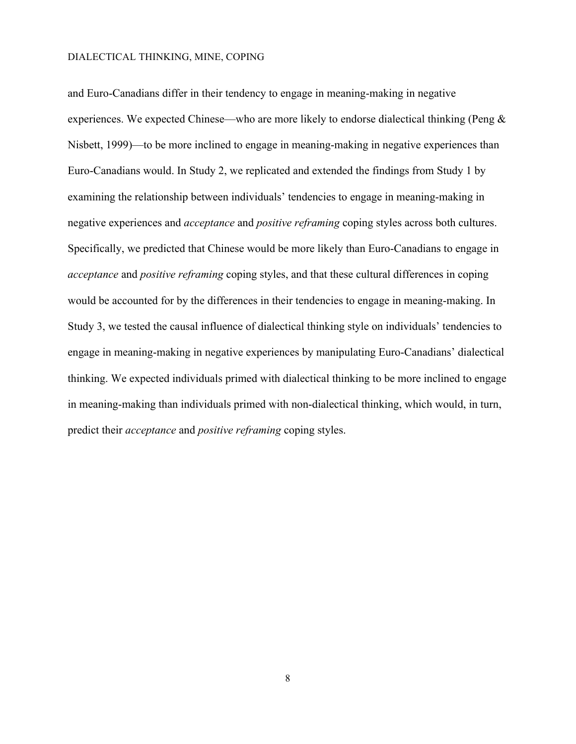and Euro-Canadians differ in their tendency to engage in meaning-making in negative experiences. We expected Chinese—who are more likely to endorse dialectical thinking (Peng & Nisbett, 1999)—to be more inclined to engage in meaning-making in negative experiences than Euro-Canadians would. In Study 2, we replicated and extended the findings from Study 1 by examining the relationship between individuals' tendencies to engage in meaning-making in negative experiences and *acceptance* and *positive reframing* coping styles across both cultures. Specifically, we predicted that Chinese would be more likely than Euro-Canadians to engage in *acceptance* and *positive reframing* coping styles, and that these cultural differences in coping would be accounted for by the differences in their tendencies to engage in meaning-making. In Study 3, we tested the causal influence of dialectical thinking style on individuals' tendencies to engage in meaning-making in negative experiences by manipulating Euro-Canadians' dialectical thinking. We expected individuals primed with dialectical thinking to be more inclined to engage in meaning-making than individuals primed with non-dialectical thinking, which would, in turn, predict their *acceptance* and *positive reframing* coping styles.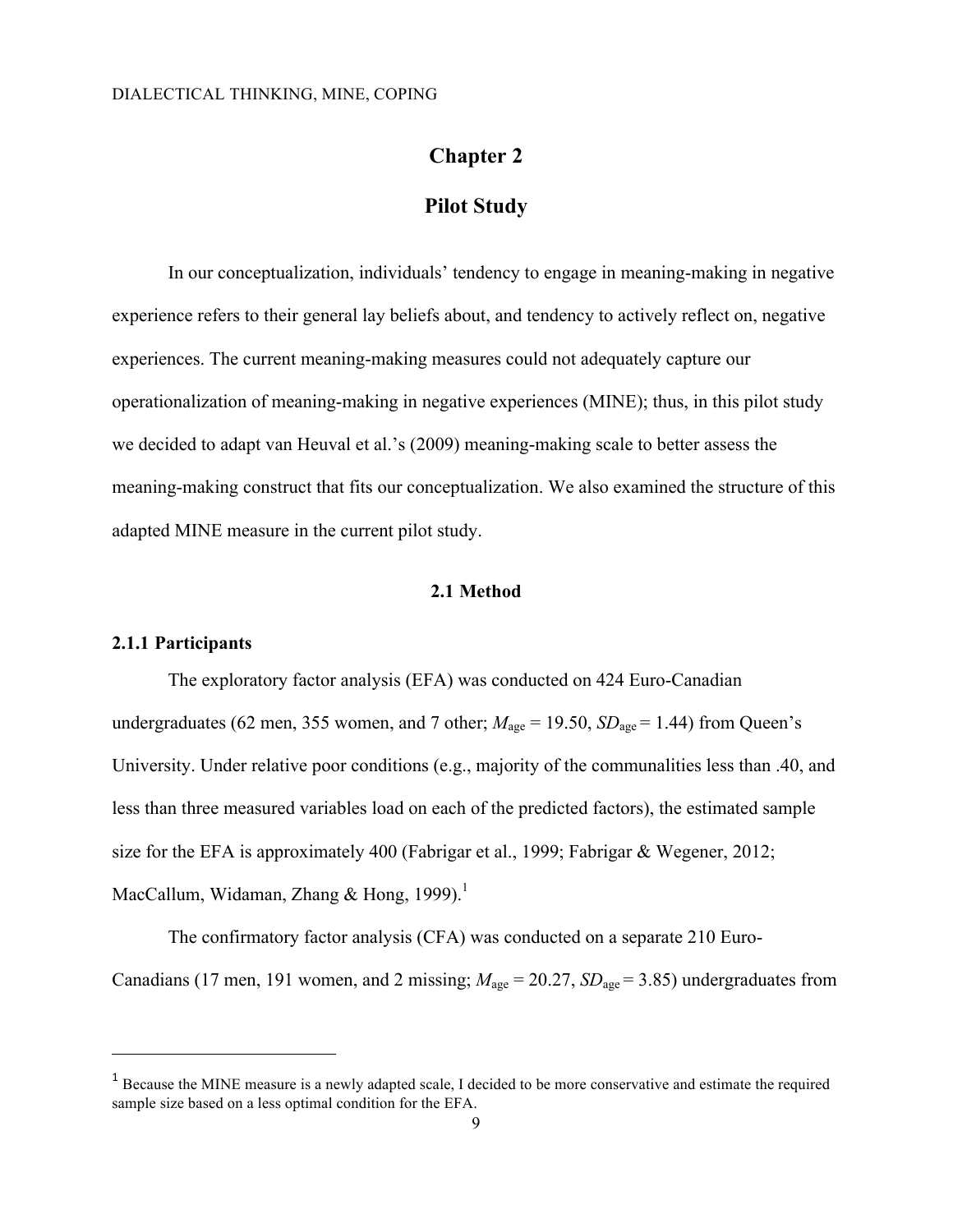# Chapter 2

# Pilot Study

In our conceptualization, individuals' tendency to engage in meaning-making in negative experience refers to their general lay beliefs about, and tendency to actively reflect on, negative experiences. The current meaning-making measures could not adequately capture our operationalization of meaning-making in negative experiences (MINE); thus, in this pilot study we decided to adapt van Heuval et al.'s (2009) meaning-making scale to better assess the meaning-making construct that fits our conceptualization. We also examined the structure of this adapted MINE measure in the current pilot study.

## 2.1 Method

### 2.1.1 Participants

The exploratory factor analysis (EFA) was conducted on 424 Euro-Canadian undergraduates (62 men, 355 women, and 7 other; $M_{\text{age}} = 19.50$, $SD_{\text{age}} = 1.44$) from Queen's University. Under relative poor conditions (e.g., majority of the communalities less than .40, and less than three measured variables load on each of the predicted factors), the estimated sample size for the EFA is approximately 400 (Fabrigar et al., 1999; Fabrigar & Wegener, 2012; MacCallum, Widaman, Zhang & Hong, 1999).[1]

The confirmatory factor analysis (CFA) was conducted on a separate 210 Euro-Canadians (17 men, 191 women, and 2 missing; $M_{\text{age}} = 20.27$, $SD_{\text{age}} = 3.85$) undergraduates from

[1] Because the MINE measure is a newly adapted scale, I decided to be more conservative and estimate the required sample size based on a less optimal condition for the EFA.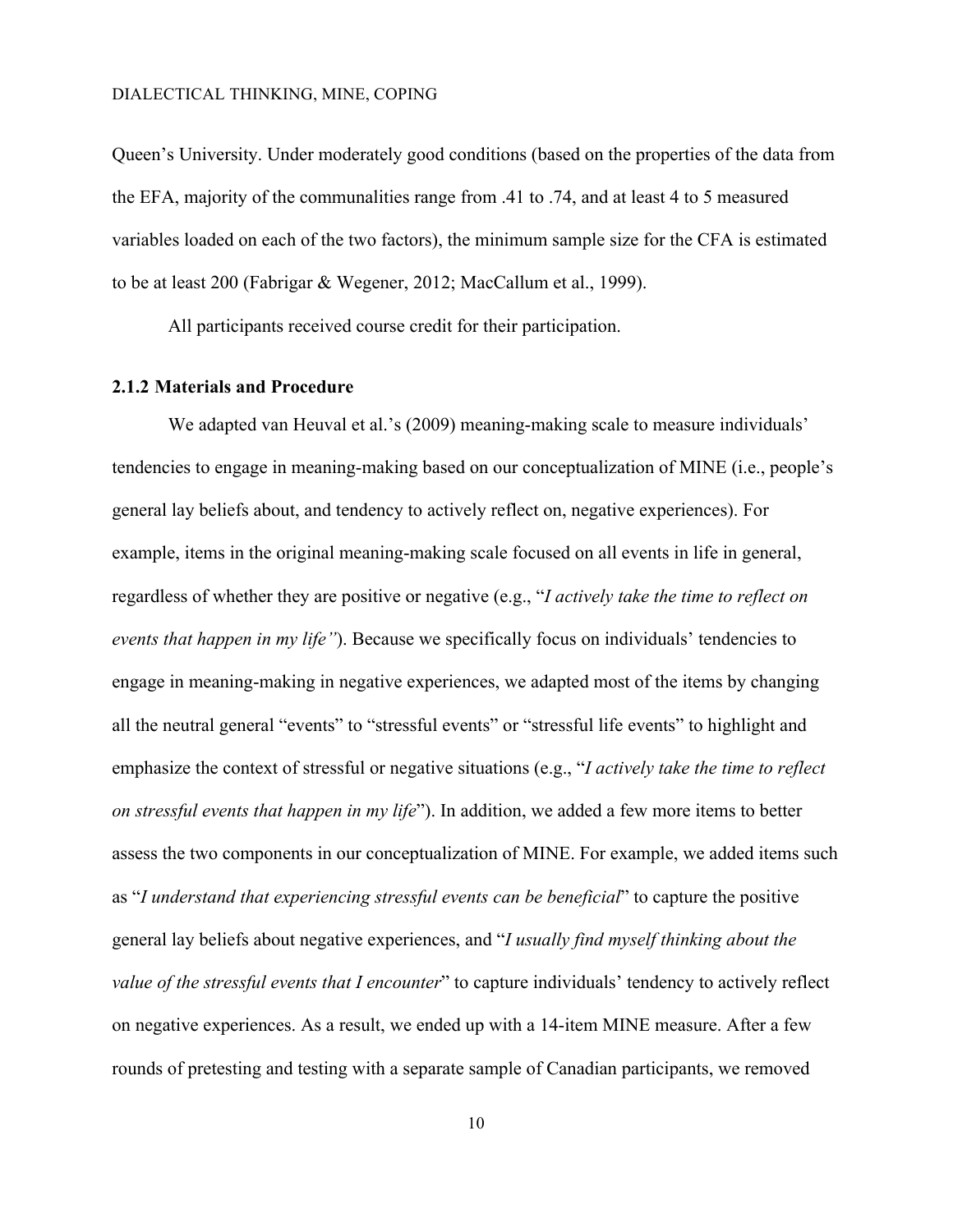Queen's University. Under moderately good conditions (based on the properties of the data from the EFA, majority of the communalities range from .41 to .74, and at least 4 to 5 measured variables loaded on each of the two factors), the minimum sample size for the CFA is estimated to be at least 200 (Fabrigar & Wegener, 2012; MacCallum et al., 1999).

All participants received course credit for their participation.

### 2.1.2 Materials and Procedure

We adapted van Heuval et al.'s (2009) meaning-making scale to measure individuals' tendencies to engage in meaning-making based on our conceptualization of MINE (i.e., people's general lay beliefs about, and tendency to actively reflect on, negative experiences). For example, items in the original meaning-making scale focused on all events in life in general, regardless of whether they are positive or negative (e.g., "*I actively take the time to reflect on events that happen in my life"*). Because we specifically focus on individuals' tendencies to engage in meaning-making in negative experiences, we adapted most of the items by changing all the neutral general "events" to "stressful events" or "stressful life events" to highlight and emphasize the context of stressful or negative situations (e.g., "*I actively take the time to reflect on stressful events that happen in my life*"). In addition, we added a few more items to better assess the two components in our conceptualization of MINE. For example, we added items such as "*I understand that experiencing stressful events can be beneficial*" to capture the positive general lay beliefs about negative experiences, and "*I usually find myself thinking about the value of the stressful events that I encounter*" to capture individuals' tendency to actively reflect on negative experiences. As a result, we ended up with a 14-item MINE measure. After a few rounds of pretesting and testing with a separate sample of Canadian participants, we removed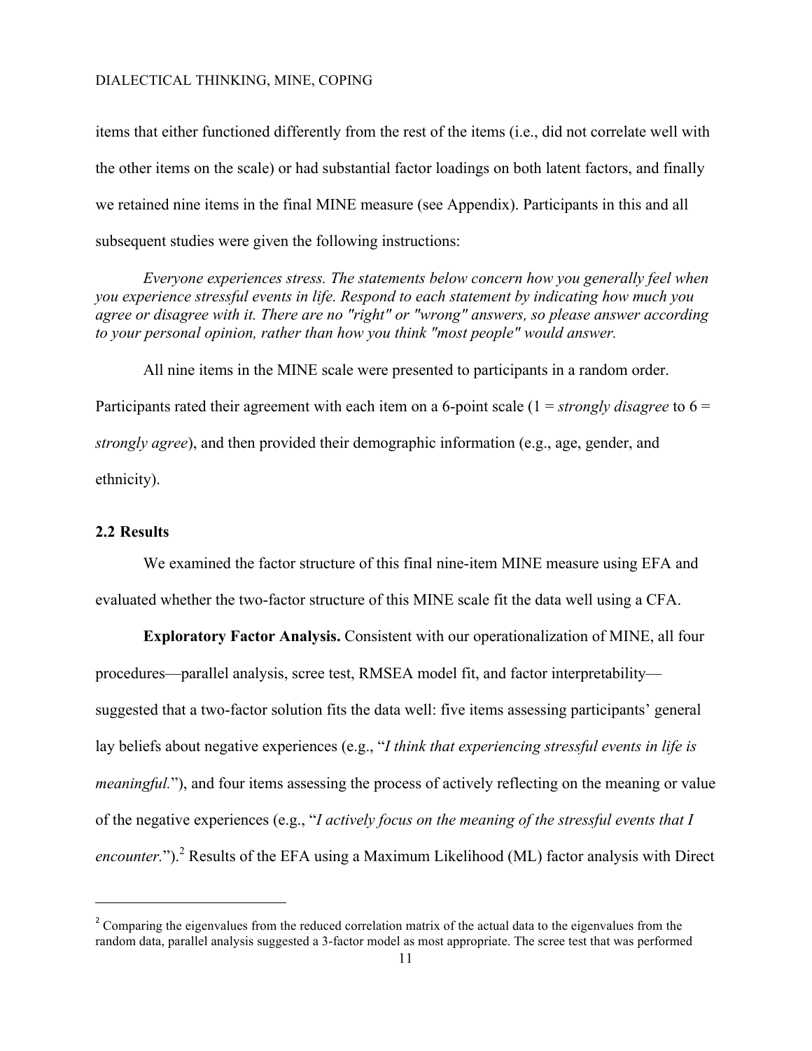items that either functioned differently from the rest of the items (i.e., did not correlate well with the other items on the scale) or had substantial factor loadings on both latent factors, and finally we retained nine items in the final MINE measure (see Appendix). Participants in this and all subsequent studies were given the following instructions:

*Everyone experiences stress. The statements below concern how you generally feel when you experience stressful events in life. Respond to each statement by indicating how much you agree or disagree with it. There are no "right" or "wrong" answers, so please answer according to your personal opinion, rather than how you think "most people" would answer.*

All nine items in the MINE scale were presented to participants in a random order. Participants rated their agreement with each item on a 6-point scale (1 = *strongly disagree* to 6 = *strongly agree*), and then provided their demographic information (e.g., age, gender, and ethnicity).

## 2.2 Results

We examined the factor structure of this final nine-item MINE measure using EFA and evaluated whether the two-factor structure of this MINE scale fit the data well using a CFA.

**Exploratory Factor Analysis.** Consistent with our operationalization of MINE, all four procedures—parallel analysis, scree test, RMSEA model fit, and factor interpretability—suggested that a two-factor solution fits the data well: five items assessing participants' general lay beliefs about negative experiences (e.g., "*I think that experiencing stressful events in life is meaningful.*"), and four items assessing the process of actively reflecting on the meaning or value of the negative experiences (e.g., "*I actively focus on the meaning of the stressful events that I encounter.*").[2] Results of the EFA using a Maximum Likelihood (ML) factor analysis with Direct

[2] Comparing the eigenvalues from the reduced correlation matrix of the actual data to the eigenvalues from the random data, parallel analysis suggested a 3-factor model as most appropriate. The scree test that was performed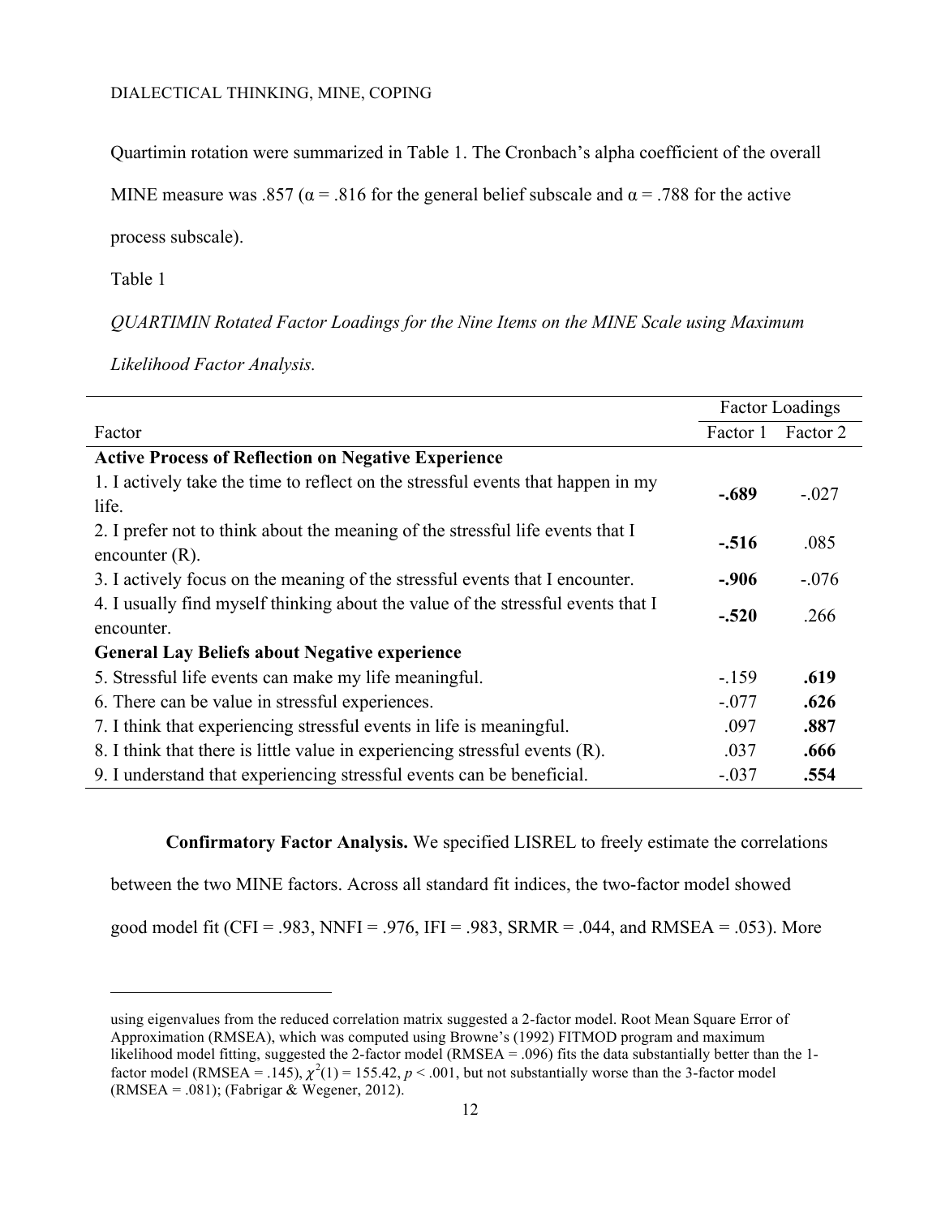Quartimin rotation were summarized in Table 1. The Cronbach's alpha coefficient of the overall MINE measure was .857 (α = .816 for the general belief subscale and α = .788 for the active process subscale).

Table 1

*QUARTIMIN Rotated Factor Loadings for the Nine Items on the MINE Scale using Maximum Likelihood Factor Analysis.*

| | Factor Loadings | |
|---|---|---|
| Factor | Factor 1 | Factor 2 |
| **Active Process of Reflection on Negative Experience** | | |
| 1. I actively take the time to reflect on the stressful events that happen in my life. | **-.689** | -.027 |
| 2. I prefer not to think about the meaning of the stressful life events that I encounter (R). | **-.516** | .085 |
| 3. I actively focus on the meaning of the stressful events that I encounter. | **-.906** | -.076 |
| 4. I usually find myself thinking about the value of the stressful events that I encounter. | **-.520** | .266 |
| **General Lay Beliefs about Negative experience** | | |
| 5. Stressful life events can make my life meaningful. | -.159 | **.619** |
| 6. There can be value in stressful experiences. | -.077 | **.626** |
| 7. I think that experiencing stressful events in life is meaningful. | .097 | **.887** |
| 8. I think that there is little value in experiencing stressful events (R). | .037 | **.666** |
| 9. I understand that experiencing stressful events can be beneficial. | -.037 | **.554** |

**Confirmatory Factor Analysis.** We specified LISREL to freely estimate the correlations between the two MINE factors. Across all standard fit indices, the two-factor model showed good model fit (CFI = .983, NNFI = .976, IFI = .983, SRMR = .044, and RMSEA = .053). More

---

using eigenvalues from the reduced correlation matrix suggested a 2-factor model. Root Mean Square Error of Approximation (RMSEA), which was computed using Browne's (1992) FITMOD program and maximum likelihood model fitting, suggested the 2-factor model (RMSEA = .096) fits the data substantially better than the 1-factor model (RMSEA = .145), $\chi^2(1) = 155.42$, $p < .001$, but not substantially worse than the 3-factor model (RMSEA = .081); (Fabrigar & Wegener, 2012).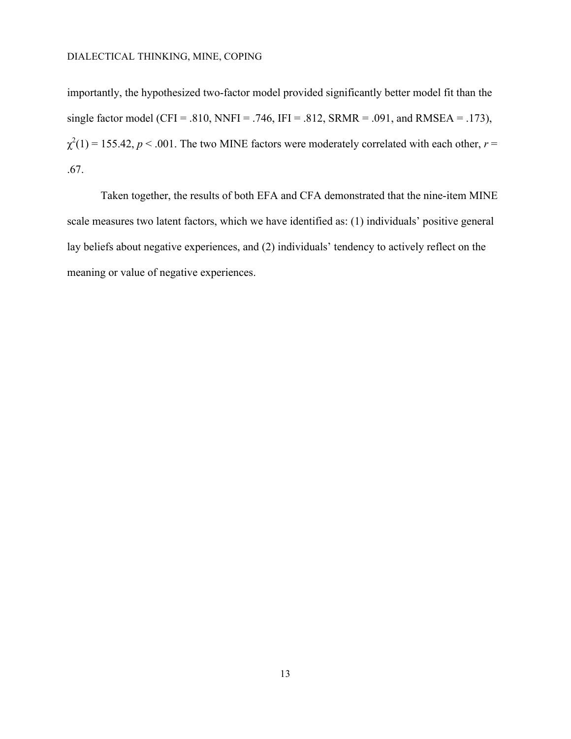importantly, the hypothesized two-factor model provided significantly better model fit than the single factor model (CFI = .810, NNFI = .746, IFI = .812, SRMR = .091, and RMSEA = .173), $\chi^2(1) = 155.42$, $p < .001$. The two MINE factors were moderately correlated with each other, $r$ = .67.

Taken together, the results of both EFA and CFA demonstrated that the nine-item MINE scale measures two latent factors, which we have identified as: (1) individuals' positive general lay beliefs about negative experiences, and (2) individuals' tendency to actively reflect on the meaning or value of negative experiences.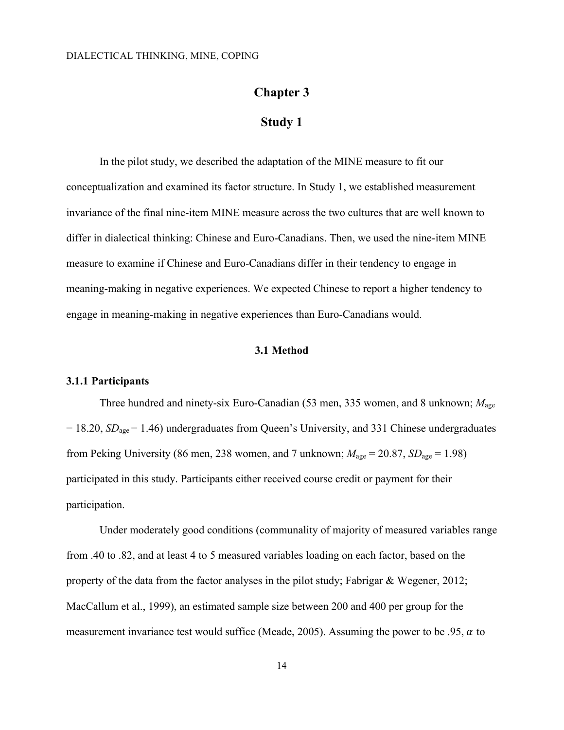# Chapter 3

# Study 1

In the pilot study, we described the adaptation of the MINE measure to fit our conceptualization and examined its factor structure. In Study 1, we established measurement invariance of the final nine-item MINE measure across the two cultures that are well known to differ in dialectical thinking: Chinese and Euro-Canadians. Then, we used the nine-item MINE measure to examine if Chinese and Euro-Canadians differ in their tendency to engage in meaning-making in negative experiences. We expected Chinese to report a higher tendency to engage in meaning-making in negative experiences than Euro-Canadians would.

## 3.1 Method

### 3.1.1 Participants

Three hundred and ninety-six Euro-Canadian (53 men, 335 women, and 8 unknown; $M_{\text{age}} = 18.20$, $SD_{\text{age}} = 1.46$) undergraduates from Queen's University, and 331 Chinese undergraduates from Peking University (86 men, 238 women, and 7 unknown; $M_{\text{age}} = 20.87$, $SD_{\text{age}} = 1.98$) participated in this study. Participants either received course credit or payment for their participation.

Under moderately good conditions (communality of majority of measured variables range from .40 to .82, and at least 4 to 5 measured variables loading on each factor, based on the property of the data from the factor analyses in the pilot study; Fabrigar & Wegener, 2012; MacCallum et al., 1999), an estimated sample size between 200 and 400 per group for the measurement invariance test would suffice (Meade, 2005). Assuming the power to be .95, $\alpha$ to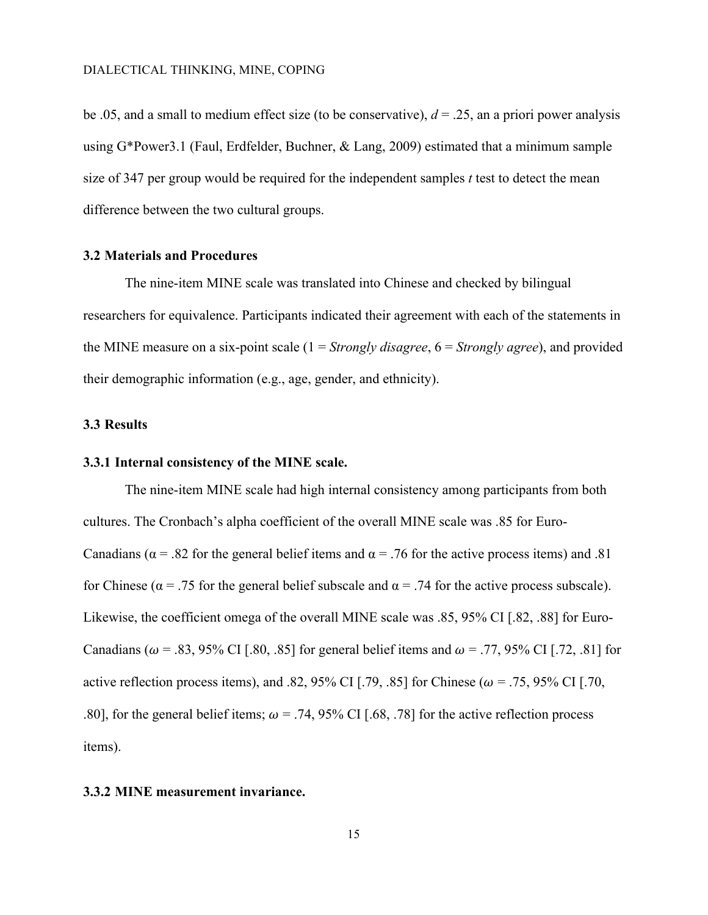be .05, and a small to medium effect size (to be conservative), $d = .25$, an a priori power analysis using G*Power3.1 (Faul, Erdfelder, Buchner, & Lang, 2009) estimated that a minimum sample size of 347 per group would be required for the independent samples *t* test to detect the mean difference between the two cultural groups.

### 3.2 Materials and Procedures

The nine-item MINE scale was translated into Chinese and checked by bilingual researchers for equivalence. Participants indicated their agreement with each of the statements in the MINE measure on a six-point scale (1 = *Strongly disagree*, 6 = *Strongly agree*), and provided their demographic information (e.g., age, gender, and ethnicity).

### 3.3 Results

#### 3.3.1 Internal consistency of the MINE scale.

The nine-item MINE scale had high internal consistency among participants from both cultures. The Cronbach's alpha coefficient of the overall MINE scale was .85 for Euro-Canadians ($\alpha = .82$ for the general belief items and $\alpha = .76$ for the active process items) and .81 for Chinese ($\alpha = .75$ for the general belief subscale and $\alpha = .74$ for the active process subscale). Likewise, the coefficient omega of the overall MINE scale was .85, 95% CI [.82, .88] for Euro-Canadians ($\omega = .83$, 95% CI [.80, .85] for general belief items and $\omega = .77$, 95% CI [.72, .81] for active reflection process items), and .82, 95% CI [.79, .85] for Chinese ($\omega = .75$, 95% CI [.70, .80], for the general belief items; $\omega = .74$, 95% CI [.68, .78] for the active reflection process items).

#### 3.3.2 MINE measurement invariance.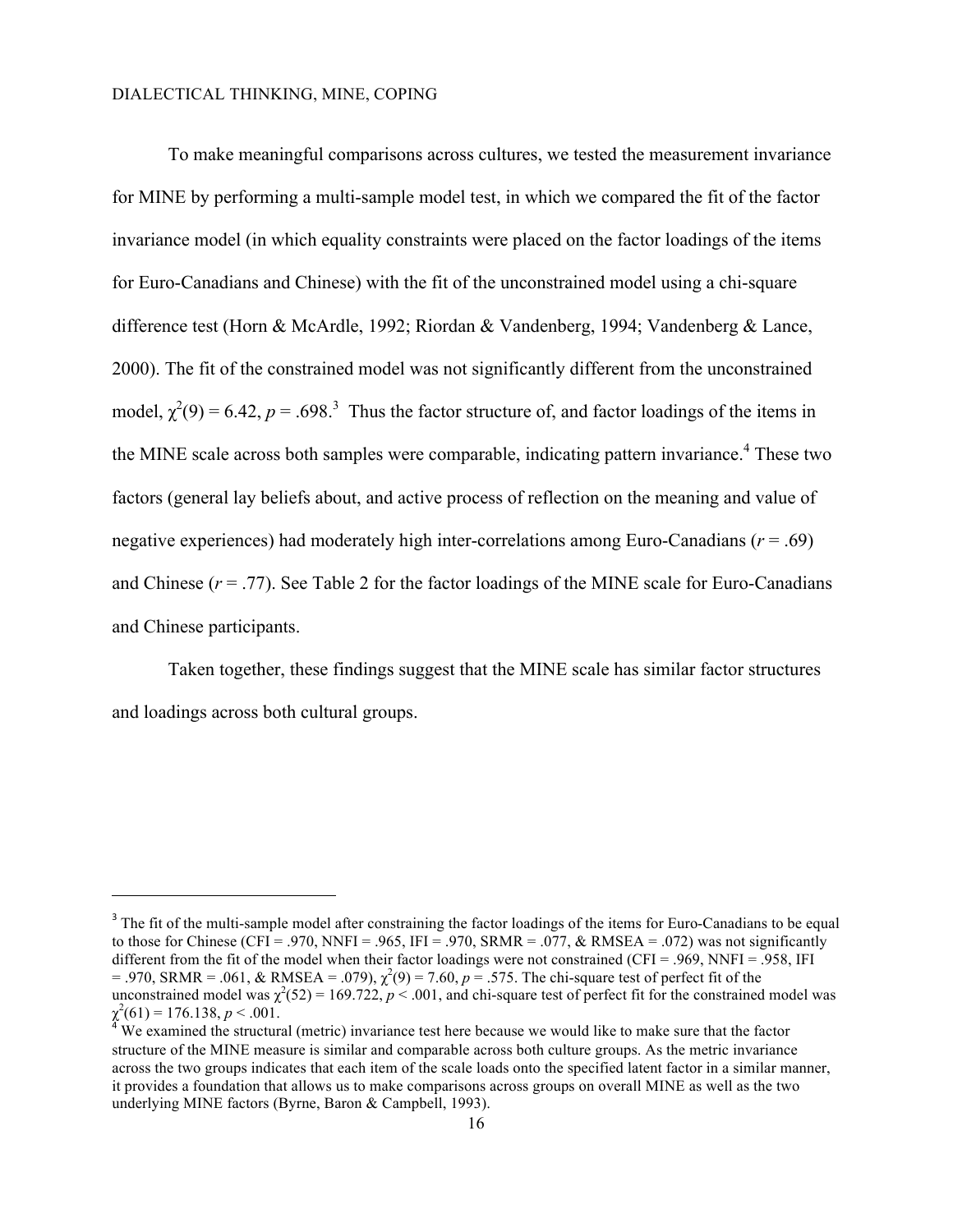To make meaningful comparisons across cultures, we tested the measurement invariance for MINE by performing a multi-sample model test, in which we compared the fit of the factor invariance model (in which equality constraints were placed on the factor loadings of the items for Euro-Canadians and Chinese) with the fit of the unconstrained model using a chi-square difference test (Horn & McArdle, 1992; Riordan & Vandenberg, 1994; Vandenberg & Lance, 2000). The fit of the constrained model was not significantly different from the unconstrained model, $\chi^2(9) = 6.42$, $p = .698$.[3] Thus the factor structure of, and factor loadings of the items in the MINE scale across both samples were comparable, indicating pattern invariance.[4] These two factors (general lay beliefs about, and active process of reflection on the meaning and value of negative experiences) had moderately high inter-correlations among Euro-Canadians ($r = .69$) and Chinese ($r = .77$). See Table 2 for the factor loadings of the MINE scale for Euro-Canadians and Chinese participants.

Taken together, these findings suggest that the MINE scale has similar factor structures and loadings across both cultural groups.

---

[3] The fit of the multi-sample model after constraining the factor loadings of the items for Euro-Canadians to be equal to those for Chinese (CFI = .970, NNFI = .965, IFI = .970, SRMR = .077, & RMSEA = .072) was not significantly different from the fit of the model when their factor loadings were not constrained (CFI = .969, NNFI = .958, IFI = .970, SRMR = .061, & RMSEA = .079), $\chi^2(9) = 7.60$, $p = .575$. The chi-square test of perfect fit of the unconstrained model was $\chi^2(52) = 169.722$, $p < .001$, and chi-square test of perfect fit for the constrained model was $\chi^2(61) = 176.138$, $p < .001$.

[4] We examined the structural (metric) invariance test here because we would like to make sure that the factor structure of the MINE measure is similar and comparable across both culture groups. As the metric invariance across the two groups indicates that each item of the scale loads onto the specified latent factor in a similar manner, it provides a foundation that allows us to make comparisons across groups on overall MINE as well as the two underlying MINE factors (Byrne, Baron & Campbell, 1993).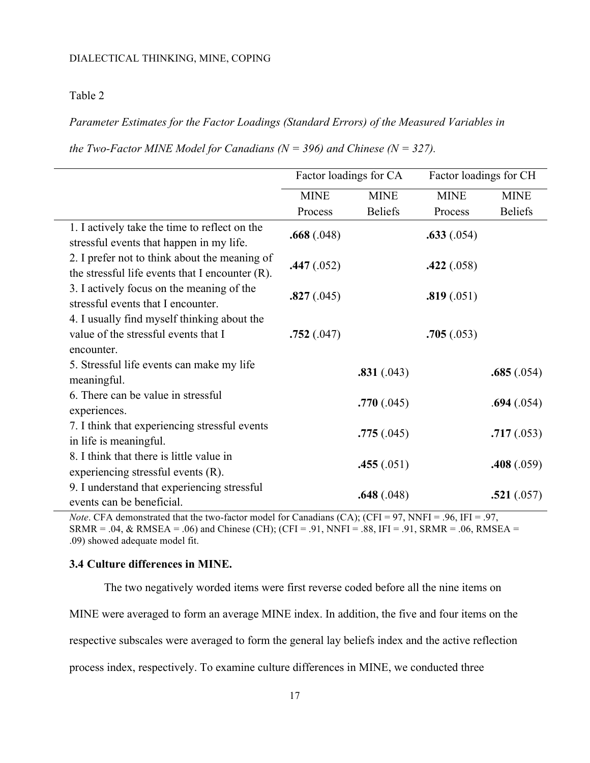Table 2

*Parameter Estimates for the Factor Loadings (Standard Errors) of the Measured Variables in the Two-Factor MINE Model for Canadians (N = 396) and Chinese (N = 327).*

| | Factor loadings for CA | | Factor loadings for CH | |
|---|---|---|---|---|
| | MINE Process | MINE Beliefs | MINE Process | MINE Beliefs |
| 1. I actively take the time to reflect on the stressful events that happen in my life. | **.668** (.048) | | **.633** (.054) | |
| 2. I prefer not to think about the meaning of the stressful life events that I encounter (R). | **.447** (.052) | | **.422** (.058) | |
| 3. I actively focus on the meaning of the stressful events that I encounter. | **.827** (.045) | | **.819** (.051) | |
| 4. I usually find myself thinking about the value of the stressful events that I encounter. | **.752** (.047) | | **.705** (.053) | |
| 5. Stressful life events can make my life meaningful. | | **.831** (.043) | | **.685** (.054) |
| 6. There can be value in stressful experiences. | | **.770** (.045) | | .**694** (.054) |
| 7. I think that experiencing stressful events in life is meaningful. | | **.775** (.045) | | **.717** (.053) |
| 8. I think that there is little value in experiencing stressful events (R). | | **.455** (.051) | | **.408** (.059) |
| 9. I understand that experiencing stressful events can be beneficial. | | **.648** (.048) | | **.521** (.057) |

*Note*. CFA demonstrated that the two-factor model for Canadians (CA); (CFI = 97, NNFI = .96, IFI = .97, SRMR = .04, & RMSEA = .06) and Chinese (CH); (CFI = .91, NNFI = .88, IFI = .91, SRMR = .06, RMSEA = .09) showed adequate model fit.

### 3.4 Culture differences in MINE.

The two negatively worded items were first reverse coded before all the nine items on MINE were averaged to form an average MINE index. In addition, the five and four items on the respective subscales were averaged to form the general lay beliefs index and the active reflection process index, respectively. To examine culture differences in MINE, we conducted three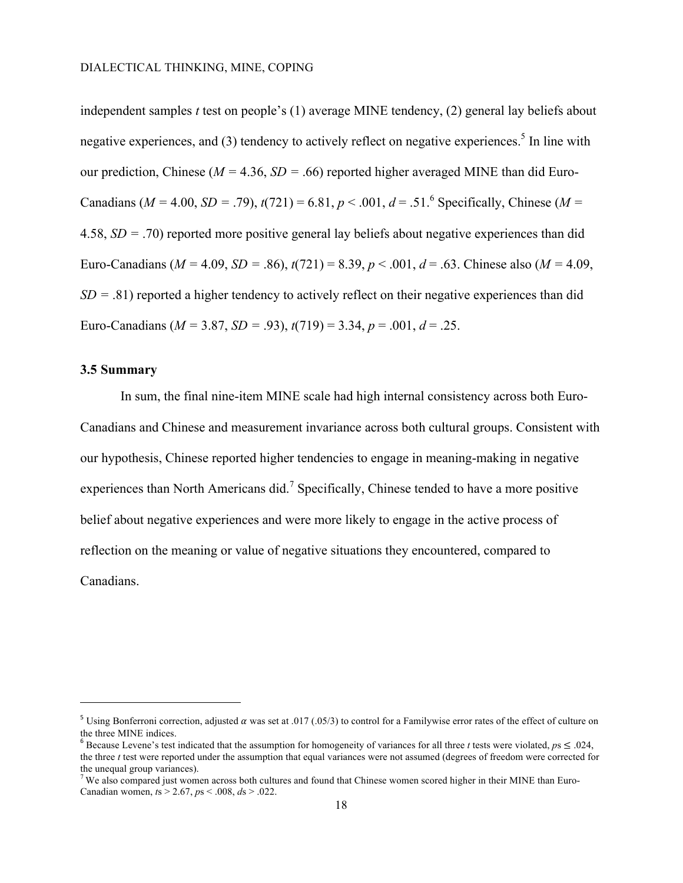independent samples *t* test on people's (1) average MINE tendency, (2) general lay beliefs about negative experiences, and (3) tendency to actively reflect on negative experiences.[5] In line with our prediction, Chinese ($M$ = 4.36, $SD$ = .66) reported higher averaged MINE than did Euro-Canadians ($M$ = 4.00, $SD$ = .79), $t(721)$ = 6.81, $p$ < .001, $d$ = .51.[6] Specifically, Chinese ($M$ = 4.58, $SD$ = .70) reported more positive general lay beliefs about negative experiences than did Euro-Canadians ($M$ = 4.09, $SD$ = .86), $t(721)$ = 8.39, $p$ < .001, $d$ = .63. Chinese also ($M$ = 4.09, $SD$ = .81) reported a higher tendency to actively reflect on their negative experiences than did Euro-Canadians ($M$ = 3.87, $SD$ = .93), $t(719)$ = 3.34, $p$ = .001, $d$ = .25.

### 3.5 Summary

In sum, the final nine-item MINE scale had high internal consistency across both Euro-Canadians and Chinese and measurement invariance across both cultural groups. Consistent with our hypothesis, Chinese reported higher tendencies to engage in meaning-making in negative experiences than North Americans did.[7] Specifically, Chinese tended to have a more positive belief about negative experiences and were more likely to engage in the active process of reflection on the meaning or value of negative situations they encountered, compared to Canadians.

---

[5] Using Bonferroni correction, adjusted $\alpha$ was set at .017 (.05/3) to control for a Familywise error rates of the effect of culture on the three MINE indices.

[6] Because Levene's test indicated that the assumption for homogeneity of variances for all three *t* tests were violated, $ps \leq .024$, the three *t* test were reported under the assumption that equal variances were not assumed (degrees of freedom were corrected for the unequal group variances).

[7] We also compared just women across both cultures and found that Chinese women scored higher in their MINE than Euro-Canadian women, $ts > 2.67$, $ps < .008$, $ds > .022$.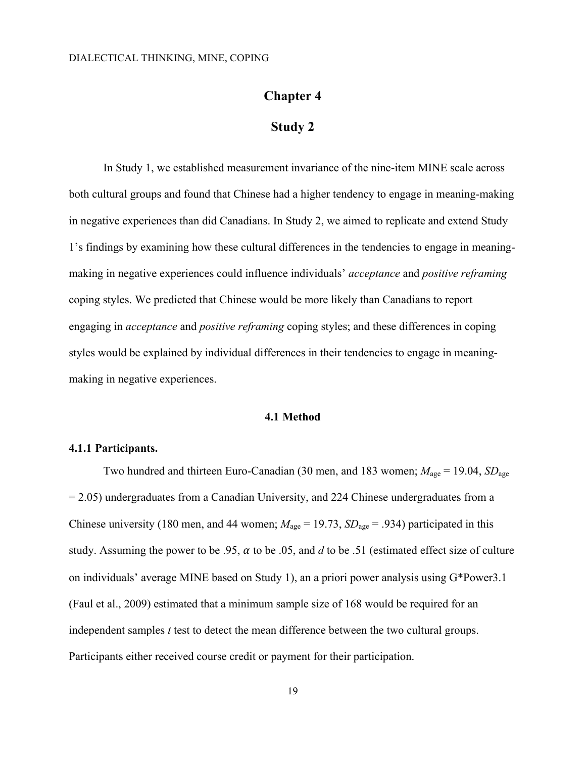# Chapter 4

# Study 2

In Study 1, we established measurement invariance of the nine-item MINE scale across both cultural groups and found that Chinese had a higher tendency to engage in meaning-making in negative experiences than did Canadians. In Study 2, we aimed to replicate and extend Study 1's findings by examining how these cultural differences in the tendencies to engage in meaning-making in negative experiences could influence individuals' *acceptance* and *positive reframing* coping styles. We predicted that Chinese would be more likely than Canadians to report engaging in *acceptance* and *positive reframing* coping styles; and these differences in coping styles would be explained by individual differences in their tendencies to engage in meaning-making in negative experiences.

## 4.1 Method

### 4.1.1 Participants.

Two hundred and thirteen Euro-Canadian (30 men, and 183 women; $M_{\text{age}} = 19.04$, $SD_{\text{age}} = 2.05$) undergraduates from a Canadian University, and 224 Chinese undergraduates from a Chinese university (180 men, and 44 women; $M_{\text{age}} = 19.73$, $SD_{\text{age}} = .934$) participated in this study. Assuming the power to be .95, $\alpha$ to be .05, and $d$ to be .51 (estimated effect size of culture on individuals' average MINE based on Study 1), an a priori power analysis using G*Power3.1 (Faul et al., 2009) estimated that a minimum sample size of 168 would be required for an independent samples $t$ test to detect the mean difference between the two cultural groups. Participants either received course credit or payment for their participation.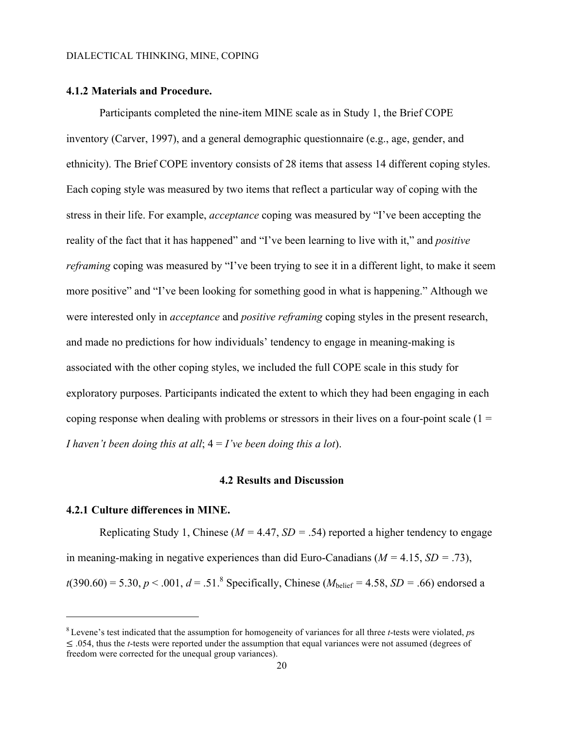### 4.1.2 Materials and Procedure.

Participants completed the nine-item MINE scale as in Study 1, the Brief COPE inventory (Carver, 1997), and a general demographic questionnaire (e.g., age, gender, and ethnicity). The Brief COPE inventory consists of 28 items that assess 14 different coping styles. Each coping style was measured by two items that reflect a particular way of coping with the stress in their life. For example, *acceptance* coping was measured by "I've been accepting the reality of the fact that it has happened" and "I've been learning to live with it," and *positive reframing* coping was measured by "I've been trying to see it in a different light, to make it seem more positive" and "I've been looking for something good in what is happening." Although we were interested only in *acceptance* and *positive reframing* coping styles in the present research, and made no predictions for how individuals' tendency to engage in meaning-making is associated with the other coping styles, we included the full COPE scale in this study for exploratory purposes. Participants indicated the extent to which they had been engaging in each coping response when dealing with problems or stressors in their lives on a four-point scale (1 = *I haven't been doing this at all*; 4 = *I've been doing this a lot*).

## 4.2 Results and Discussion

### 4.2.1 Culture differences in MINE.

Replicating Study 1, Chinese ($M = 4.47$, $SD = .54$) reported a higher tendency to engage in meaning-making in negative experiences than did Euro-Canadians ($M = 4.15$, $SD = .73$), $t(390.60) = 5.30$, $p < .001$, $d = .51$.[8] Specifically, Chinese ($M_{belief} = 4.58$, $SD = .66$) endorsed a

[8] Levene's test indicated that the assumption for homogeneity of variances for all three *t*-tests were violated, *p*s $\leq .054$, thus the *t*-tests were reported under the assumption that equal variances were not assumed (degrees of freedom were corrected for the unequal group variances).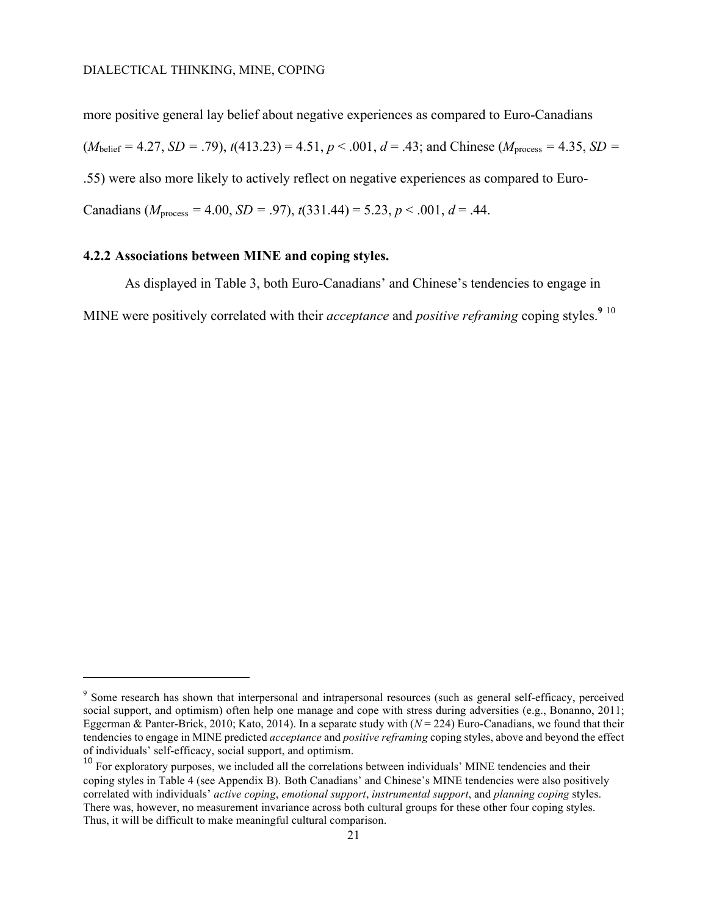more positive general lay belief about negative experiences as compared to Euro-Canadians ($M_{\text{belief}}$ = 4.27, $SD$ = .79), $t(413.23) = 4.51$, $p < .001$, $d$ = .43; and Chinese ($M_{\text{process}}$ = 4.35, $SD$ = .55) were also more likely to actively reflect on negative experiences as compared to Euro-Canadians ($M_{\text{process}}$ = 4.00, $SD$ = .97), $t(331.44) = 5.23$, $p < .001$, $d$ = .44.

**4.2.2 Associations between MINE and coping styles.**

As displayed in Table 3, both Euro-Canadians' and Chinese's tendencies to engage in MINE were positively correlated with their *acceptance* and *positive reframing* coping styles.[9] [10]

---

[9] Some research has shown that interpersonal and intrapersonal resources (such as general self-efficacy, perceived social support, and optimism) often help one manage and cope with stress during adversities (e.g., Bonanno, 2011; Eggerman & Panter-Brick, 2010; Kato, 2014). In a separate study with ($N$ = 224) Euro-Canadians, we found that their tendencies to engage in MINE predicted *acceptance* and *positive reframing* coping styles, above and beyond the effect of individuals' self-efficacy, social support, and optimism.

[10] For exploratory purposes, we included all the correlations between individuals' MINE tendencies and their coping styles in Table 4 (see Appendix B). Both Canadians' and Chinese's MINE tendencies were also positively correlated with individuals' *active coping*, *emotional support*, *instrumental support*, and *planning coping* styles. There was, however, no measurement invariance across both cultural groups for these other four coping styles. Thus, it will be difficult to make meaningful cultural comparison.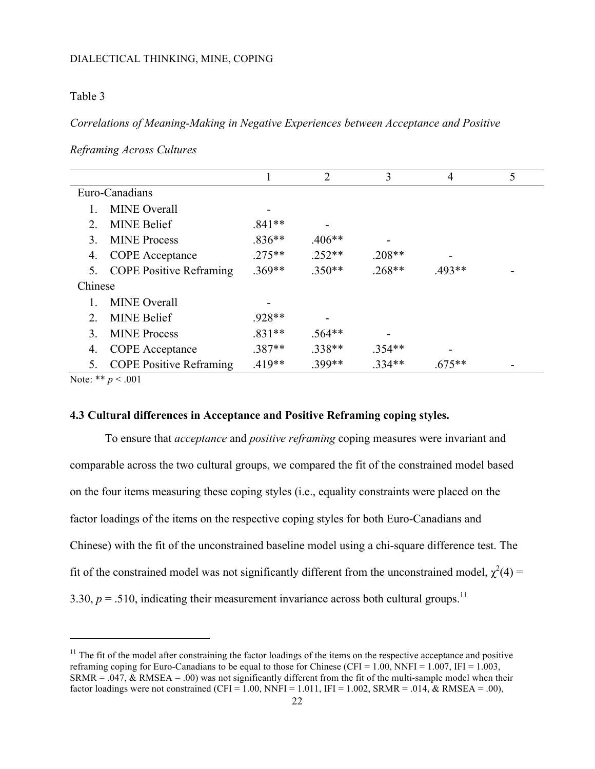Table 3

*Correlations of Meaning-Making in Negative Experiences between Acceptance and Positive Reframing Across Cultures*

| | 1 | 2 | 3 | 4 | 5 |
|---|---|---|---|---|---|
| Euro-Canadians | | | | | |
| 1. MINE Overall | - | | | | |
| 2. MINE Belief | .841** | - | | | |
| 3. MINE Process | .836** | .406** | - | | |
| 4. COPE Acceptance | .275** | .252** | .208** | - | |
| 5. COPE Positive Reframing | .369** | .350** | .268** | .493** | - |
| Chinese | | | | | |
| 1. MINE Overall | - | | | | |
| 2. MINE Belief | .928** | - | | | |
| 3. MINE Process | .831** | .564** | - | | |
| 4. COPE Acceptance | .387** | .338** | .354** | - | |
| 5. COPE Positive Reframing | .419** | .399** | .334** | .675** | - |

Note: ** $p < .001$

### 4.3 Cultural differences in Acceptance and Positive Reframing coping styles.

To ensure that *acceptance* and *positive reframing* coping measures were invariant and comparable across the two cultural groups, we compared the fit of the constrained model based on the four items measuring these coping styles (i.e., equality constraints were placed on the factor loadings of the items on the respective coping styles for both Euro-Canadians and Chinese) with the fit of the unconstrained baseline model using a chi-square difference test. The fit of the constrained model was not significantly different from the unconstrained model, $\chi^2(4) = 3.30$, $p = .510$, indicating their measurement invariance across both cultural groups.[11]

[11] The fit of the model after constraining the factor loadings of the items on the respective acceptance and positive reframing coping for Euro-Canadians to be equal to those for Chinese (CFI = 1.00, NNFI = 1.007, IFI = 1.003, SRMR = .047, & RMSEA = .00) was not significantly different from the fit of the multi-sample model when their factor loadings were not constrained (CFI = 1.00, NNFI = 1.011, IFI = 1.002, SRMR = .014, & RMSEA = .00),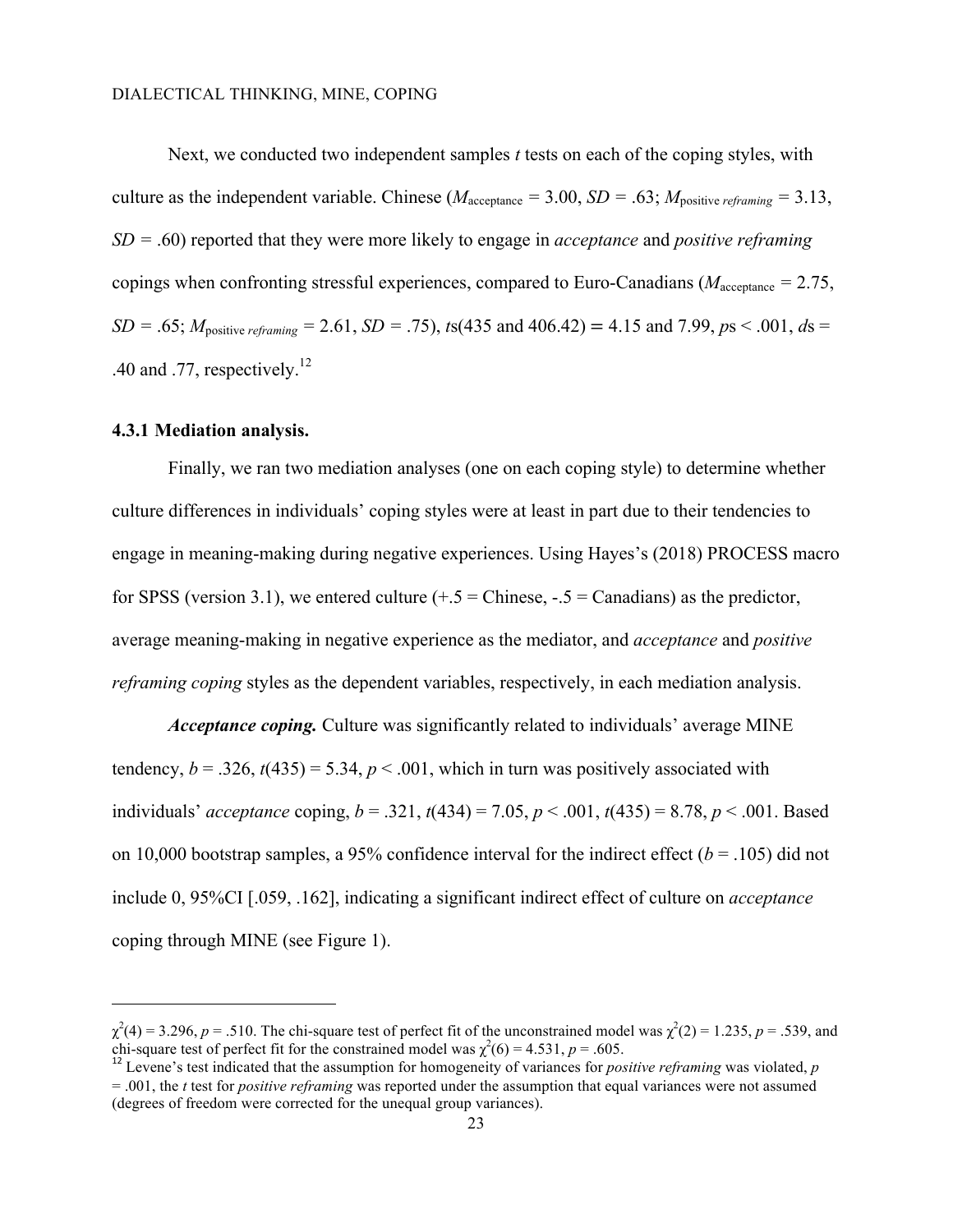Next, we conducted two independent samples *t* tests on each of the coping styles, with culture as the independent variable. Chinese ($M_{\text{acceptance}}$ = 3.00, *SD* = .63; $M_{\text{positive } reframing}$ = 3.13, *SD* = .60) reported that they were more likely to engage in *acceptance* and *positive reframing* copings when confronting stressful experiences, compared to Euro-Canadians ($M_{\text{acceptance}}$ = 2.75, *SD* = .65; $M_{\text{positive } reframing}$ = 2.61, *SD* = .75), *t*s(435 and 406.42) = 4.15 and 7.99, *p*s < .001, *d*s = .40 and .77, respectively.[12]

### 4.3.1 Mediation analysis.

Finally, we ran two mediation analyses (one on each coping style) to determine whether culture differences in individuals' coping styles were at least in part due to their tendencies to engage in meaning-making during negative experiences. Using Hayes's (2018) PROCESS macro for SPSS (version 3.1), we entered culture (+.5 = Chinese, -.5 = Canadians) as the predictor, average meaning-making in negative experience as the mediator, and *acceptance* and *positive reframing coping* styles as the dependent variables, respectively, in each mediation analysis.

***Acceptance coping.*** Culture was significantly related to individuals' average MINE tendency, *b* = .326, *t*(435) = 5.34, *p* < .001, which in turn was positively associated with individuals' *acceptance* coping, *b* = .321, *t*(434) = 7.05, *p* < .001, *t*(435) = 8.78, *p* < .001. Based on 10,000 bootstrap samples, a 95% confidence interval for the indirect effect (*b* = .105) did not include 0, 95%CI [.059, .162], indicating a significant indirect effect of culture on *acceptance* coping through MINE (see Figure 1).

---

$\chi^2(4)$ = 3.296, *p* = .510. The chi-square test of perfect fit of the unconstrained model was $\chi^2(2)$ = 1.235, *p* = .539, and chi-square test of perfect fit for the constrained model was $\chi^2(6)$ = 4.531, *p* = .605.

[12] Levene's test indicated that the assumption for homogeneity of variances for *positive reframing* was violated, *p* = .001, the *t* test for *positive reframing* was reported under the assumption that equal variances were not assumed (degrees of freedom were corrected for the unequal group variances).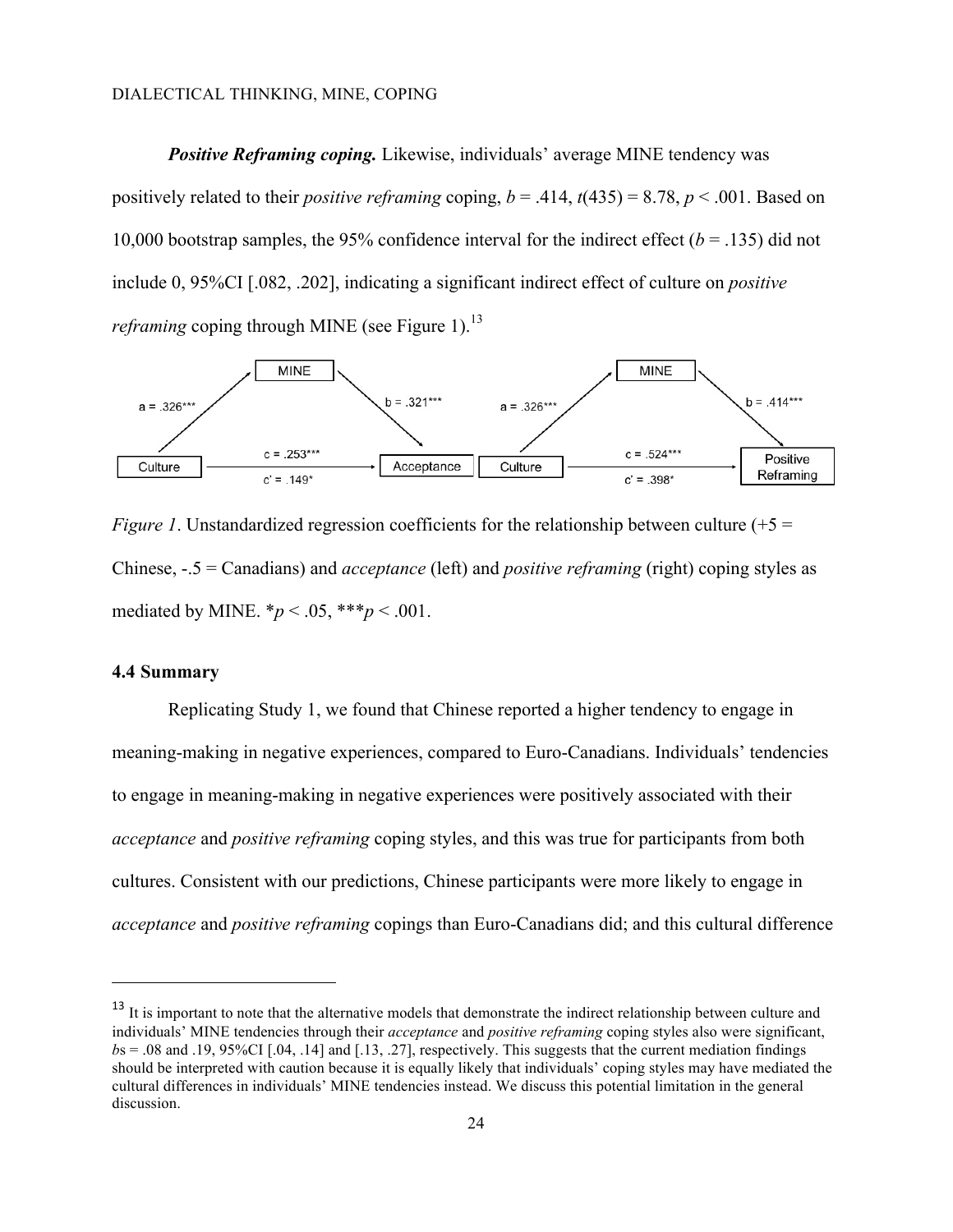***Positive Reframing coping.*** Likewise, individuals' average MINE tendency was positively related to their *positive reframing* coping, $b = .414$, $t(435) = 8.78$, $p < .001$. Based on 10,000 bootstrap samples, the 95% confidence interval for the indirect effect ($b = .135$) did not include 0, 95%CI [.082, .202], indicating a significant indirect effect of culture on *positive reframing* coping through MINE (see Figure 1).[13]

*Figure 1*. Unstandardized regression coefficients for the relationship between culture (+5 = Chinese, -.5 = Canadians) and *acceptance* (left) and *positive reframing* (right) coping styles as mediated by MINE. \*$p < .05$, \*\*\*$p < .001$.

### 4.4 Summary

Replicating Study 1, we found that Chinese reported a higher tendency to engage in meaning-making in negative experiences, compared to Euro-Canadians. Individuals' tendencies to engage in meaning-making in negative experiences were positively associated with their *acceptance* and *positive reframing* coping styles, and this was true for participants from both cultures. Consistent with our predictions, Chinese participants were more likely to engage in *acceptance* and *positive reframing* copings than Euro-Canadians did; and this cultural difference

---

[13] It is important to note that the alternative models that demonstrate the indirect relationship between culture and individuals' MINE tendencies through their *acceptance* and *positive reframing* coping styles also were significant, $b$s = .08 and .19, 95%CI [.04, .14] and [.13, .27], respectively. This suggests that the current mediation findings should be interpreted with caution because it is equally likely that individuals' coping styles may have mediated the cultural differences in individuals' MINE tendencies instead. We discuss this potential limitation in the general discussion.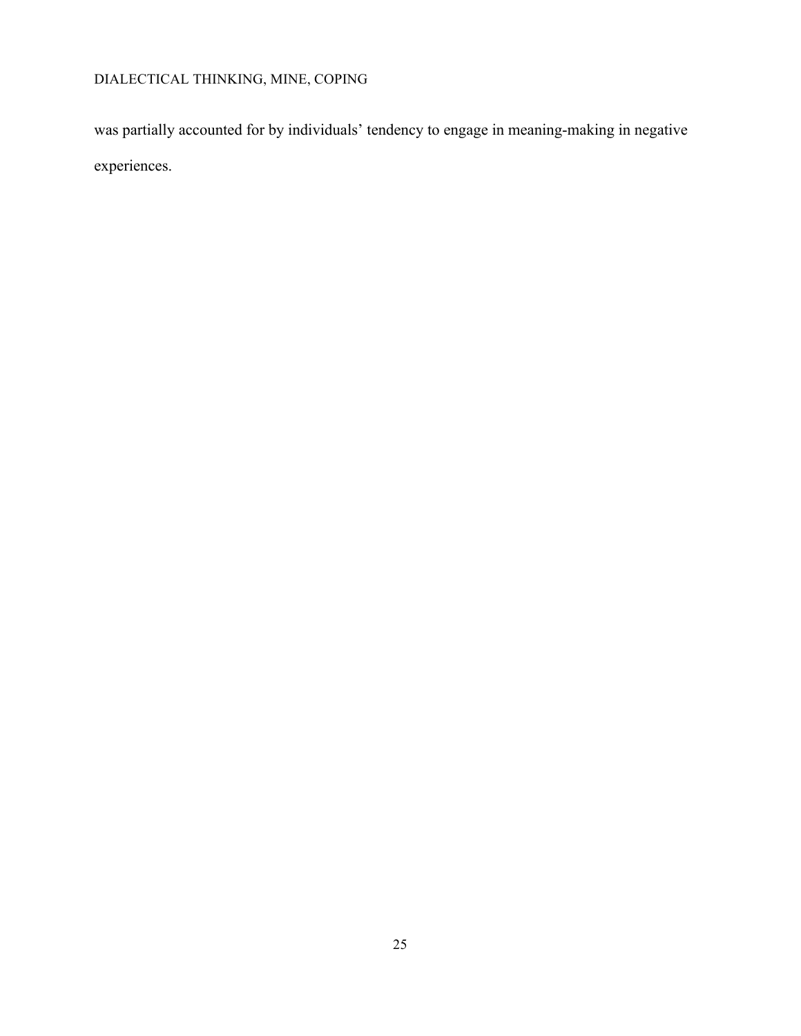was partially accounted for by individuals' tendency to engage in meaning-making in negative experiences.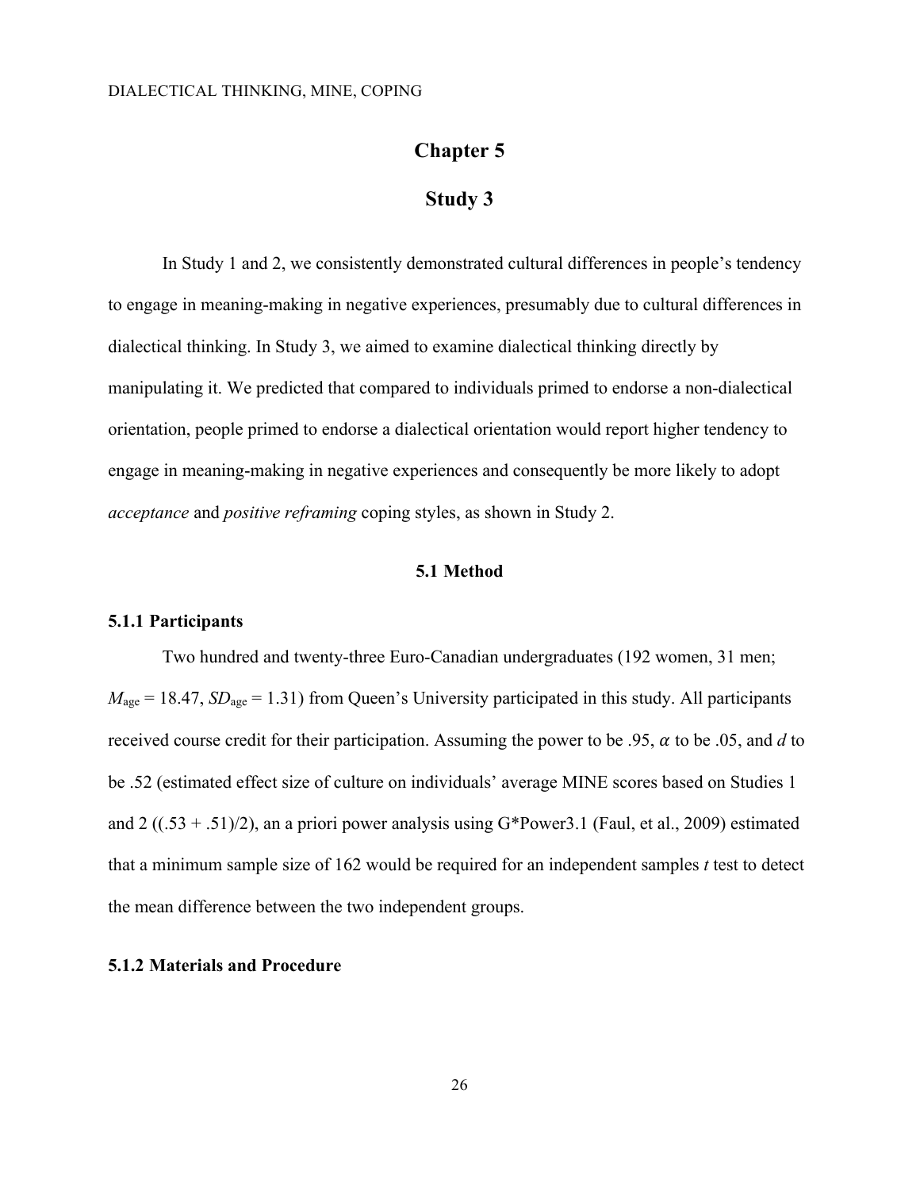# Chapter 5

# Study 3

In Study 1 and 2, we consistently demonstrated cultural differences in people's tendency to engage in meaning-making in negative experiences, presumably due to cultural differences in dialectical thinking. In Study 3, we aimed to examine dialectical thinking directly by manipulating it. We predicted that compared to individuals primed to endorse a non-dialectical orientation, people primed to endorse a dialectical orientation would report higher tendency to engage in meaning-making in negative experiences and consequently be more likely to adopt *acceptance* and *positive reframing* coping styles, as shown in Study 2.

## 5.1 Method

### 5.1.1 Participants

Two hundred and twenty-three Euro-Canadian undergraduates (192 women, 31 men; $M_{age} = 18.47$, $SD_{age} = 1.31$) from Queen's University participated in this study. All participants received course credit for their participation. Assuming the power to be .95, $\alpha$ to be .05, and $d$ to be .52 (estimated effect size of culture on individuals' average MINE scores based on Studies 1 and 2 ((.53 + .51)/2), an a priori power analysis using G*Power3.1 (Faul, et al., 2009) estimated that a minimum sample size of 162 would be required for an independent samples $t$ test to detect the mean difference between the two independent groups.

### 5.1.2 Materials and Procedure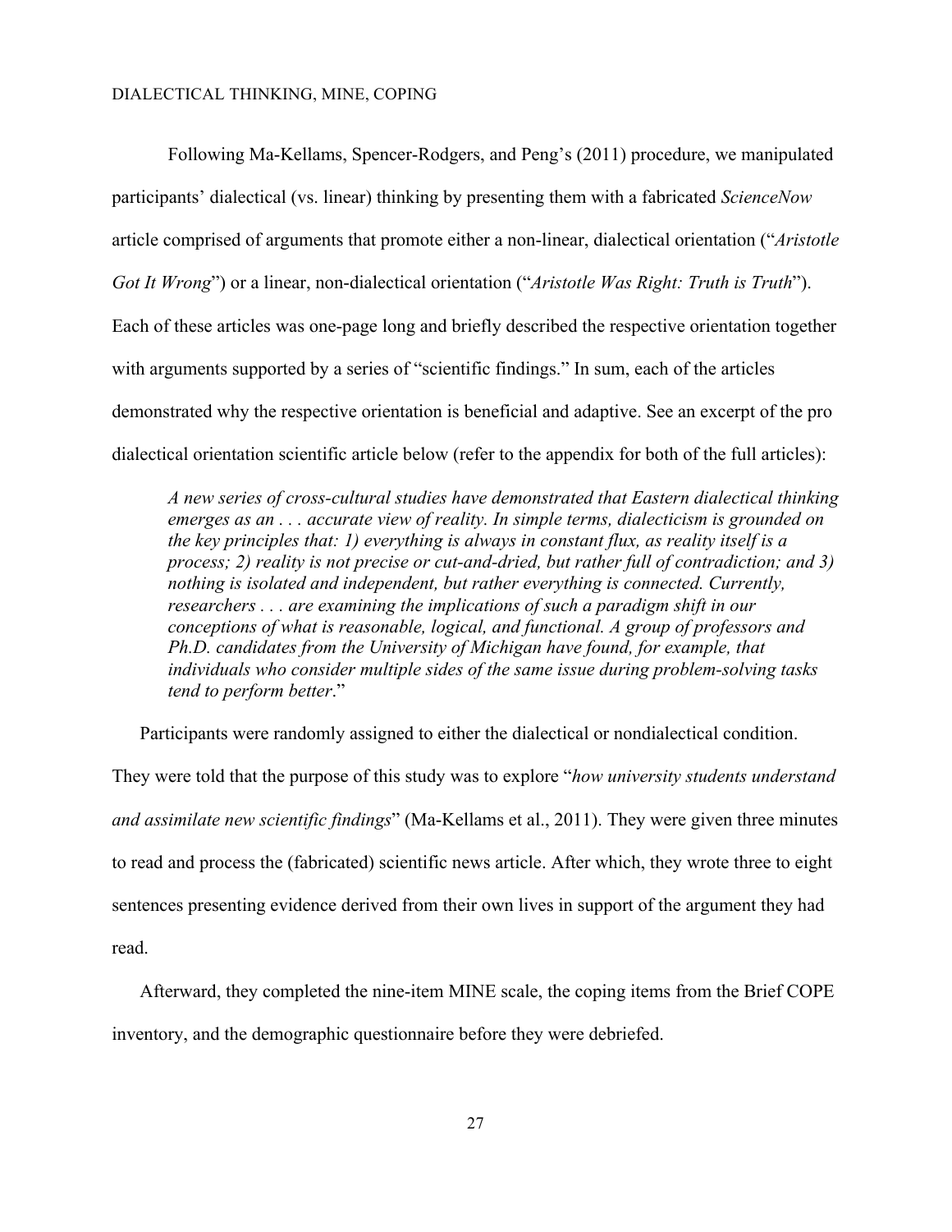Following Ma-Kellams, Spencer-Rodgers, and Peng's (2011) procedure, we manipulated participants' dialectical (vs. linear) thinking by presenting them with a fabricated *ScienceNow* article comprised of arguments that promote either a non-linear, dialectical orientation ("*Aristotle Got It Wrong*") or a linear, non-dialectical orientation ("*Aristotle Was Right: Truth is Truth*"). Each of these articles was one-page long and briefly described the respective orientation together with arguments supported by a series of "scientific findings." In sum, each of the articles demonstrated why the respective orientation is beneficial and adaptive. See an excerpt of the pro dialectical orientation scientific article below (refer to the appendix for both of the full articles):

> *A new series of cross-cultural studies have demonstrated that Eastern dialectical thinking emerges as an . . . accurate view of reality. In simple terms, dialecticism is grounded on the key principles that: 1) everything is always in constant flux, as reality itself is a process; 2) reality is not precise or cut-and-dried, but rather full of contradiction; and 3) nothing is isolated and independent, but rather everything is connected. Currently, researchers . . . are examining the implications of such a paradigm shift in our conceptions of what is reasonable, logical, and functional. A group of professors and Ph.D. candidates from the University of Michigan have found, for example, that individuals who consider multiple sides of the same issue during problem-solving tasks tend to perform better*."

Participants were randomly assigned to either the dialectical or nondialectical condition. They were told that the purpose of this study was to explore "*how university students understand and assimilate new scientific findings*" (Ma-Kellams et al., 2011). They were given three minutes to read and process the (fabricated) scientific news article. After which, they wrote three to eight sentences presenting evidence derived from their own lives in support of the argument they had read.

Afterward, they completed the nine-item MINE scale, the coping items from the Brief COPE inventory, and the demographic questionnaire before they were debriefed.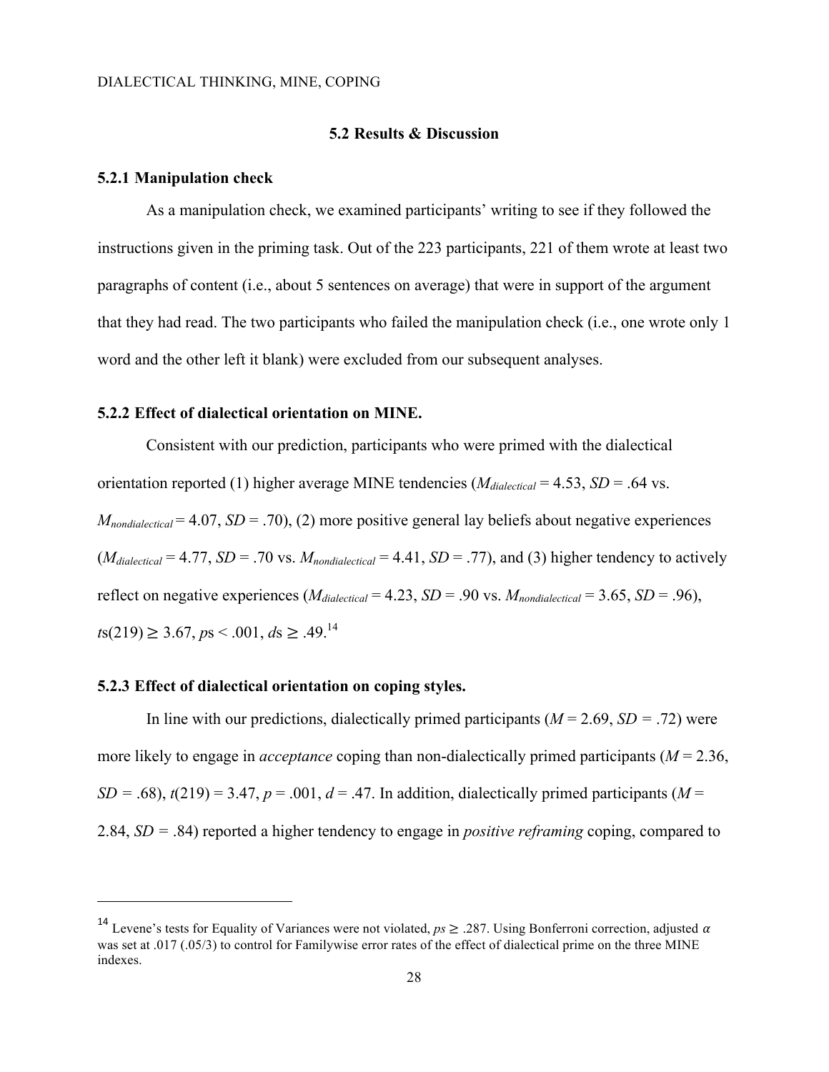## 5.2 Results & Discussion

### 5.2.1 Manipulation check

As a manipulation check, we examined participants' writing to see if they followed the instructions given in the priming task. Out of the 223 participants, 221 of them wrote at least two paragraphs of content (i.e., about 5 sentences on average) that were in support of the argument that they had read. The two participants who failed the manipulation check (i.e., one wrote only 1 word and the other left it blank) were excluded from our subsequent analyses.

### 5.2.2 Effect of dialectical orientation on MINE.

Consistent with our prediction, participants who were primed with the dialectical orientation reported (1) higher average MINE tendencies ($M_{dialectical}$ = 4.53, $SD$ = .64 vs. $M_{nondialectical}$ = 4.07, $SD$ = .70), (2) more positive general lay beliefs about negative experiences ($M_{dialectical}$ = 4.77, $SD$ = .70 vs. $M_{nondialectical}$ = 4.41, $SD$ = .77), and (3) higher tendency to actively reflect on negative experiences ($M_{dialectical}$ = 4.23, $SD$ = .90 vs. $M_{nondialectical}$ = 3.65, $SD$ = .96), $t$s(219) ≥ 3.67, $p$s < .001, $d$s ≥ .49.[14]

### 5.2.3 Effect of dialectical orientation on coping styles.

In line with our predictions, dialectically primed participants ($M$ = 2.69, $SD$ = .72) were more likely to engage in *acceptance* coping than non-dialectically primed participants ($M$ = 2.36, $SD$ = .68), $t$(219) = 3.47, $p$ = .001, $d$ = .47. In addition, dialectically primed participants ($M$ = 2.84, $SD$ = .84) reported a higher tendency to engage in *positive reframing* coping, compared to

---

[14] Levene's tests for Equality of Variances were not violated, $ps \geq .287$. Using Bonferroni correction, adjusted $\alpha$ was set at .017 (.05/3) to control for Familywise error rates of the effect of dialectical prime on the three MINE indexes.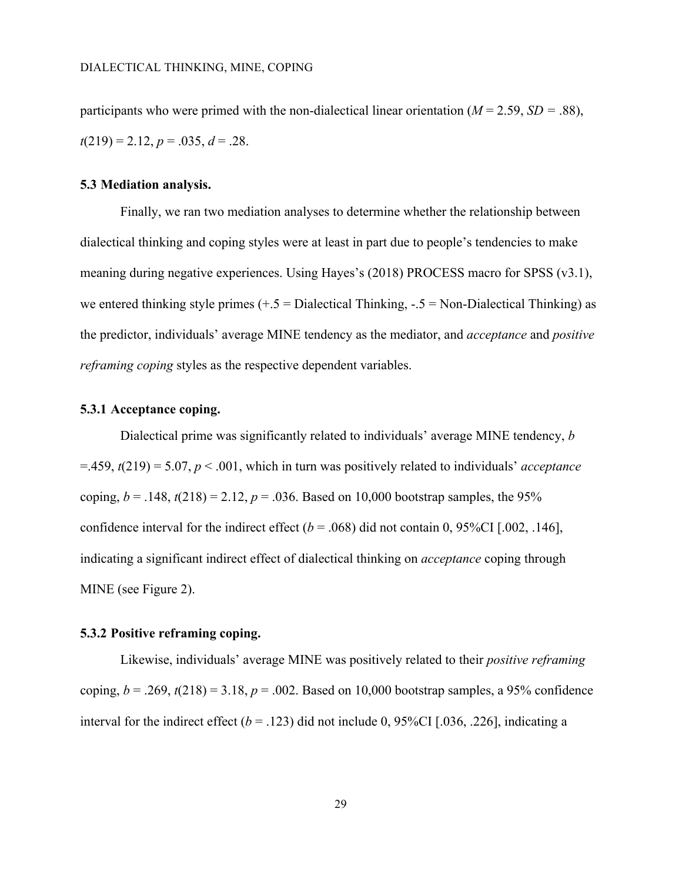participants who were primed with the non-dialectical linear orientation ($M = 2.59$, $SD = .88$), $t(219) = 2.12$, $p = .035$, $d = .28$.

### 5.3 Mediation analysis.

Finally, we ran two mediation analyses to determine whether the relationship between dialectical thinking and coping styles were at least in part due to people's tendencies to make meaning during negative experiences. Using Hayes's (2018) PROCESS macro for SPSS (v3.1), we entered thinking style primes (+.5 = Dialectical Thinking, -.5 = Non-Dialectical Thinking) as the predictor, individuals' average MINE tendency as the mediator, and *acceptance* and *positive reframing coping* styles as the respective dependent variables.

#### 5.3.1 Acceptance coping.

Dialectical prime was significantly related to individuals' average MINE tendency, $b = .459$, $t(219) = 5.07$, $p < .001$, which in turn was positively related to individuals' *acceptance* coping, $b = .148$, $t(218) = 2.12$, $p = .036$. Based on 10,000 bootstrap samples, the 95% confidence interval for the indirect effect ($b = .068$) did not contain 0, 95%CI [.002, .146], indicating a significant indirect effect of dialectical thinking on *acceptance* coping through MINE (see Figure 2).

#### 5.3.2 Positive reframing coping.

Likewise, individuals' average MINE was positively related to their *positive reframing* coping, $b = .269$, $t(218) = 3.18$, $p = .002$. Based on 10,000 bootstrap samples, a 95% confidence interval for the indirect effect ($b = .123$) did not include 0, 95%CI [.036, .226], indicating a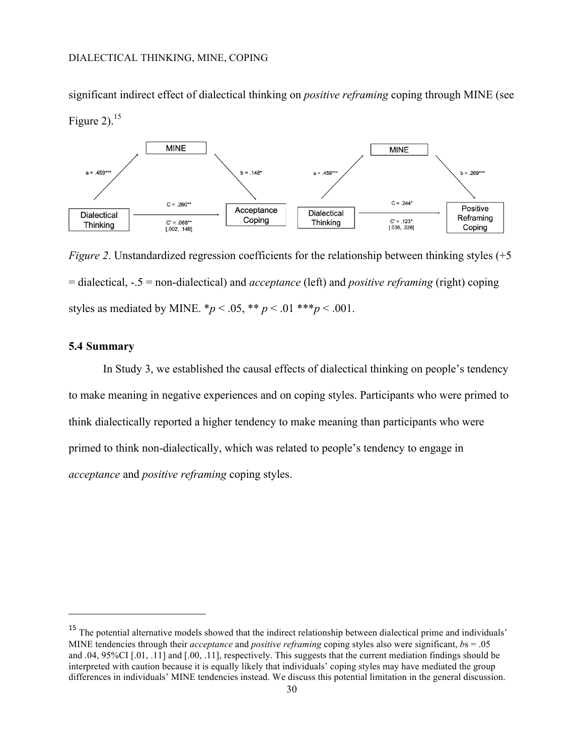significant indirect effect of dialectical thinking on *positive reframing* coping through MINE (see Figure 2).[15]

*Figure 2*. Unstandardized regression coefficients for the relationship between thinking styles (+5 = dialectical, -.5 = non-dialectical) and *acceptance* (left) and *positive reframing* (right) coping styles as mediated by MINE. \**p* < .05, \*\* *p* < .01 \*\*\**p* < .001.

### 5.4 Summary

In Study 3, we established the causal effects of dialectical thinking on people's tendency to make meaning in negative experiences and on coping styles. Participants who were primed to think dialectically reported a higher tendency to make meaning than participants who were primed to think non-dialectically, which was related to people's tendency to engage in *acceptance* and *positive reframing* coping styles.

---

[15] The potential alternative models showed that the indirect relationship between dialectical prime and individuals' MINE tendencies through their *acceptance* and *positive reframing* coping styles also were significant, *b*s = .05 and .04, 95%CI [.01, .11] and [.00, .11], respectively. This suggests that the current mediation findings should be interpreted with caution because it is equally likely that individuals' coping styles may have mediated the group differences in individuals' MINE tendencies instead. We discuss this potential limitation in the general discussion.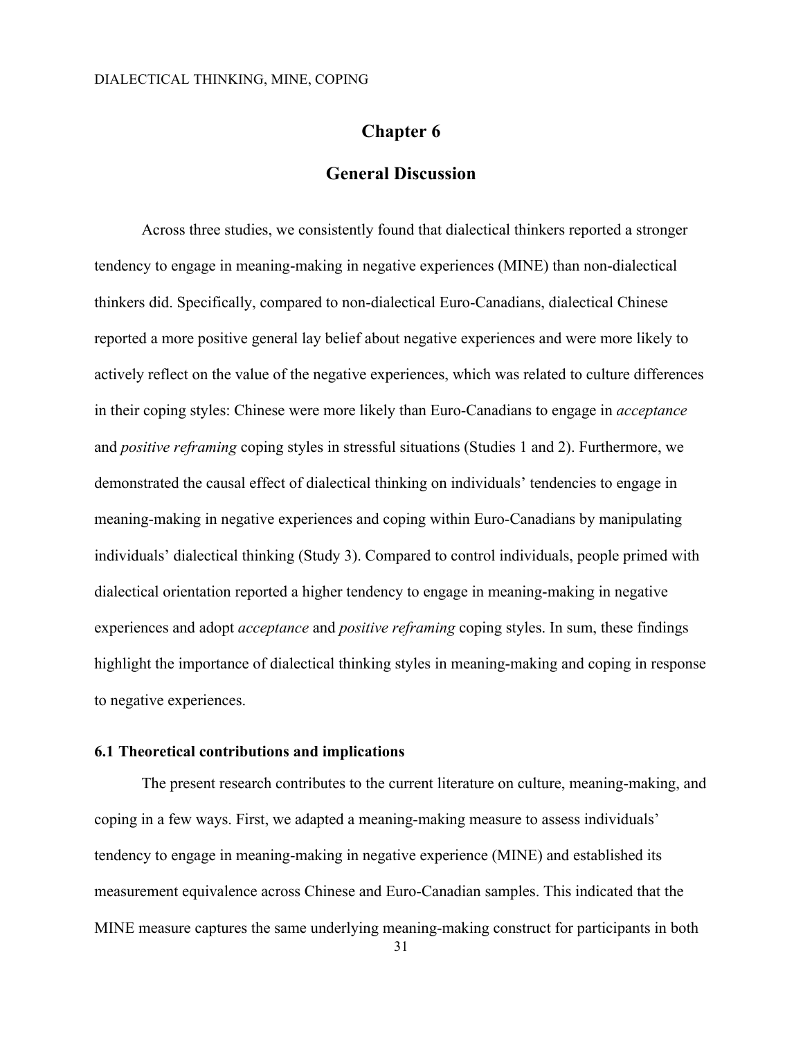# Chapter 6

# General Discussion

Across three studies, we consistently found that dialectical thinkers reported a stronger tendency to engage in meaning-making in negative experiences (MINE) than non-dialectical thinkers did. Specifically, compared to non-dialectical Euro-Canadians, dialectical Chinese reported a more positive general lay belief about negative experiences and were more likely to actively reflect on the value of the negative experiences, which was related to culture differences in their coping styles: Chinese were more likely than Euro-Canadians to engage in *acceptance* and *positive reframing* coping styles in stressful situations (Studies 1 and 2). Furthermore, we demonstrated the causal effect of dialectical thinking on individuals' tendencies to engage in meaning-making in negative experiences and coping within Euro-Canadians by manipulating individuals' dialectical thinking (Study 3). Compared to control individuals, people primed with dialectical orientation reported a higher tendency to engage in meaning-making in negative experiences and adopt *acceptance* and *positive reframing* coping styles. In sum, these findings highlight the importance of dialectical thinking styles in meaning-making and coping in response to negative experiences.

## 6.1 Theoretical contributions and implications

The present research contributes to the current literature on culture, meaning-making, and coping in a few ways. First, we adapted a meaning-making measure to assess individuals' tendency to engage in meaning-making in negative experience (MINE) and established its measurement equivalence across Chinese and Euro-Canadian samples. This indicated that the MINE measure captures the same underlying meaning-making construct for participants in both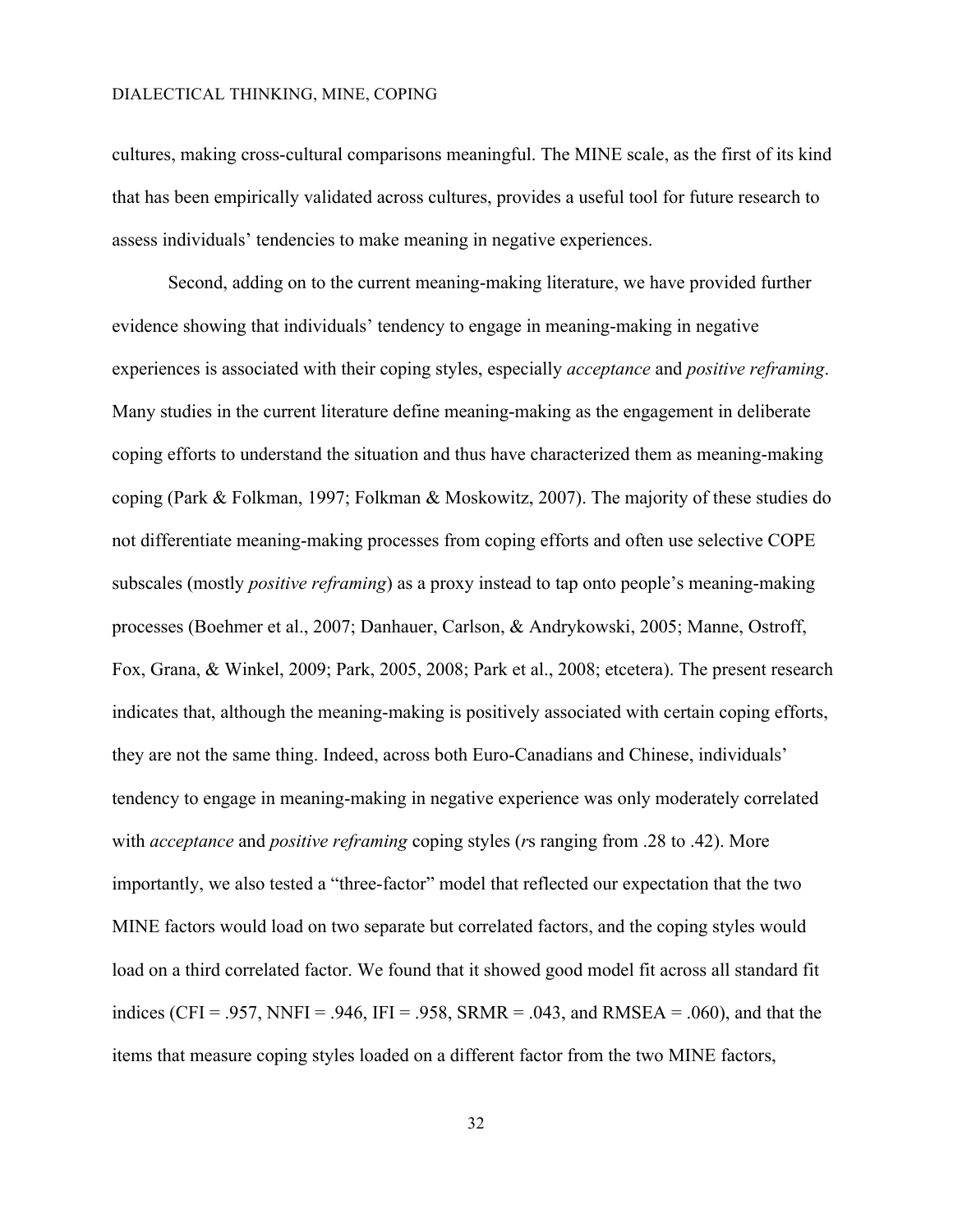cultures, making cross-cultural comparisons meaningful. The MINE scale, as the first of its kind that has been empirically validated across cultures, provides a useful tool for future research to assess individuals' tendencies to make meaning in negative experiences.

Second, adding on to the current meaning-making literature, we have provided further evidence showing that individuals' tendency to engage in meaning-making in negative experiences is associated with their coping styles, especially *acceptance* and *positive reframing*. Many studies in the current literature define meaning-making as the engagement in deliberate coping efforts to understand the situation and thus have characterized them as meaning-making coping (Park & Folkman, 1997; Folkman & Moskowitz, 2007). The majority of these studies do not differentiate meaning-making processes from coping efforts and often use selective COPE subscales (mostly *positive reframing*) as a proxy instead to tap onto people's meaning-making processes (Boehmer et al., 2007; Danhauer, Carlson, & Andrykowski, 2005; Manne, Ostroff, Fox, Grana, & Winkel, 2009; Park, 2005, 2008; Park et al., 2008; etcetera). The present research indicates that, although the meaning-making is positively associated with certain coping efforts, they are not the same thing. Indeed, across both Euro-Canadians and Chinese, individuals' tendency to engage in meaning-making in negative experience was only moderately correlated with *acceptance* and *positive reframing* coping styles (*r*s ranging from .28 to .42). More importantly, we also tested a "three-factor" model that reflected our expectation that the two MINE factors would load on two separate but correlated factors, and the coping styles would load on a third correlated factor. We found that it showed good model fit across all standard fit indices (CFI = .957, NNFI = .946, IFI = .958, SRMR = .043, and RMSEA = .060), and that the items that measure coping styles loaded on a different factor from the two MINE factors,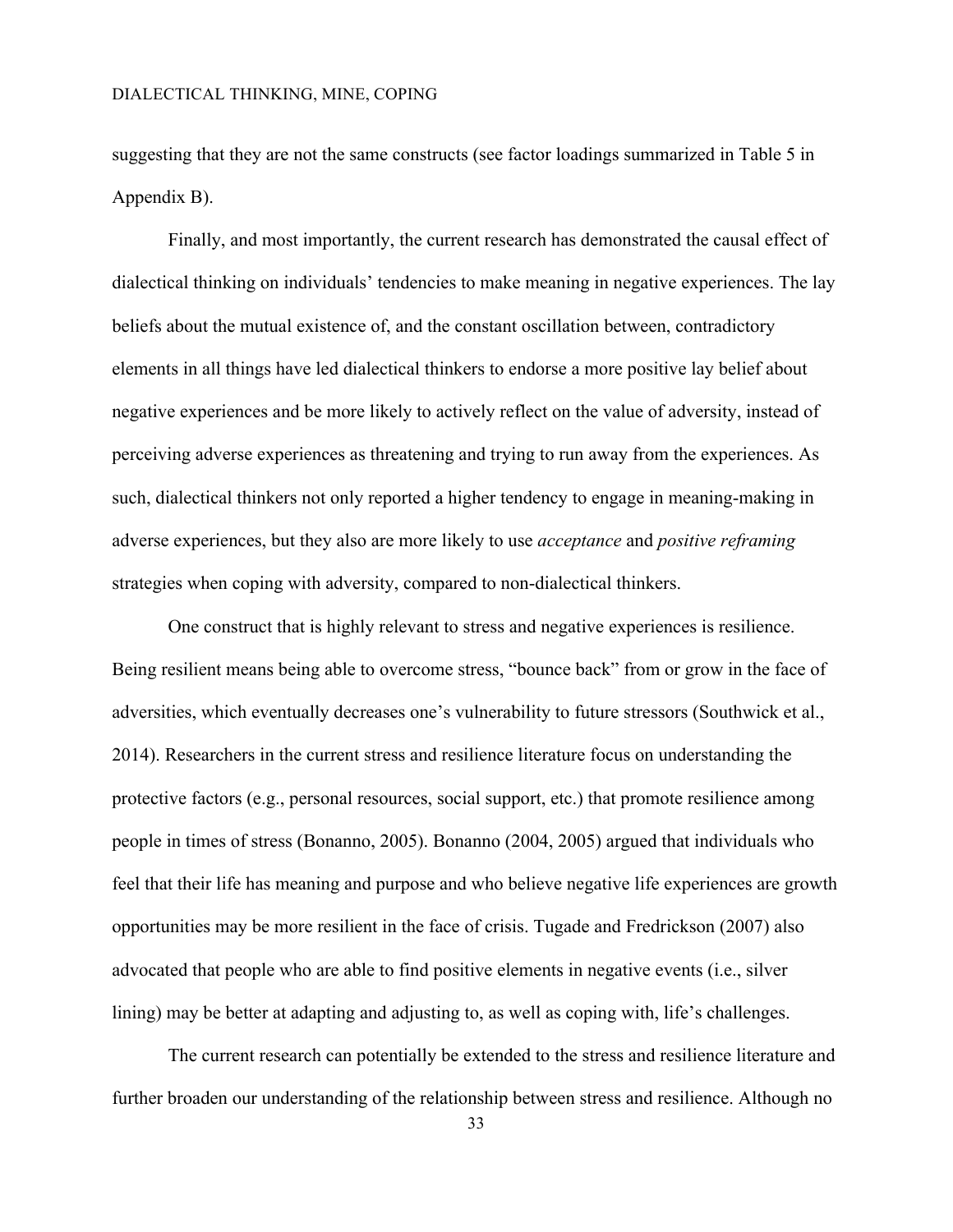suggesting that they are not the same constructs (see factor loadings summarized in Table 5 in Appendix B).

Finally, and most importantly, the current research has demonstrated the causal effect of dialectical thinking on individuals' tendencies to make meaning in negative experiences. The lay beliefs about the mutual existence of, and the constant oscillation between, contradictory elements in all things have led dialectical thinkers to endorse a more positive lay belief about negative experiences and be more likely to actively reflect on the value of adversity, instead of perceiving adverse experiences as threatening and trying to run away from the experiences. As such, dialectical thinkers not only reported a higher tendency to engage in meaning-making in adverse experiences, but they also are more likely to use *acceptance* and *positive reframing* strategies when coping with adversity, compared to non-dialectical thinkers.

One construct that is highly relevant to stress and negative experiences is resilience. Being resilient means being able to overcome stress, "bounce back" from or grow in the face of adversities, which eventually decreases one's vulnerability to future stressors (Southwick et al., 2014). Researchers in the current stress and resilience literature focus on understanding the protective factors (e.g., personal resources, social support, etc.) that promote resilience among people in times of stress (Bonanno, 2005). Bonanno (2004, 2005) argued that individuals who feel that their life has meaning and purpose and who believe negative life experiences are growth opportunities may be more resilient in the face of crisis. Tugade and Fredrickson (2007) also advocated that people who are able to find positive elements in negative events (i.e., silver lining) may be better at adapting and adjusting to, as well as coping with, life's challenges.

The current research can potentially be extended to the stress and resilience literature and further broaden our understanding of the relationship between stress and resilience. Although no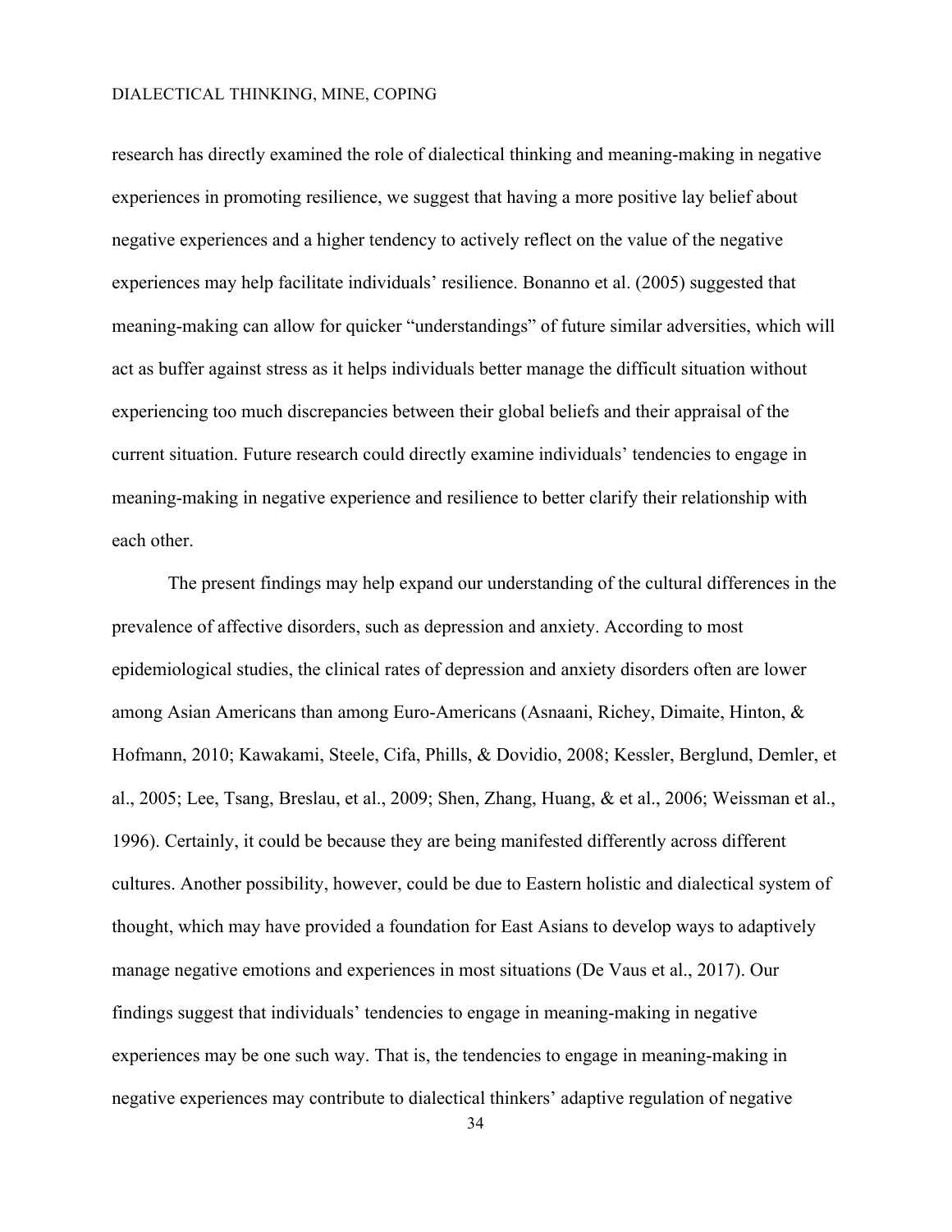research has directly examined the role of dialectical thinking and meaning-making in negative experiences in promoting resilience, we suggest that having a more positive lay belief about negative experiences and a higher tendency to actively reflect on the value of the negative experiences may help facilitate individuals' resilience. Bonanno et al. (2005) suggested that meaning-making can allow for quicker "understandings" of future similar adversities, which will act as buffer against stress as it helps individuals better manage the difficult situation without experiencing too much discrepancies between their global beliefs and their appraisal of the current situation. Future research could directly examine individuals' tendencies to engage in meaning-making in negative experience and resilience to better clarify their relationship with each other.

The present findings may help expand our understanding of the cultural differences in the prevalence of affective disorders, such as depression and anxiety. According to most epidemiological studies, the clinical rates of depression and anxiety disorders often are lower among Asian Americans than among Euro-Americans (Asnaani, Richey, Dimaite, Hinton, & Hofmann, 2010; Kawakami, Steele, Cifa, Phills, & Dovidio, 2008; Kessler, Berglund, Demler, et al., 2005; Lee, Tsang, Breslau, et al., 2009; Shen, Zhang, Huang, & et al., 2006; Weissman et al., 1996). Certainly, it could be because they are being manifested differently across different cultures. Another possibility, however, could be due to Eastern holistic and dialectical system of thought, which may have provided a foundation for East Asians to develop ways to adaptively manage negative emotions and experiences in most situations (De Vaus et al., 2017). Our findings suggest that individuals' tendencies to engage in meaning-making in negative experiences may be one such way. That is, the tendencies to engage in meaning-making in negative experiences may contribute to dialectical thinkers' adaptive regulation of negative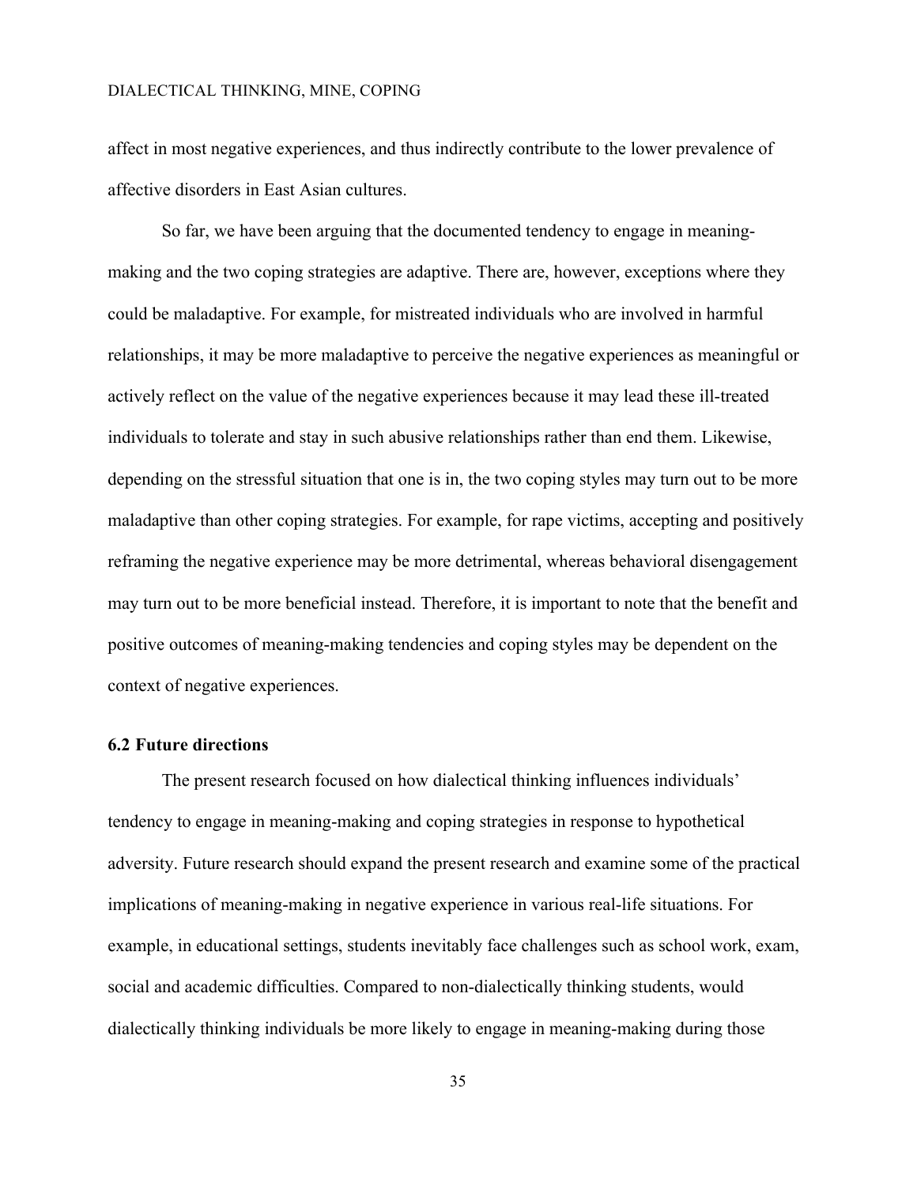affect in most negative experiences, and thus indirectly contribute to the lower prevalence of affective disorders in East Asian cultures.

So far, we have been arguing that the documented tendency to engage in meaning-making and the two coping strategies are adaptive. There are, however, exceptions where they could be maladaptive. For example, for mistreated individuals who are involved in harmful relationships, it may be more maladaptive to perceive the negative experiences as meaningful or actively reflect on the value of the negative experiences because it may lead these ill-treated individuals to tolerate and stay in such abusive relationships rather than end them. Likewise, depending on the stressful situation that one is in, the two coping styles may turn out to be more maladaptive than other coping strategies. For example, for rape victims, accepting and positively reframing the negative experience may be more detrimental, whereas behavioral disengagement may turn out to be more beneficial instead. Therefore, it is important to note that the benefit and positive outcomes of meaning-making tendencies and coping styles may be dependent on the context of negative experiences.

### 6.2 Future directions

The present research focused on how dialectical thinking influences individuals' tendency to engage in meaning-making and coping strategies in response to hypothetical adversity. Future research should expand the present research and examine some of the practical implications of meaning-making in negative experience in various real-life situations. For example, in educational settings, students inevitably face challenges such as school work, exam, social and academic difficulties. Compared to non-dialectically thinking students, would dialectically thinking individuals be more likely to engage in meaning-making during those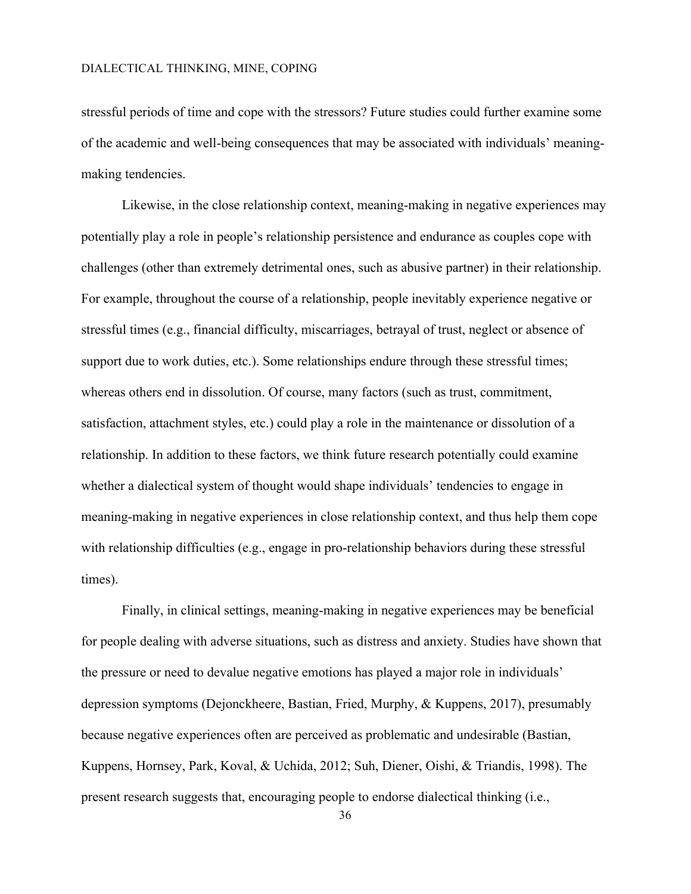stressful periods of time and cope with the stressors? Future studies could further examine some of the academic and well-being consequences that may be associated with individuals' meaning-making tendencies.

Likewise, in the close relationship context, meaning-making in negative experiences may potentially play a role in people's relationship persistence and endurance as couples cope with challenges (other than extremely detrimental ones, such as abusive partner) in their relationship. For example, throughout the course of a relationship, people inevitably experience negative or stressful times (e.g., financial difficulty, miscarriages, betrayal of trust, neglect or absence of support due to work duties, etc.). Some relationships endure through these stressful times; whereas others end in dissolution. Of course, many factors (such as trust, commitment, satisfaction, attachment styles, etc.) could play a role in the maintenance or dissolution of a relationship. In addition to these factors, we think future research potentially could examine whether a dialectical system of thought would shape individuals' tendencies to engage in meaning-making in negative experiences in close relationship context, and thus help them cope with relationship difficulties (e.g., engage in pro-relationship behaviors during these stressful times).

Finally, in clinical settings, meaning-making in negative experiences may be beneficial for people dealing with adverse situations, such as distress and anxiety. Studies have shown that the pressure or need to devalue negative emotions has played a major role in individuals' depression symptoms (Dejonckheere, Bastian, Fried, Murphy, & Kuppens, 2017), presumably because negative experiences often are perceived as problematic and undesirable (Bastian, Kuppens, Hornsey, Park, Koval, & Uchida, 2012; Suh, Diener, Oishi, & Triandis, 1998). The present research suggests that, encouraging people to endorse dialectical thinking (i.e.,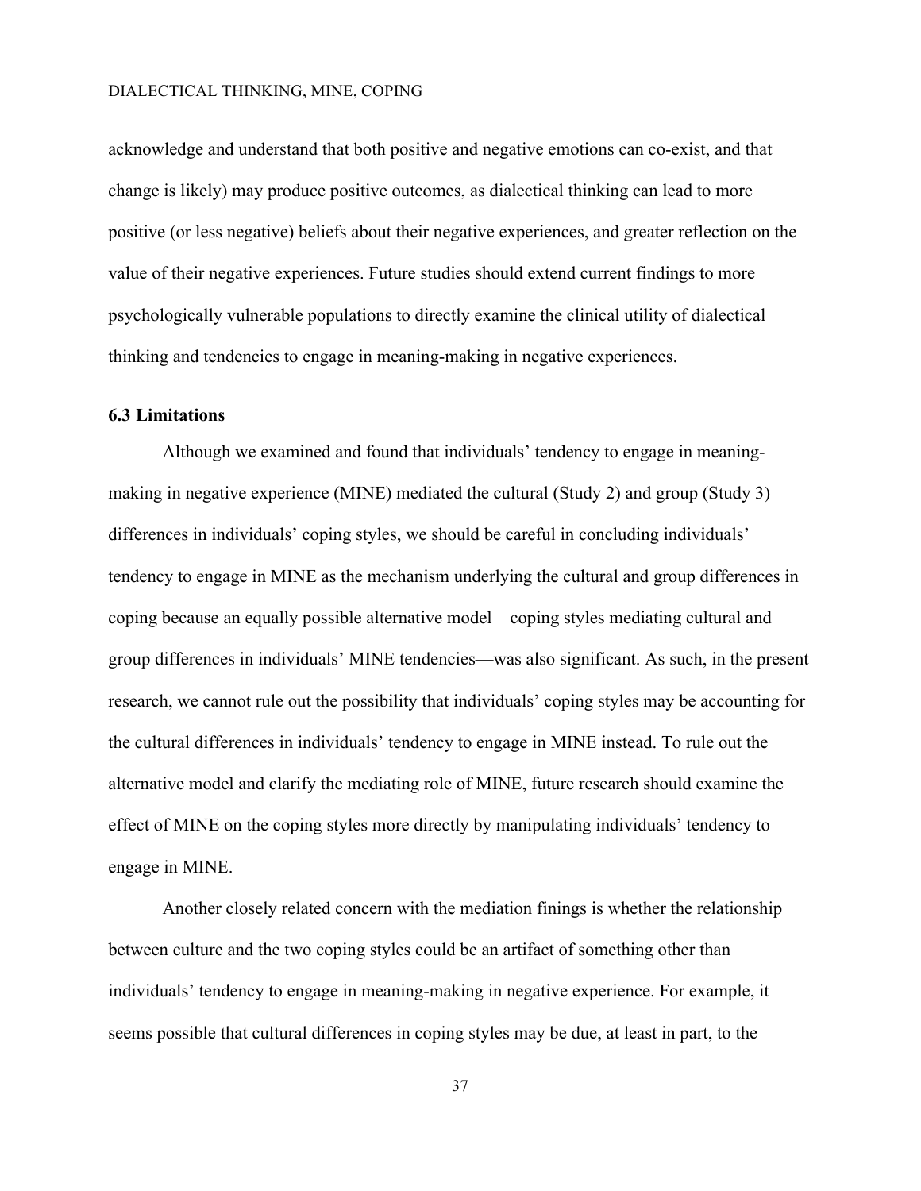acknowledge and understand that both positive and negative emotions can co-exist, and that change is likely) may produce positive outcomes, as dialectical thinking can lead to more positive (or less negative) beliefs about their negative experiences, and greater reflection on the value of their negative experiences. Future studies should extend current findings to more psychologically vulnerable populations to directly examine the clinical utility of dialectical thinking and tendencies to engage in meaning-making in negative experiences.

### 6.3 Limitations

Although we examined and found that individuals' tendency to engage in meaning-making in negative experience (MINE) mediated the cultural (Study 2) and group (Study 3) differences in individuals' coping styles, we should be careful in concluding individuals' tendency to engage in MINE as the mechanism underlying the cultural and group differences in coping because an equally possible alternative model—coping styles mediating cultural and group differences in individuals' MINE tendencies—was also significant. As such, in the present research, we cannot rule out the possibility that individuals' coping styles may be accounting for the cultural differences in individuals' tendency to engage in MINE instead. To rule out the alternative model and clarify the mediating role of MINE, future research should examine the effect of MINE on the coping styles more directly by manipulating individuals' tendency to engage in MINE.

Another closely related concern with the mediation finings is whether the relationship between culture and the two coping styles could be an artifact of something other than individuals' tendency to engage in meaning-making in negative experience. For example, it seems possible that cultural differences in coping styles may be due, at least in part, to the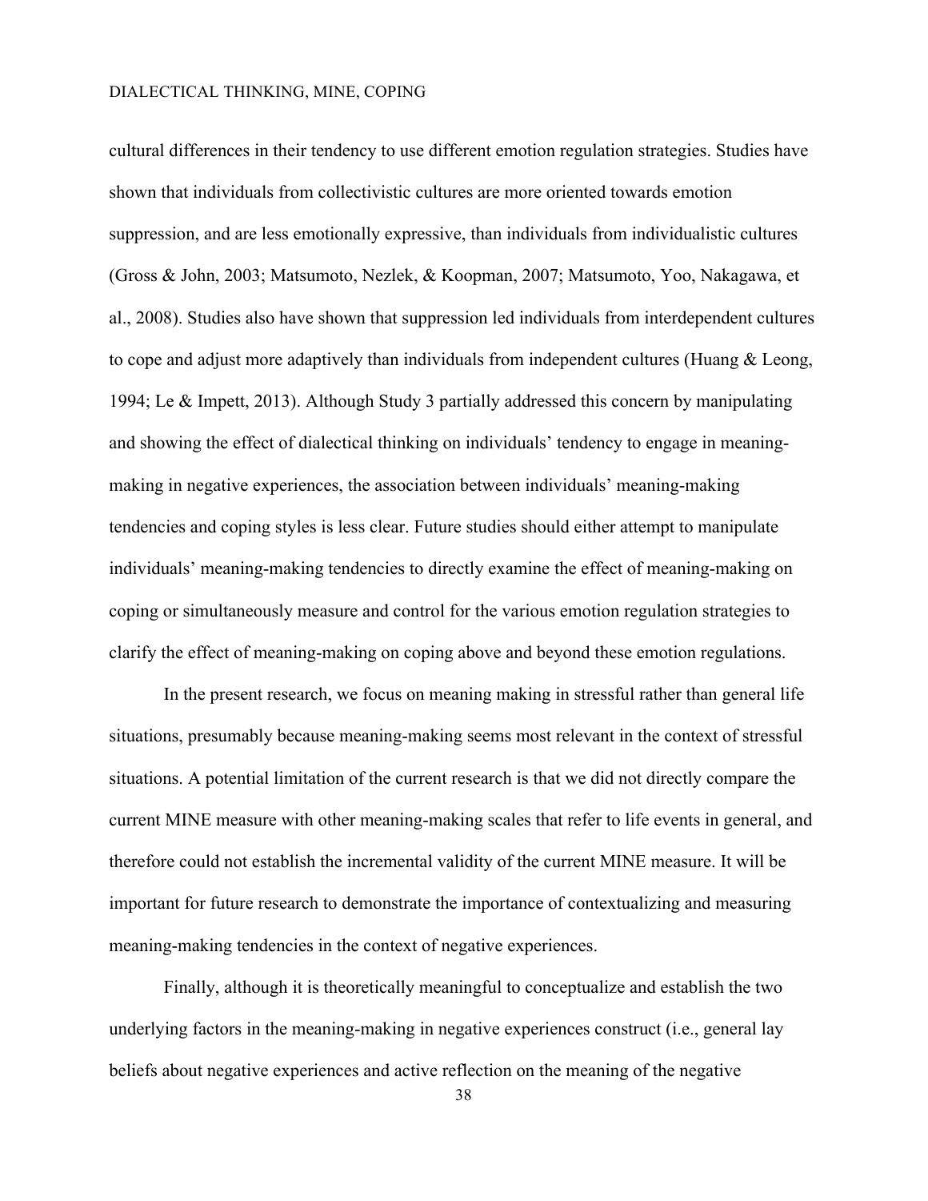cultural differences in their tendency to use different emotion regulation strategies. Studies have shown that individuals from collectivistic cultures are more oriented towards emotion suppression, and are less emotionally expressive, than individuals from individualistic cultures (Gross & John, 2003; Matsumoto, Nezlek, & Koopman, 2007; Matsumoto, Yoo, Nakagawa, et al., 2008). Studies also have shown that suppression led individuals from interdependent cultures to cope and adjust more adaptively than individuals from independent cultures (Huang & Leong, 1994; Le & Impett, 2013). Although Study 3 partially addressed this concern by manipulating and showing the effect of dialectical thinking on individuals' tendency to engage in meaning-making in negative experiences, the association between individuals' meaning-making tendencies and coping styles is less clear. Future studies should either attempt to manipulate individuals' meaning-making tendencies to directly examine the effect of meaning-making on coping or simultaneously measure and control for the various emotion regulation strategies to clarify the effect of meaning-making on coping above and beyond these emotion regulations.

In the present research, we focus on meaning making in stressful rather than general life situations, presumably because meaning-making seems most relevant in the context of stressful situations. A potential limitation of the current research is that we did not directly compare the current MINE measure with other meaning-making scales that refer to life events in general, and therefore could not establish the incremental validity of the current MINE measure. It will be important for future research to demonstrate the importance of contextualizing and measuring meaning-making tendencies in the context of negative experiences.

Finally, although it is theoretically meaningful to conceptualize and establish the two underlying factors in the meaning-making in negative experiences construct (i.e., general lay beliefs about negative experiences and active reflection on the meaning of the negative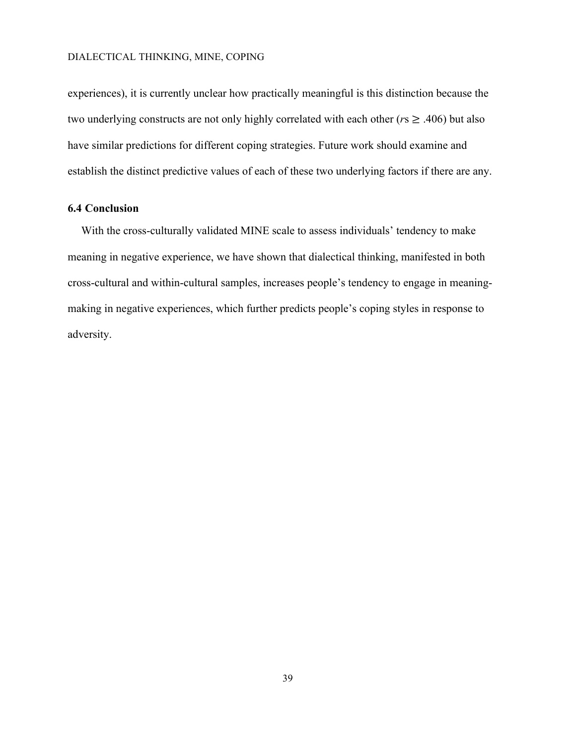experiences), it is currently unclear how practically meaningful is this distinction because the two underlying constructs are not only highly correlated with each other ($r$s $\geq$ .406) but also have similar predictions for different coping strategies. Future work should examine and establish the distinct predictive values of each of these two underlying factors if there are any.

### 6.4 Conclusion

With the cross-culturally validated MINE scale to assess individuals' tendency to make meaning in negative experience, we have shown that dialectical thinking, manifested in both cross-cultural and within-cultural samples, increases people's tendency to engage in meaning-making in negative experiences, which further predicts people's coping styles in response to adversity.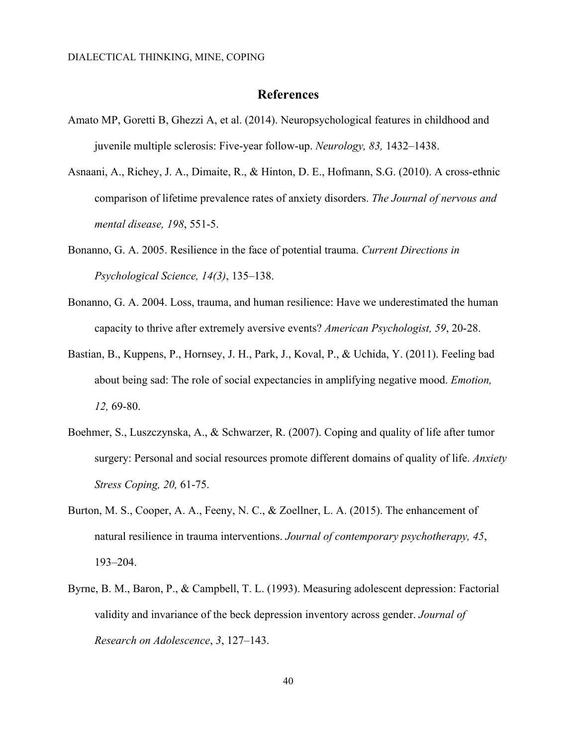## References

Amato MP, Goretti B, Ghezzi A, et al. (2014). Neuropsychological features in childhood and juvenile multiple sclerosis: Five-year follow-up. *Neurology, 83,* 1432–1438.

Asnaani, A., Richey, J. A., Dimaite, R., & Hinton, D. E., Hofmann, S.G. (2010). A cross-ethnic comparison of lifetime prevalence rates of anxiety disorders. *The Journal of nervous and mental disease, 198*, 551-5.

Bonanno, G. A. 2005. Resilience in the face of potential trauma. *Current Directions in Psychological Science, 14(3)*, 135–138.

Bonanno, G. A. 2004. Loss, trauma, and human resilience: Have we underestimated the human capacity to thrive after extremely aversive events? *American Psychologist, 59*, 20-28.

Bastian, B., Kuppens, P., Hornsey, J. H., Park, J., Koval, P., & Uchida, Y. (2011). Feeling bad about being sad: The role of social expectancies in amplifying negative mood. *Emotion, 12,* 69-80.

Boehmer, S., Luszczynska, A., & Schwarzer, R. (2007). Coping and quality of life after tumor surgery: Personal and social resources promote different domains of quality of life. *Anxiety Stress Coping, 20,* 61-75.

Burton, M. S., Cooper, A. A., Feeny, N. C., & Zoellner, L. A. (2015). The enhancement of natural resilience in trauma interventions. *Journal of contemporary psychotherapy, 45*, 193–204.

Byrne, B. M., Baron, P., & Campbell, T. L. (1993). Measuring adolescent depression: Factorial validity and invariance of the beck depression inventory across gender. *Journal of Research on Adolescence*, *3*, 127–143.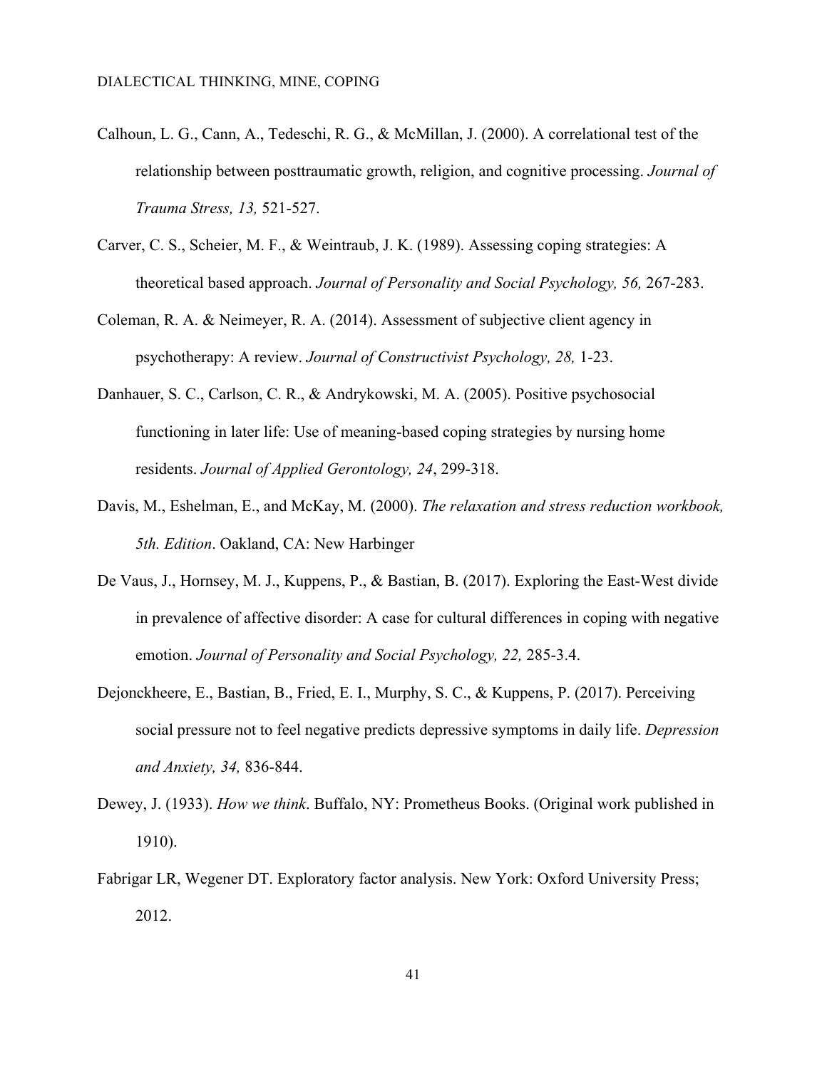Calhoun, L. G., Cann, A., Tedeschi, R. G., & McMillan, J. (2000). A correlational test of the relationship between posttraumatic growth, religion, and cognitive processing. *Journal of Trauma Stress, 13,* 521-527.

Carver, C. S., Scheier, M. F., & Weintraub, J. K. (1989). Assessing coping strategies: A theoretical based approach. *Journal of Personality and Social Psychology, 56,* 267-283.

Coleman, R. A. & Neimeyer, R. A. (2014). Assessment of subjective client agency in psychotherapy: A review. *Journal of Constructivist Psychology, 28,* 1-23.

Danhauer, S. C., Carlson, C. R., & Andrykowski, M. A. (2005). Positive psychosocial functioning in later life: Use of meaning-based coping strategies by nursing home residents. *Journal of Applied Gerontology, 24*, 299-318.

Davis, M., Eshelman, E., and McKay, M. (2000). *The relaxation and stress reduction workbook, 5th. Edition*. Oakland, CA: New Harbinger

De Vaus, J., Hornsey, M. J., Kuppens, P., & Bastian, B. (2017). Exploring the East-West divide in prevalence of affective disorder: A case for cultural differences in coping with negative emotion. *Journal of Personality and Social Psychology, 22,* 285-3.4.

Dejonckheere, E., Bastian, B., Fried, E. I., Murphy, S. C., & Kuppens, P. (2017). Perceiving social pressure not to feel negative predicts depressive symptoms in daily life. *Depression and Anxiety, 34,* 836-844.

Dewey, J. (1933). *How we think*. Buffalo, NY: Prometheus Books. (Original work published in 1910).

Fabrigar LR, Wegener DT. Exploratory factor analysis. New York: Oxford University Press; 2012.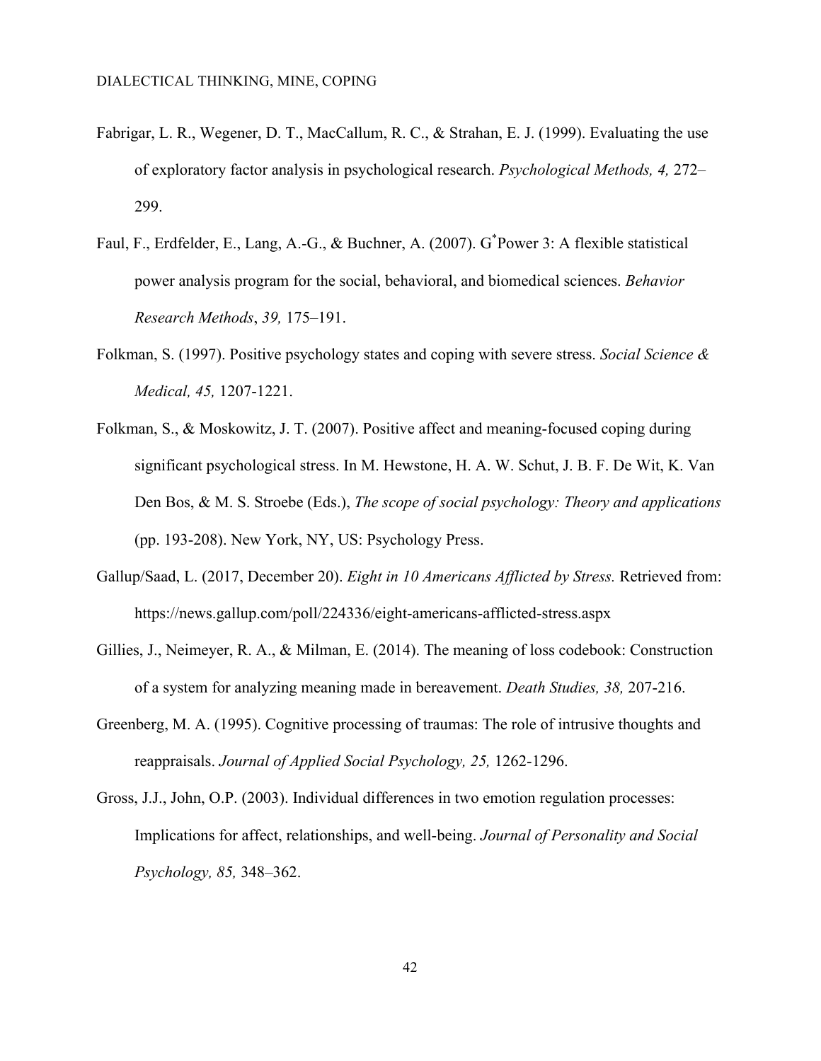Fabrigar, L. R., Wegener, D. T., MacCallum, R. C., & Strahan, E. J. (1999). Evaluating the use of exploratory factor analysis in psychological research. *Psychological Methods, 4,* 272–299.

Faul, F., Erdfelder, E., Lang, A.-G., & Buchner, A. (2007). G*Power 3: A flexible statistical power analysis program for the social, behavioral, and biomedical sciences. *Behavior Research Methods*, *39,* 175–191.

Folkman, S. (1997). Positive psychology states and coping with severe stress. *Social Science & Medical, 45,* 1207-1221.

Folkman, S., & Moskowitz, J. T. (2007). Positive affect and meaning-focused coping during significant psychological stress. In M. Hewstone, H. A. W. Schut, J. B. F. De Wit, K. Van Den Bos, & M. S. Stroebe (Eds.), *The scope of social psychology: Theory and applications* (pp. 193-208). New York, NY, US: Psychology Press.

Gallup/Saad, L. (2017, December 20). *Eight in 10 Americans Afflicted by Stress.* Retrieved from: https://news.gallup.com/poll/224336/eight-americans-afflicted-stress.aspx

Gillies, J., Neimeyer, R. A., & Milman, E. (2014). The meaning of loss codebook: Construction of a system for analyzing meaning made in bereavement. *Death Studies, 38,* 207-216.

Greenberg, M. A. (1995). Cognitive processing of traumas: The role of intrusive thoughts and reappraisals. *Journal of Applied Social Psychology, 25,* 1262-1296.

Gross, J.J., John, O.P. (2003). Individual differences in two emotion regulation processes: Implications for affect, relationships, and well-being. *Journal of Personality and Social Psychology, 85,* 348–362.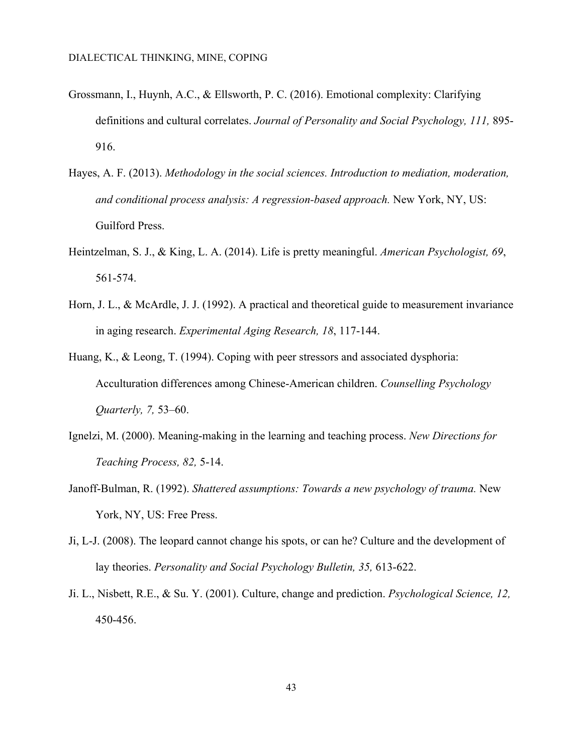Grossmann, I., Huynh, A.C., & Ellsworth, P. C. (2016). Emotional complexity: Clarifying definitions and cultural correlates. *Journal of Personality and Social Psychology, 111,* 895-916.

Hayes, A. F. (2013). *Methodology in the social sciences. Introduction to mediation, moderation, and conditional process analysis: A regression-based approach.* New York, NY, US: Guilford Press.

Heintzelman, S. J., & King, L. A. (2014). Life is pretty meaningful. *American Psychologist, 69*, 561-574.

Horn, J. L., & McArdle, J. J. (1992). A practical and theoretical guide to measurement invariance in aging research. *Experimental Aging Research, 18*, 117-144.

Huang, K., & Leong, T. (1994). Coping with peer stressors and associated dysphoria: Acculturation differences among Chinese-American children. *Counselling Psychology Quarterly, 7,* 53–60.

Ignelzi, M. (2000). Meaning-making in the learning and teaching process. *New Directions for Teaching Process, 82,* 5-14.

Janoff-Bulman, R. (1992). *Shattered assumptions: Towards a new psychology of trauma.* New York, NY, US: Free Press.

Ji, L-J. (2008). The leopard cannot change his spots, or can he? Culture and the development of lay theories. *Personality and Social Psychology Bulletin, 35,* 613-622.

Ji. L., Nisbett, R.E., & Su. Y. (2001). Culture, change and prediction. *Psychological Science, 12,* 450-456.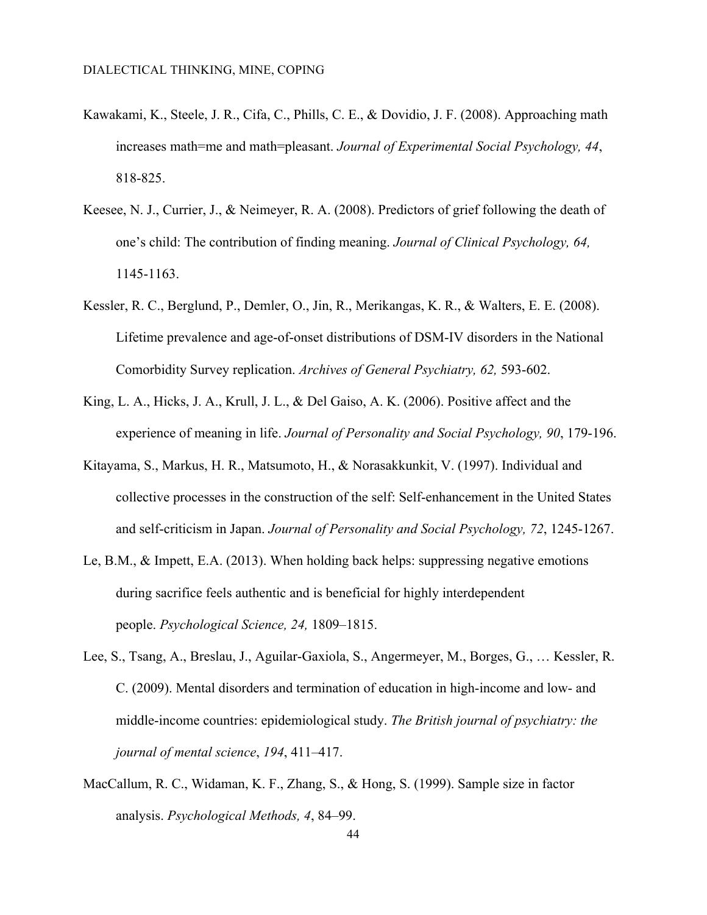Kawakami, K., Steele, J. R., Cifa, C., Phills, C. E., & Dovidio, J. F. (2008). Approaching math increases math=me and math=pleasant. *Journal of Experimental Social Psychology, 44*, 818-825.

Keesee, N. J., Currier, J., & Neimeyer, R. A. (2008). Predictors of grief following the death of one's child: The contribution of finding meaning. *Journal of Clinical Psychology, 64,* 1145-1163.

Kessler, R. C., Berglund, P., Demler, O., Jin, R., Merikangas, K. R., & Walters, E. E. (2008). Lifetime prevalence and age-of-onset distributions of DSM-IV disorders in the National Comorbidity Survey replication. *Archives of General Psychiatry, 62,* 593-602.

King, L. A., Hicks, J. A., Krull, J. L., & Del Gaiso, A. K. (2006). Positive affect and the experience of meaning in life. *Journal of Personality and Social Psychology, 90*, 179-196.

Kitayama, S., Markus, H. R., Matsumoto, H., & Norasakkunkit, V. (1997). Individual and collective processes in the construction of the self: Self-enhancement in the United States and self-criticism in Japan. *Journal of Personality and Social Psychology, 72*, 1245-1267.

Le, B.M., & Impett, E.A. (2013). When holding back helps: suppressing negative emotions during sacrifice feels authentic and is beneficial for highly interdependent people. *Psychological Science, 24,* 1809–1815.

Lee, S., Tsang, A., Breslau, J., Aguilar-Gaxiola, S., Angermeyer, M., Borges, G., … Kessler, R. C. (2009). Mental disorders and termination of education in high-income and low- and middle-income countries: epidemiological study. *The British journal of psychiatry: the journal of mental science*, *194*, 411–417.

MacCallum, R. C., Widaman, K. F., Zhang, S., & Hong, S. (1999). Sample size in factor analysis. *Psychological Methods, 4*, 84–99.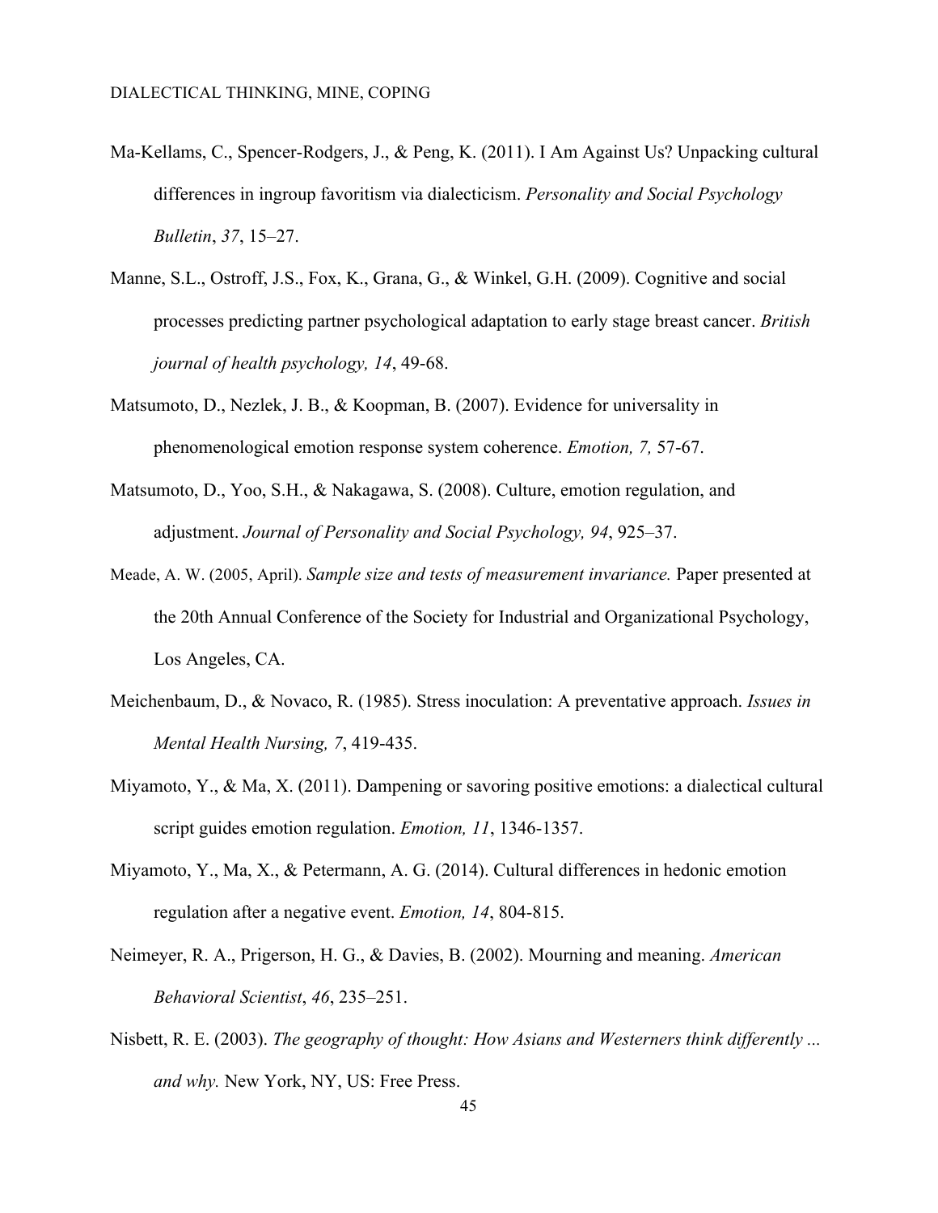Ma-Kellams, C., Spencer-Rodgers, J., & Peng, K. (2011). I Am Against Us? Unpacking cultural differences in ingroup favoritism via dialecticism. *Personality and Social Psychology Bulletin*, *37*, 15–27.

Manne, S.L., Ostroff, J.S., Fox, K., Grana, G., & Winkel, G.H. (2009). Cognitive and social processes predicting partner psychological adaptation to early stage breast cancer. *British journal of health psychology, 14*, 49-68.

Matsumoto, D., Nezlek, J. B., & Koopman, B. (2007). Evidence for universality in phenomenological emotion response system coherence. *Emotion, 7,* 57-67.

Matsumoto, D., Yoo, S.H., & Nakagawa, S. (2008). Culture, emotion regulation, and adjustment. *Journal of Personality and Social Psychology, 94*, 925–37.

Meade, A. W. (2005, April). *Sample size and tests of measurement invariance.* Paper presented at the 20th Annual Conference of the Society for Industrial and Organizational Psychology, Los Angeles, CA.

Meichenbaum, D., & Novaco, R. (1985). Stress inoculation: A preventative approach. *Issues in Mental Health Nursing, 7*, 419-435.

Miyamoto, Y., & Ma, X. (2011). Dampening or savoring positive emotions: a dialectical cultural script guides emotion regulation. *Emotion, 11*, 1346-1357.

Miyamoto, Y., Ma, X., & Petermann, A. G. (2014). Cultural differences in hedonic emotion regulation after a negative event. *Emotion, 14*, 804-815.

Neimeyer, R. A., Prigerson, H. G., & Davies, B. (2002). Mourning and meaning. *American Behavioral Scientist*, *46*, 235–251.

Nisbett, R. E. (2003). *The geography of thought: How Asians and Westerners think differently ... and why.* New York, NY, US: Free Press.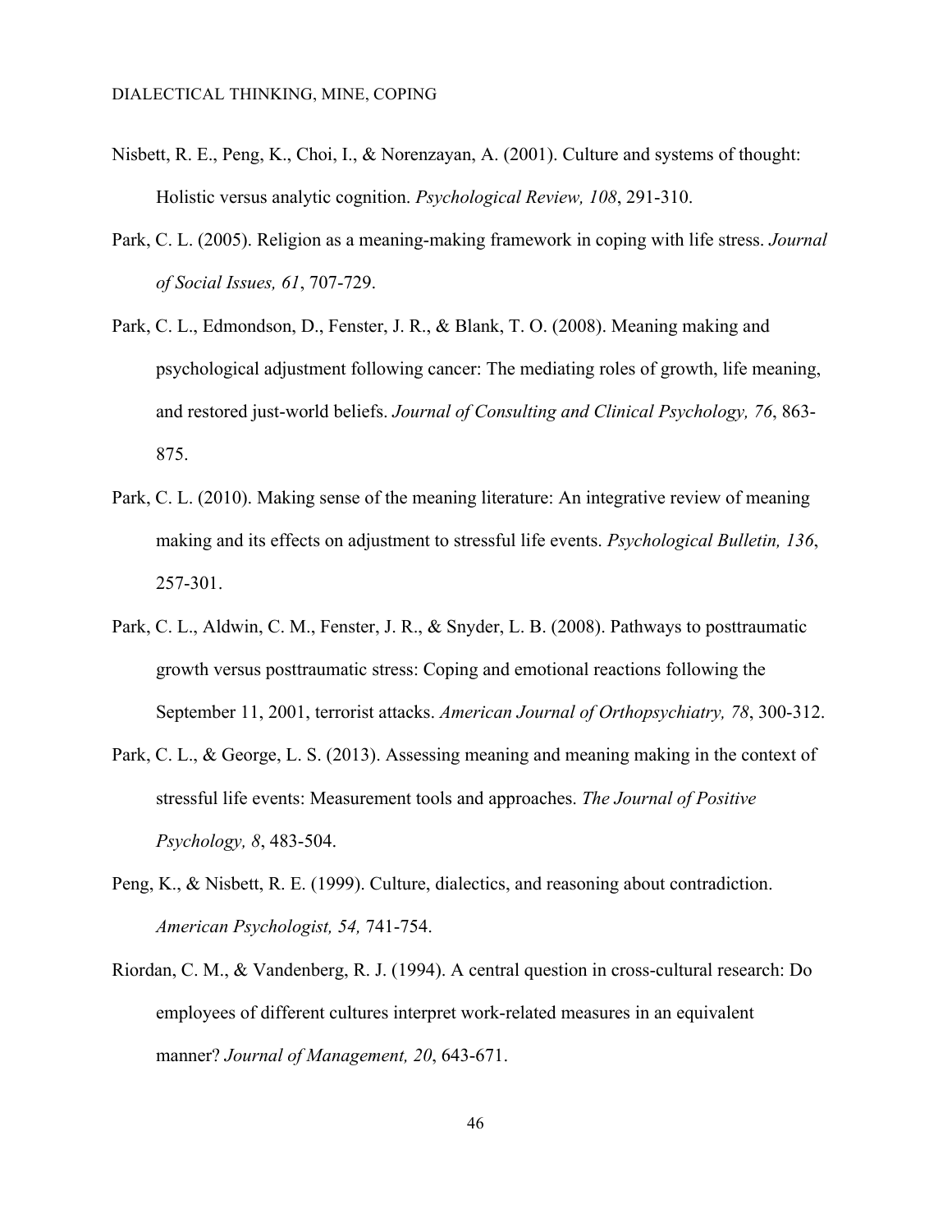Nisbett, R. E., Peng, K., Choi, I., & Norenzayan, A. (2001). Culture and systems of thought: Holistic versus analytic cognition. *Psychological Review, 108*, 291-310.

Park, C. L. (2005). Religion as a meaning-making framework in coping with life stress. *Journal of Social Issues, 61*, 707-729.

Park, C. L., Edmondson, D., Fenster, J. R., & Blank, T. O. (2008). Meaning making and psychological adjustment following cancer: The mediating roles of growth, life meaning, and restored just-world beliefs. *Journal of Consulting and Clinical Psychology, 76*, 863-875.

Park, C. L. (2010). Making sense of the meaning literature: An integrative review of meaning making and its effects on adjustment to stressful life events. *Psychological Bulletin, 136*, 257-301.

Park, C. L., Aldwin, C. M., Fenster, J. R., & Snyder, L. B. (2008). Pathways to posttraumatic growth versus posttraumatic stress: Coping and emotional reactions following the September 11, 2001, terrorist attacks. *American Journal of Orthopsychiatry, 78*, 300-312.

Park, C. L., & George, L. S. (2013). Assessing meaning and meaning making in the context of stressful life events: Measurement tools and approaches. *The Journal of Positive Psychology, 8*, 483-504.

Peng, K., & Nisbett, R. E. (1999). Culture, dialectics, and reasoning about contradiction. *American Psychologist, 54,* 741-754.

Riordan, C. M., & Vandenberg, R. J. (1994). A central question in cross-cultural research: Do employees of different cultures interpret work-related measures in an equivalent manner? *Journal of Management, 20*, 643-671.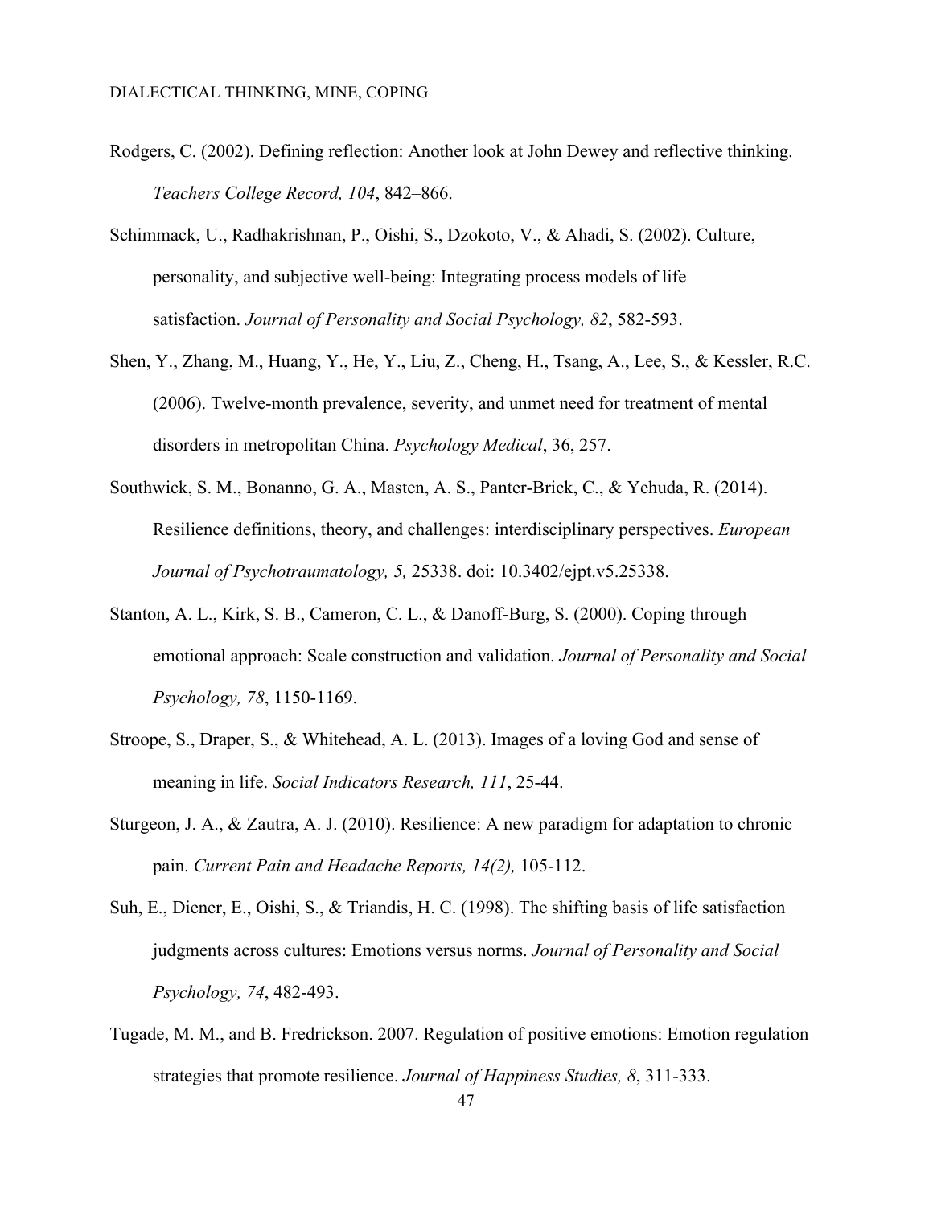Rodgers, C. (2002). Defining reflection: Another look at John Dewey and reflective thinking. *Teachers College Record, 104*, 842–866.

Schimmack, U., Radhakrishnan, P., Oishi, S., Dzokoto, V., & Ahadi, S. (2002). Culture, personality, and subjective well-being: Integrating process models of life satisfaction. *Journal of Personality and Social Psychology, 82*, 582-593.

Shen, Y., Zhang, M., Huang, Y., He, Y., Liu, Z., Cheng, H., Tsang, A., Lee, S., & Kessler, R.C. (2006). Twelve-month prevalence, severity, and unmet need for treatment of mental disorders in metropolitan China. *Psychology Medical*, 36, 257.

Southwick, S. M., Bonanno, G. A., Masten, A. S., Panter-Brick, C., & Yehuda, R. (2014). Resilience definitions, theory, and challenges: interdisciplinary perspectives. *European Journal of Psychotraumatology, 5,* 25338. doi: 10.3402/ejpt.v5.25338.

Stanton, A. L., Kirk, S. B., Cameron, C. L., & Danoff-Burg, S. (2000). Coping through emotional approach: Scale construction and validation. *Journal of Personality and Social Psychology, 78*, 1150-1169.

Stroope, S., Draper, S., & Whitehead, A. L. (2013). Images of a loving God and sense of meaning in life. *Social Indicators Research, 111*, 25-44.

Sturgeon, J. A., & Zautra, A. J. (2010). Resilience: A new paradigm for adaptation to chronic pain. *Current Pain and Headache Reports, 14(2),* 105-112.

Suh, E., Diener, E., Oishi, S., & Triandis, H. C. (1998). The shifting basis of life satisfaction judgments across cultures: Emotions versus norms. *Journal of Personality and Social Psychology, 74*, 482-493.

Tugade, M. M., and B. Fredrickson. 2007. Regulation of positive emotions: Emotion regulation strategies that promote resilience. *Journal of Happiness Studies, 8*, 311-333.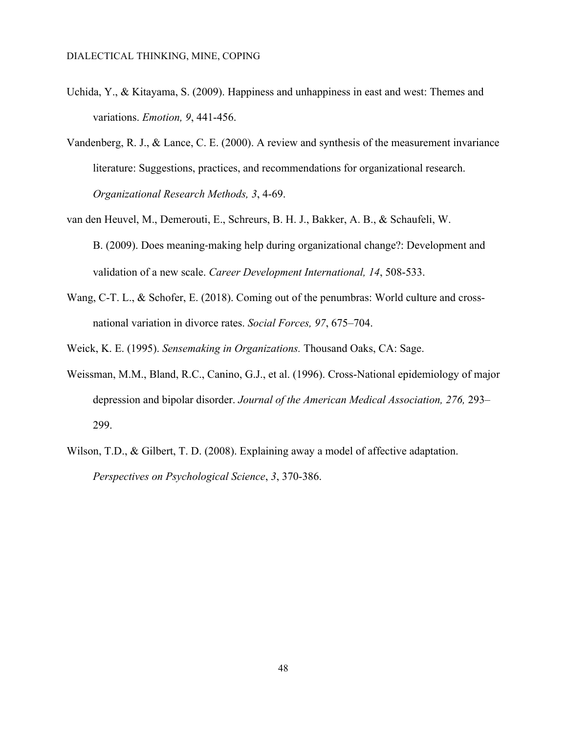Uchida, Y., & Kitayama, S. (2009). Happiness and unhappiness in east and west: Themes and variations. *Emotion, 9*, 441-456.

Vandenberg, R. J., & Lance, C. E. (2000). A review and synthesis of the measurement invariance literature: Suggestions, practices, and recommendations for organizational research. *Organizational Research Methods, 3*, 4-69.

van den Heuvel, M., Demerouti, E., Schreurs, B. H. J., Bakker, A. B., & Schaufeli, W. B. (2009). Does meaning-making help during organizational change?: Development and validation of a new scale. *Career Development International, 14*, 508-533.

Wang, C-T. L., & Schofer, E. (2018). Coming out of the penumbras: World culture and cross-national variation in divorce rates. *Social Forces, 97*, 675–704.

Weick, K. E. (1995). *Sensemaking in Organizations.* Thousand Oaks, CA: Sage.

Weissman, M.M., Bland, R.C., Canino, G.J., et al. (1996). Cross-National epidemiology of major depression and bipolar disorder. *Journal of the American Medical Association, 276,* 293–299.

Wilson, T.D., & Gilbert, T. D. (2008). Explaining away a model of affective adaptation. *Perspectives on Psychological Science*, *3*, 370-386.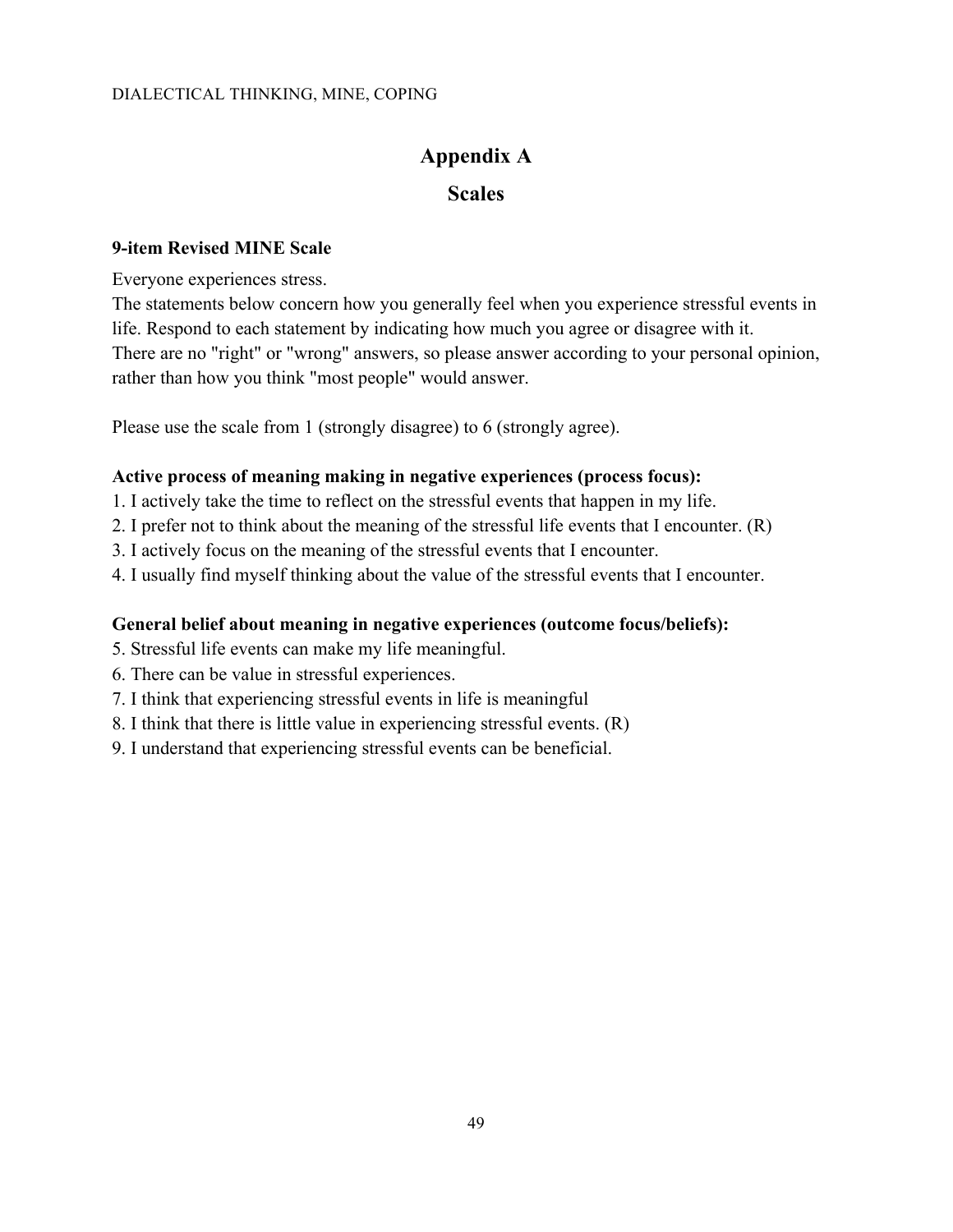# Appendix A

## Scales

**9-item Revised MINE Scale**

Everyone experiences stress.
The statements below concern how you generally feel when you experience stressful events in life. Respond to each statement by indicating how much you agree or disagree with it.
There are no "right" or "wrong" answers, so please answer according to your personal opinion, rather than how you think "most people" would answer.

Please use the scale from 1 (strongly disagree) to 6 (strongly agree).

**Active process of meaning making in negative experiences (process focus):**

1. I actively take the time to reflect on the stressful events that happen in my life.
2. I prefer not to think about the meaning of the stressful life events that I encounter. (R)
3. I actively focus on the meaning of the stressful events that I encounter.
4. I usually find myself thinking about the value of the stressful events that I encounter.

**General belief about meaning in negative experiences (outcome focus/beliefs):**

5. Stressful life events can make my life meaningful.
6. There can be value in stressful experiences.
7. I think that experiencing stressful events in life is meaningful
8. I think that there is little value in experiencing stressful events. (R)
9. I understand that experiencing stressful events can be beneficial.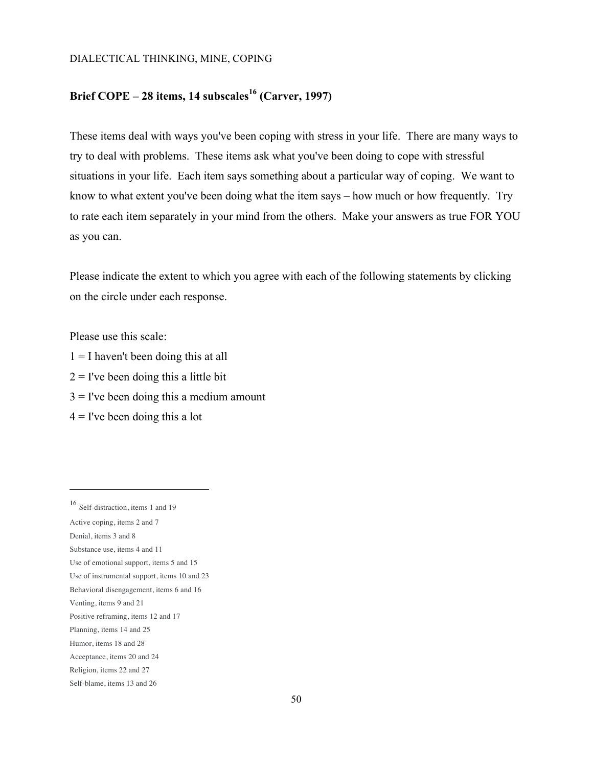## Brief COPE – 28 items, 14 subscales[16] (Carver, 1997)

These items deal with ways you've been coping with stress in your life. There are many ways to try to deal with problems. These items ask what you've been doing to cope with stressful situations in your life. Each item says something about a particular way of coping. We want to know to what extent you've been doing what the item says – how much or how frequently. Try to rate each item separately in your mind from the others. Make your answers as true FOR YOU as you can.

Please indicate the extent to which you agree with each of the following statements by clicking on the circle under each response.

Please use this scale:

1 = I haven't been doing this at all

2 = I've been doing this a little bit

3 = I've been doing this a medium amount

4 = I've been doing this a lot

---

[16] Self-distraction, items 1 and 19

Active coping, items 2 and 7

Denial, items 3 and 8

Substance use, items 4 and 11

Use of emotional support, items 5 and 15

Use of instrumental support, items 10 and 23

Behavioral disengagement, items 6 and 16

Venting, items 9 and 21

Positive reframing, items 12 and 17

Planning, items 14 and 25

Humor, items 18 and 28

Acceptance, items 20 and 24

Religion, items 22 and 27

Self-blame, items 13 and 26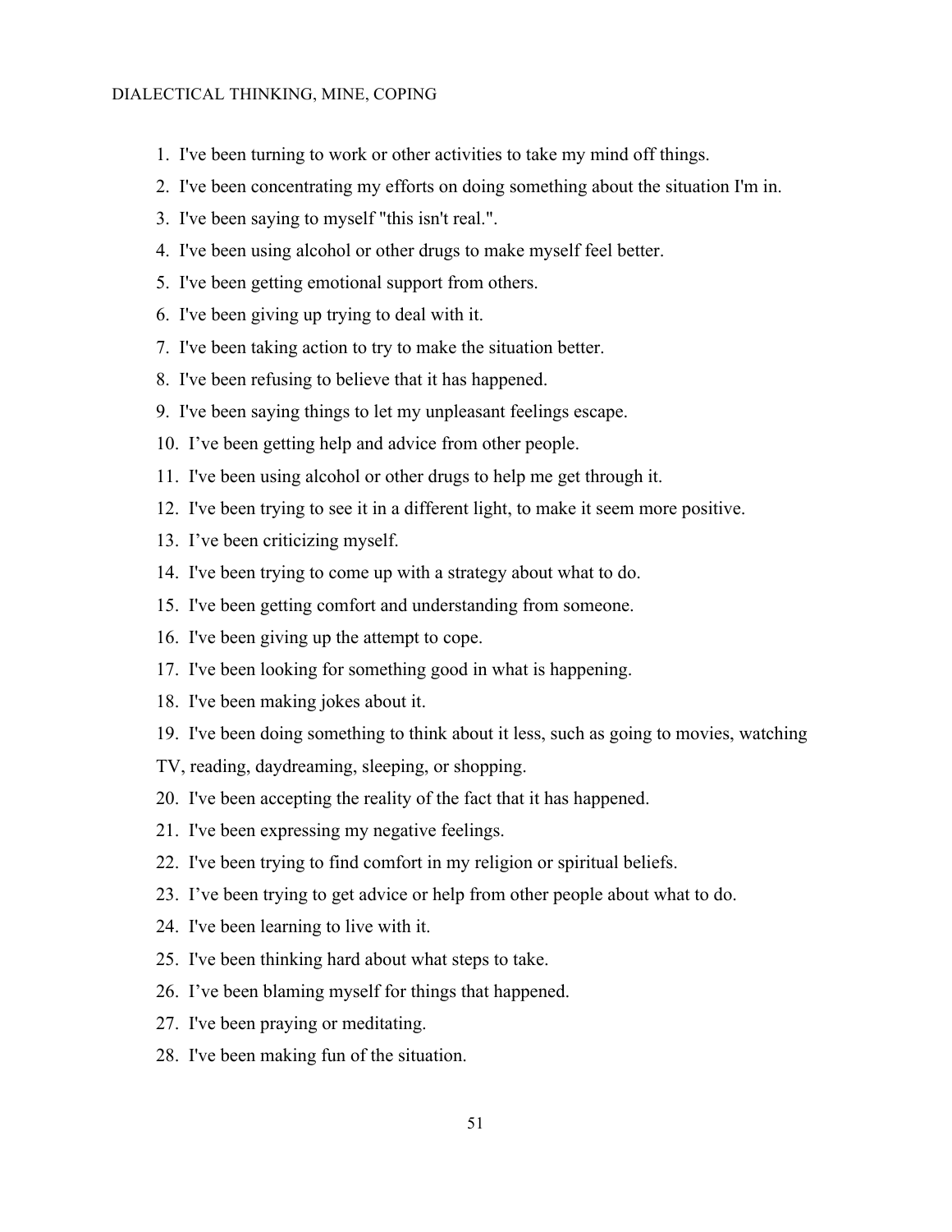1. I've been turning to work or other activities to take my mind off things.
2. I've been concentrating my efforts on doing something about the situation I'm in.
3. I've been saying to myself "this isn't real.".
4. I've been using alcohol or other drugs to make myself feel better.
5. I've been getting emotional support from others.
6. I've been giving up trying to deal with it.
7. I've been taking action to try to make the situation better.
8. I've been refusing to believe that it has happened.
9. I've been saying things to let my unpleasant feelings escape.
10. I've been getting help and advice from other people.
11. I've been using alcohol or other drugs to help me get through it.
12. I've been trying to see it in a different light, to make it seem more positive.
13. I've been criticizing myself.
14. I've been trying to come up with a strategy about what to do.
15. I've been getting comfort and understanding from someone.
16. I've been giving up the attempt to cope.
17. I've been looking for something good in what is happening.
18. I've been making jokes about it.
19. I've been doing something to think about it less, such as going to movies, watching TV, reading, daydreaming, sleeping, or shopping.
20. I've been accepting the reality of the fact that it has happened.
21. I've been expressing my negative feelings.
22. I've been trying to find comfort in my religion or spiritual beliefs.
23. I've been trying to get advice or help from other people about what to do.
24. I've been learning to live with it.
25. I've been thinking hard about what steps to take.
26. I've been blaming myself for things that happened.
27. I've been praying or meditating.
28. I've been making fun of the situation.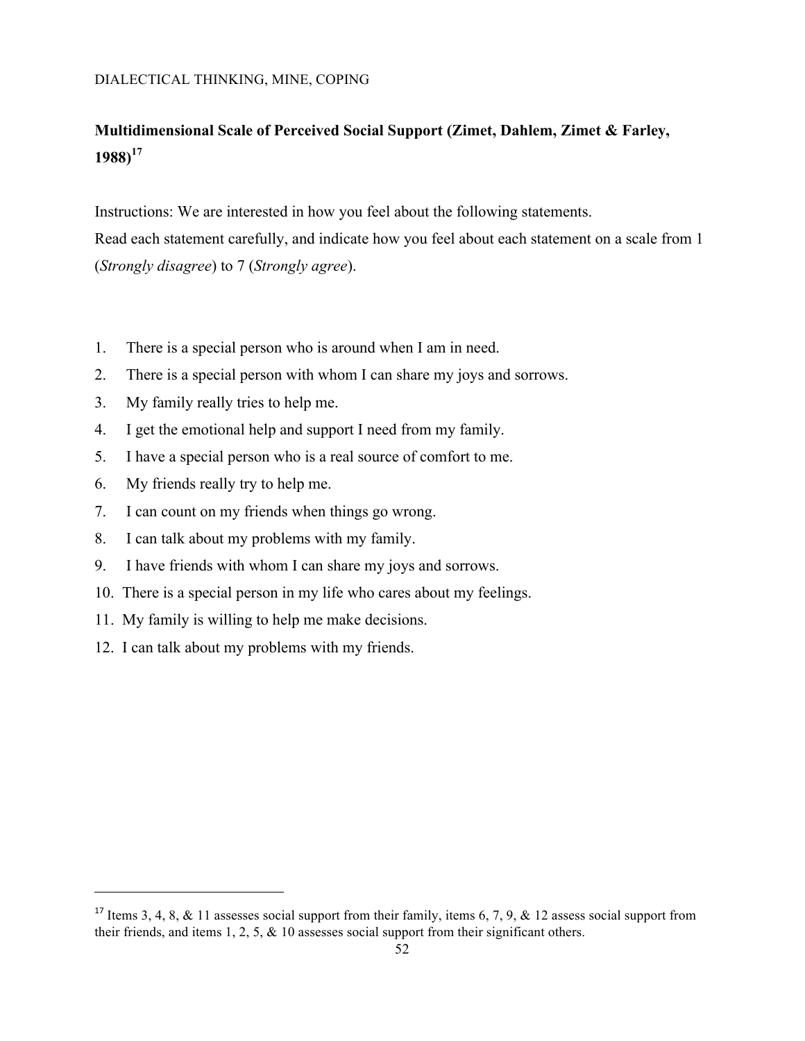**Multidimensional Scale of Perceived Social Support (Zimet, Dahlem, Zimet & Farley, 1988)**[17]

Instructions: We are interested in how you feel about the following statements.
Read each statement carefully, and indicate how you feel about each statement on a scale from 1 (*Strongly disagree*) to 7 (*Strongly agree*).

1. There is a special person who is around when I am in need.
2. There is a special person with whom I can share my joys and sorrows.
3. My family really tries to help me.
4. I get the emotional help and support I need from my family.
5. I have a special person who is a real source of comfort to me.
6. My friends really try to help me.
7. I can count on my friends when things go wrong.
8. I can talk about my problems with my family.
9. I have friends with whom I can share my joys and sorrows.
10. There is a special person in my life who cares about my feelings.
11. My family is willing to help me make decisions.
12. I can talk about my problems with my friends.

[17] Items 3, 4, 8, & 11 assesses social support from their family, items 6, 7, 9, & 12 assess social support from their friends, and items 1, 2, 5, & 10 assesses social support from their significant others.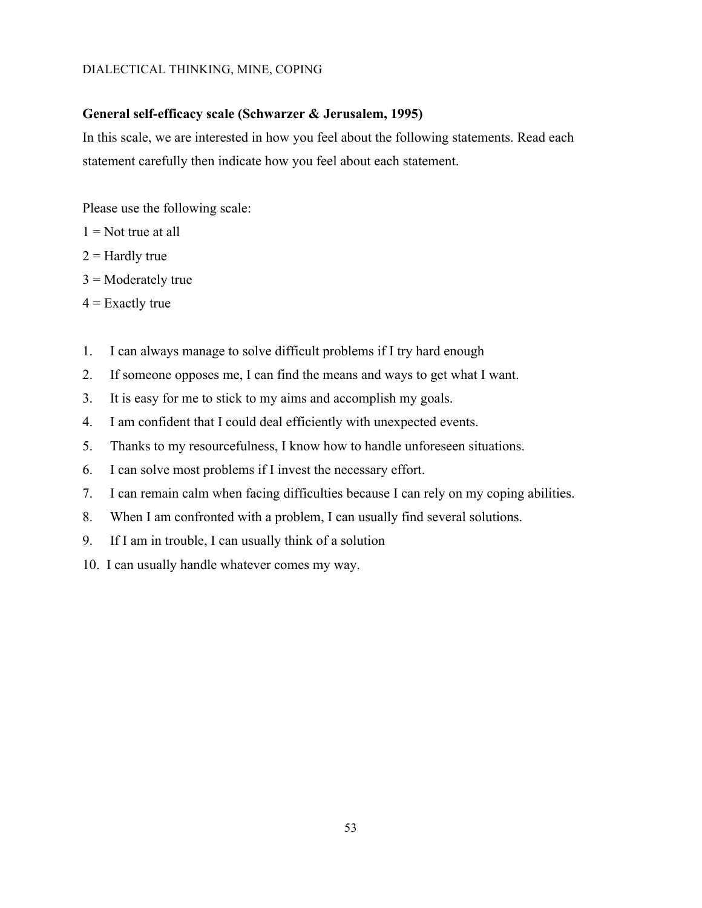**General self-efficacy scale (Schwarzer & Jerusalem, 1995)**

In this scale, we are interested in how you feel about the following statements. Read each statement carefully then indicate how you feel about each statement.

Please use the following scale:

1 = Not true at all

2 = Hardly true

3 = Moderately true

4 = Exactly true

1. I can always manage to solve difficult problems if I try hard enough
2. If someone opposes me, I can find the means and ways to get what I want.
3. It is easy for me to stick to my aims and accomplish my goals.
4. I am confident that I could deal efficiently with unexpected events.
5. Thanks to my resourcefulness, I know how to handle unforeseen situations.
6. I can solve most problems if I invest the necessary effort.
7. I can remain calm when facing difficulties because I can rely on my coping abilities.
8. When I am confronted with a problem, I can usually find several solutions.
9. If I am in trouble, I can usually think of a solution
10. I can usually handle whatever comes my way.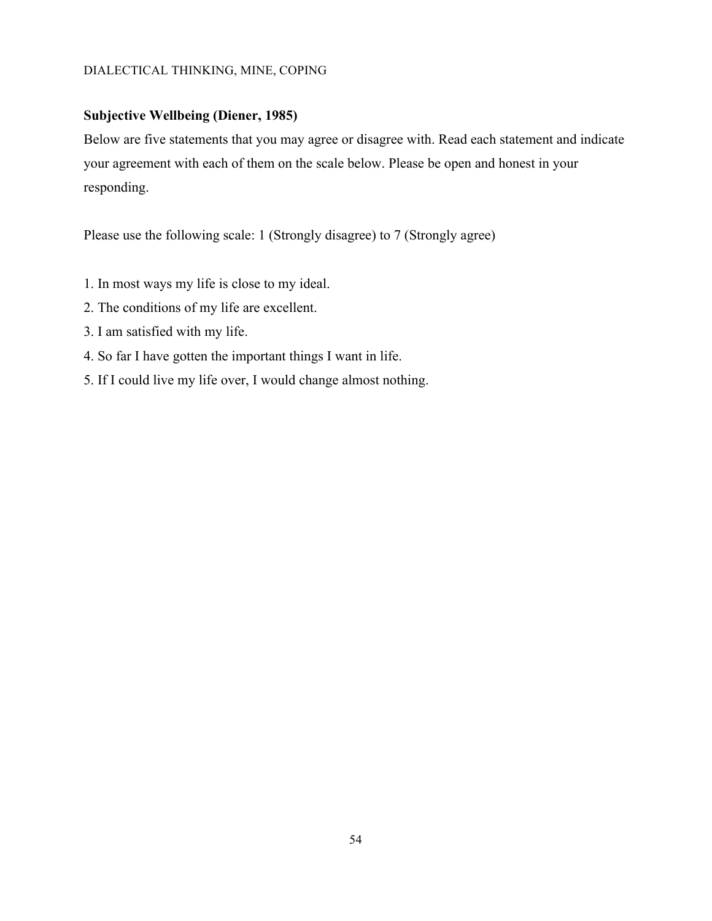**Subjective Wellbeing (Diener, 1985)**

Below are five statements that you may agree or disagree with. Read each statement and indicate your agreement with each of them on the scale below. Please be open and honest in your responding.

Please use the following scale: 1 (Strongly disagree) to 7 (Strongly agree)

1. In most ways my life is close to my ideal.
2. The conditions of my life are excellent.
3. I am satisfied with my life.
4. So far I have gotten the important things I want in life.
5. If I could live my life over, I would change almost nothing.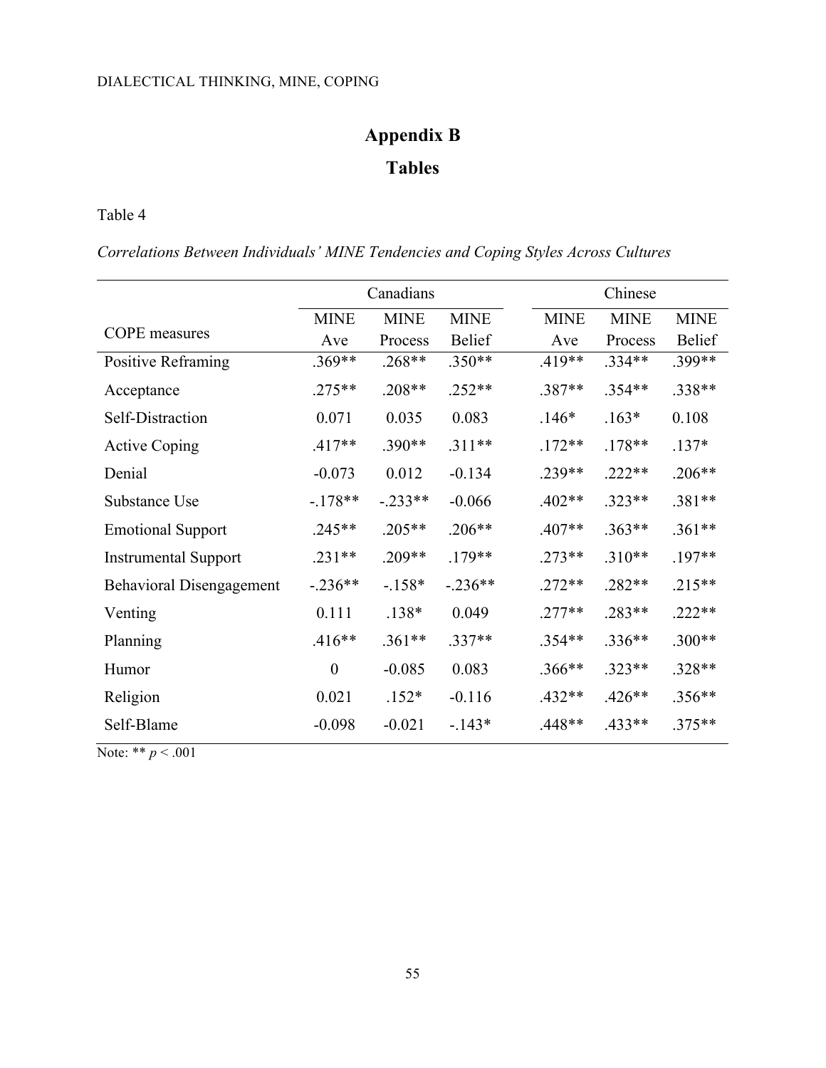# Appendix B

## Tables

Table 4

*Correlations Between Individuals' MINE Tendencies and Coping Styles Across Cultures*

| | Canadians | | | Chinese | | |
|---|---|---|---|---|---|---|
| COPE measures | MINE Ave | MINE Process | MINE Belief | MINE Ave | MINE Process | MINE Belief |
| Positive Reframing | .369** | .268** | .350** | .419** | .334** | .399** |
| Acceptance | .275** | .208** | .252** | .387** | .354** | .338** |
| Self-Distraction | 0.071 | 0.035 | 0.083 | .146* | .163* | 0.108 |
| Active Coping | .417** | .390** | .311** | .172** | .178** | .137* |
| Denial | -0.073 | 0.012 | -0.134 | .239** | .222** | .206** |
| Substance Use | -.178** | -.233** | -0.066 | .402** | .323** | .381** |
| Emotional Support | .245** | .205** | .206** | .407** | .363** | .361** |
| Instrumental Support | .231** | .209** | .179** | .273** | .310** | .197** |
| Behavioral Disengagement | -.236** | -.158* | -.236** | .272** | .282** | .215** |
| Venting | 0.111 | .138* | 0.049 | .277** | .283** | .222** |
| Planning | .416** | .361** | .337** | .354** | .336** | .300** |
| Humor | 0 | -0.085 | 0.083 | .366** | .323** | .328** |
| Religion | 0.021 | .152* | -0.116 | .432** | .426** | .356** |
| Self-Blame | -0.098 | -0.021 | -.143* | .448** | .433** | .375** |

Note: ** $p < .001$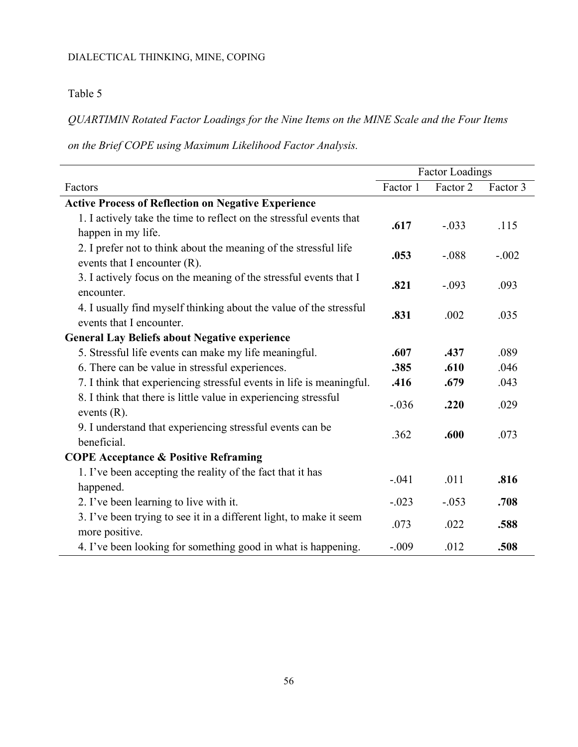Table 5

*QUARTIMIN Rotated Factor Loadings for the Nine Items on the MINE Scale and the Four Items on the Brief COPE using Maximum Likelihood Factor Analysis.*

| | Factor Loadings | | |
|---|---|---|---|
| Factors | Factor 1 | Factor 2 | Factor 3 |
| **Active Process of Reflection on Negative Experience** | | | |
| 1. I actively take the time to reflect on the stressful events that happen in my life. | **.617** | -.033 | .115 |
| 2. I prefer not to think about the meaning of the stressful life events that I encounter (R). | **.053** | -.088 | -.002 |
| 3. I actively focus on the meaning of the stressful events that I encounter. | **.821** | -.093 | .093 |
| 4. I usually find myself thinking about the value of the stressful events that I encounter. | **.831** | .002 | .035 |
| **General Lay Beliefs about Negative experience** | | | |
| 5. Stressful life events can make my life meaningful. | **.607** | **.437** | .089 |
| 6. There can be value in stressful experiences. | **.385** | **.610** | .046 |
| 7. I think that experiencing stressful events in life is meaningful. | **.416** | **.679** | .043 |
| 8. I think that there is little value in experiencing stressful events (R). | -.036 | **.220** | .029 |
| 9. I understand that experiencing stressful events can be beneficial. | .362 | **.600** | .073 |
| **COPE Acceptance & Positive Reframing** | | | |
| 1. I've been accepting the reality of the fact that it has happened. | -.041 | .011 | **.816** |
| 2. I've been learning to live with it. | -.023 | -.053 | **.708** |
| 3. I've been trying to see it in a different light, to make it seem more positive. | .073 | .022 | **.588** |
| 4. I've been looking for something good in what is happening. | -.009 | .012 | **.508** |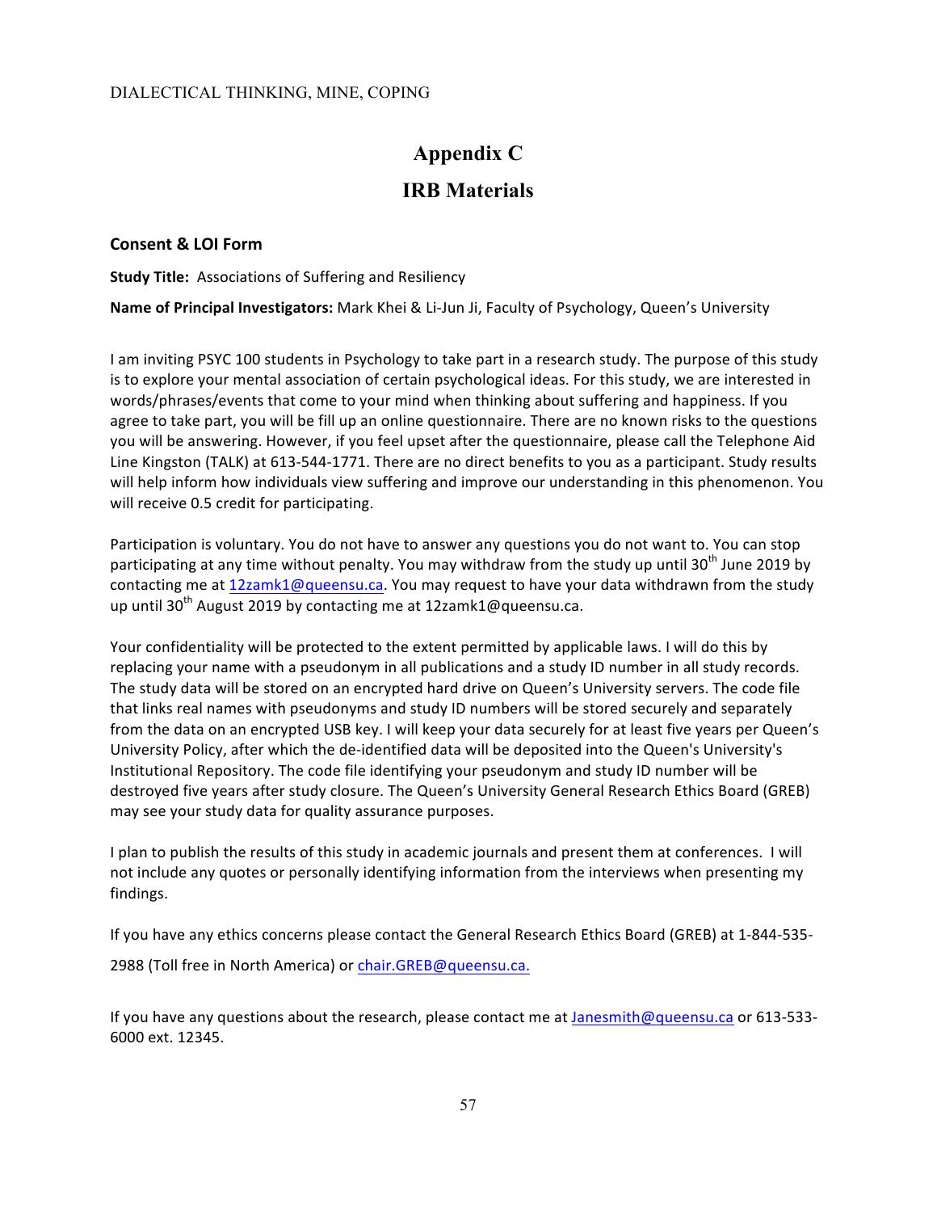# Appendix C

## IRB Materials

### Consent & LOI Form

**Study Title:** Associations of Suffering and Resiliency

**Name of Principal Investigators:** Mark Khei & Li-Jun Ji, Faculty of Psychology, Queen's University

I am inviting PSYC 100 students in Psychology to take part in a research study. The purpose of this study is to explore your mental association of certain psychological ideas. For this study, we are interested in words/phrases/events that come to your mind when thinking about suffering and happiness. If you agree to take part, you will be fill up an online questionnaire. There are no known risks to the questions you will be answering. However, if you feel upset after the questionnaire, please call the Telephone Aid Line Kingston (TALK) at 613-544-1771. There are no direct benefits to you as a participant. Study results will help inform how individuals view suffering and improve our understanding in this phenomenon. You will receive 0.5 credit for participating.

Participation is voluntary. You do not have to answer any questions you do not want to. You can stop participating at any time without penalty. You may withdraw from the study up until 30th June 2019 by contacting me at 12zamk1@queensu.ca. You may request to have your data withdrawn from the study up until 30th August 2019 by contacting me at 12zamk1@queensu.ca.

Your confidentiality will be protected to the extent permitted by applicable laws. I will do this by replacing your name with a pseudonym in all publications and a study ID number in all study records. The study data will be stored on an encrypted hard drive on Queen's University servers. The code file that links real names with pseudonyms and study ID numbers will be stored securely and separately from the data on an encrypted USB key. I will keep your data securely for at least five years per Queen's University Policy, after which the de-identified data will be deposited into the Queen's University's Institutional Repository. The code file identifying your pseudonym and study ID number will be destroyed five years after study closure. The Queen's University General Research Ethics Board (GREB) may see your study data for quality assurance purposes.

I plan to publish the results of this study in academic journals and present them at conferences. I will not include any quotes or personally identifying information from the interviews when presenting my findings.

If you have any ethics concerns please contact the General Research Ethics Board (GREB) at 1-844-535-2988 (Toll free in North America) or chair.GREB@queensu.ca.

If you have any questions about the research, please contact me at Janesmith@queensu.ca or 613-533-6000 ext. 12345.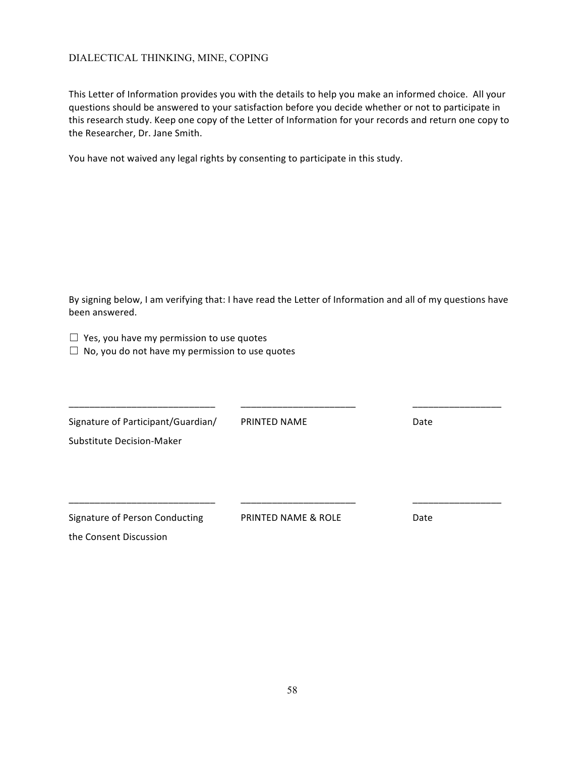This Letter of Information provides you with the details to help you make an informed choice. All your questions should be answered to your satisfaction before you decide whether or not to participate in this research study. Keep one copy of the Letter of Information for your records and return one copy to the Researcher, Dr. Jane Smith.

You have not waived any legal rights by consenting to participate in this study.

By signing below, I am verifying that: I have read the Letter of Information and all of my questions have been answered.

☐ Yes, you have my permission to use quotes
☐ No, you do not have my permission to use quotes

| ____________________________ | ______________________ | _________________ |
|---|---|---|
| Signature of Participant/Guardian/ Substitute Decision-Maker | PRINTED NAME | Date |

| ____________________________ | ______________________ | _________________ |
|---|---|---|
| Signature of Person Conducting the Consent Discussion | PRINTED NAME & ROLE | Date |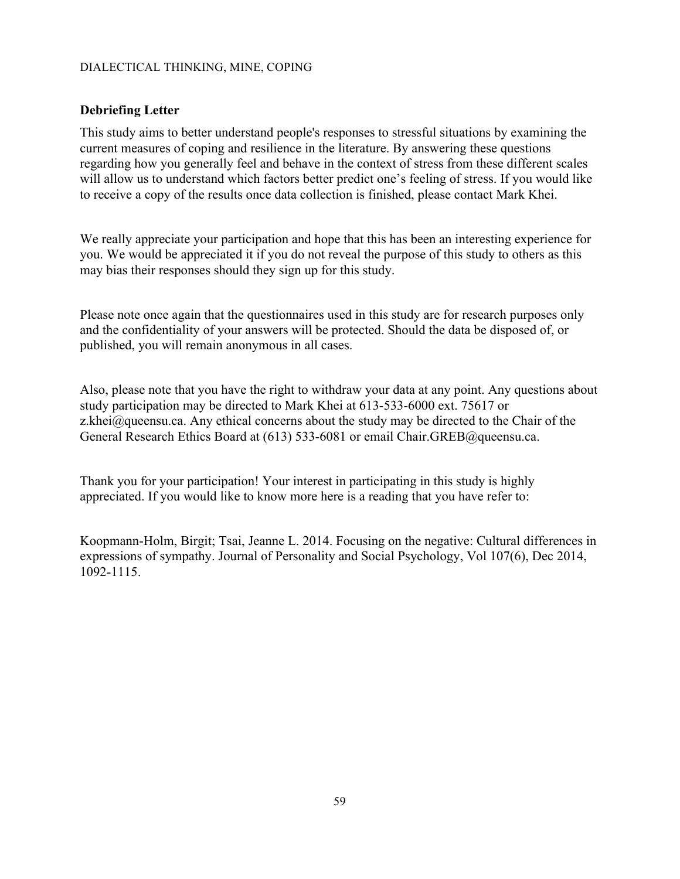**Debriefing Letter**

This study aims to better understand people's responses to stressful situations by examining the current measures of coping and resilience in the literature. By answering these questions regarding how you generally feel and behave in the context of stress from these different scales will allow us to understand which factors better predict one’s feeling of stress. If you would like to receive a copy of the results once data collection is finished, please contact Mark Khei.

We really appreciate your participation and hope that this has been an interesting experience for you. We would be appreciated it if you do not reveal the purpose of this study to others as this may bias their responses should they sign up for this study.

Please note once again that the questionnaires used in this study are for research purposes only and the confidentiality of your answers will be protected. Should the data be disposed of, or published, you will remain anonymous in all cases.

Also, please note that you have the right to withdraw your data at any point. Any questions about study participation may be directed to Mark Khei at 613-533-6000 ext. 75617 or z.khei@queensu.ca. Any ethical concerns about the study may be directed to the Chair of the General Research Ethics Board at (613) 533-6081 or email Chair.GREB@queensu.ca.

Thank you for your participation! Your interest in participating in this study is highly appreciated. If you would like to know more here is a reading that you have refer to:

Koopmann-Holm, Birgit; Tsai, Jeanne L. 2014. Focusing on the negative: Cultural differences in expressions of sympathy. Journal of Personality and Social Psychology, Vol 107(6), Dec 2014, 1092-1115.